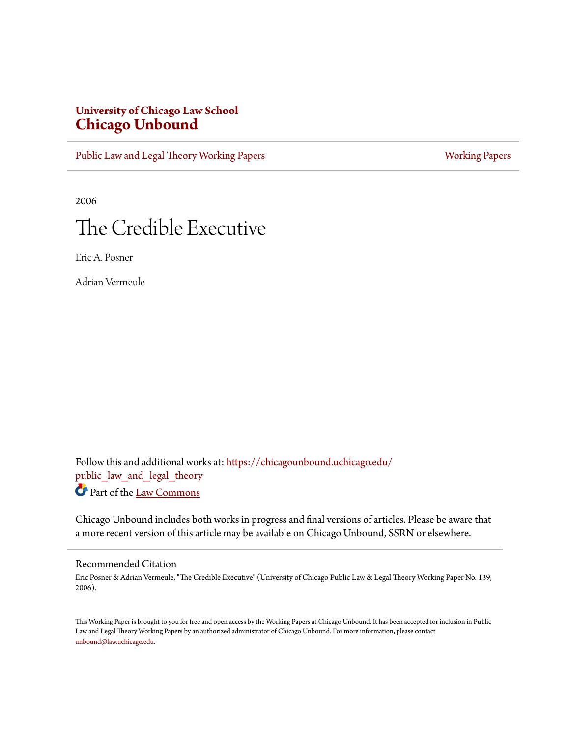**University of Chicago Law School**
**Chicago Unbound**

Public Law and Legal Theory Working Papers | Working Papers

2006

# The Credible Executive

Eric A. Posner

Adrian Vermeule

Follow this and additional works at: https://chicagounbound.uchicago.edu/public_law_and_legal_theory

Part of the Law Commons

Chicago Unbound includes both works in progress and final versions of articles. Please be aware that a more recent version of this article may be available on Chicago Unbound, SSRN or elsewhere.

## Recommended Citation

Eric Posner & Adrian Vermeule, "The Credible Executive" (University of Chicago Public Law & Legal Theory Working Paper No. 139, 2006).

This Working Paper is brought to you for free and open access by the Working Papers at Chicago Unbound. It has been accepted for inclusion in Public Law and Legal Theory Working Papers by an authorized administrator of Chicago Unbound. For more information, please contact unbound@law.uchicago.edu.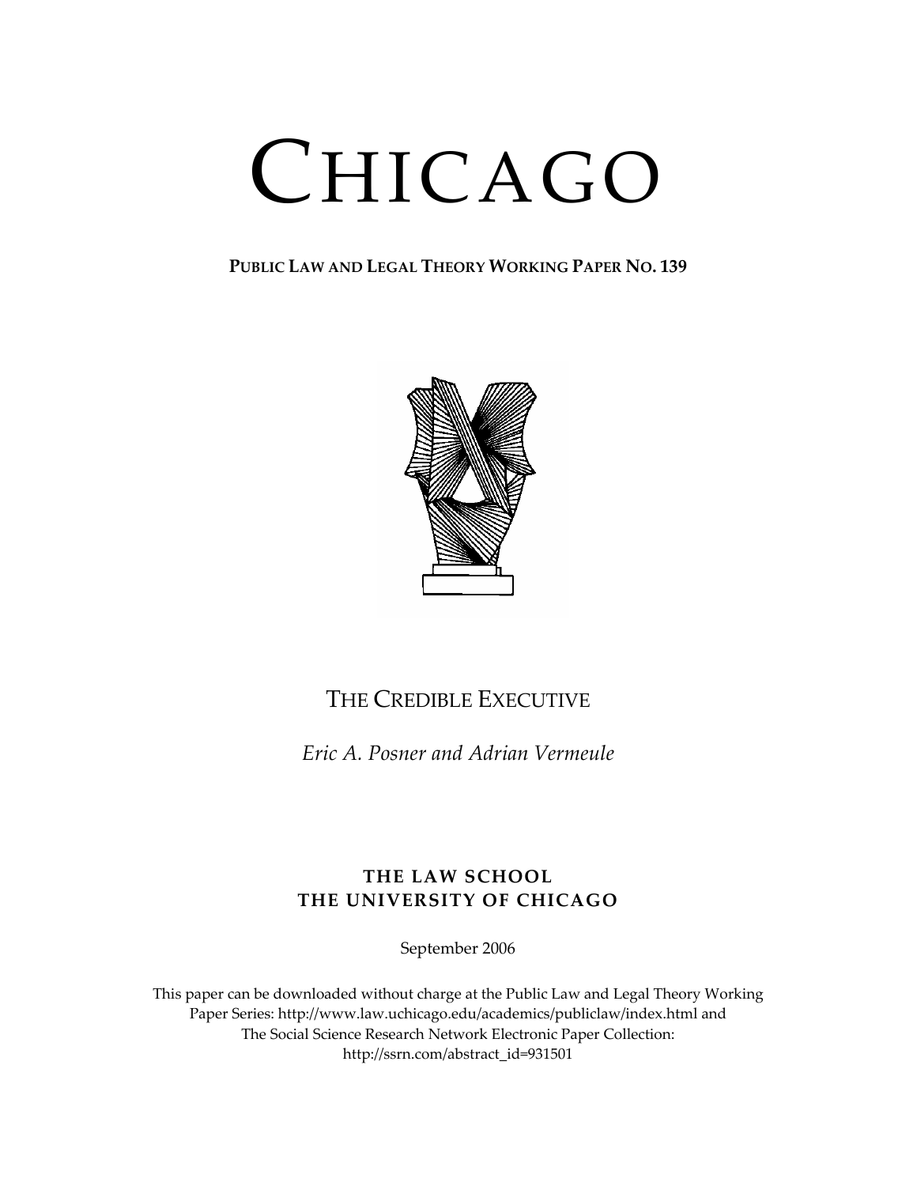# CHICAGO

**PUBLIC LAW AND LEGAL THEORY WORKING PAPER NO. 139**

## THE CREDIBLE EXECUTIVE

*Eric A. Posner and Adrian Vermeule*

**THE LAW SCHOOL**
**THE UNIVERSITY OF CHICAGO**

September 2006

This paper can be downloaded without charge at the Public Law and Legal Theory Working Paper Series: http://www.law.uchicago.edu/academics/publiclaw/index.html and The Social Science Research Network Electronic Paper Collection: http://ssrn.com/abstract_id=931501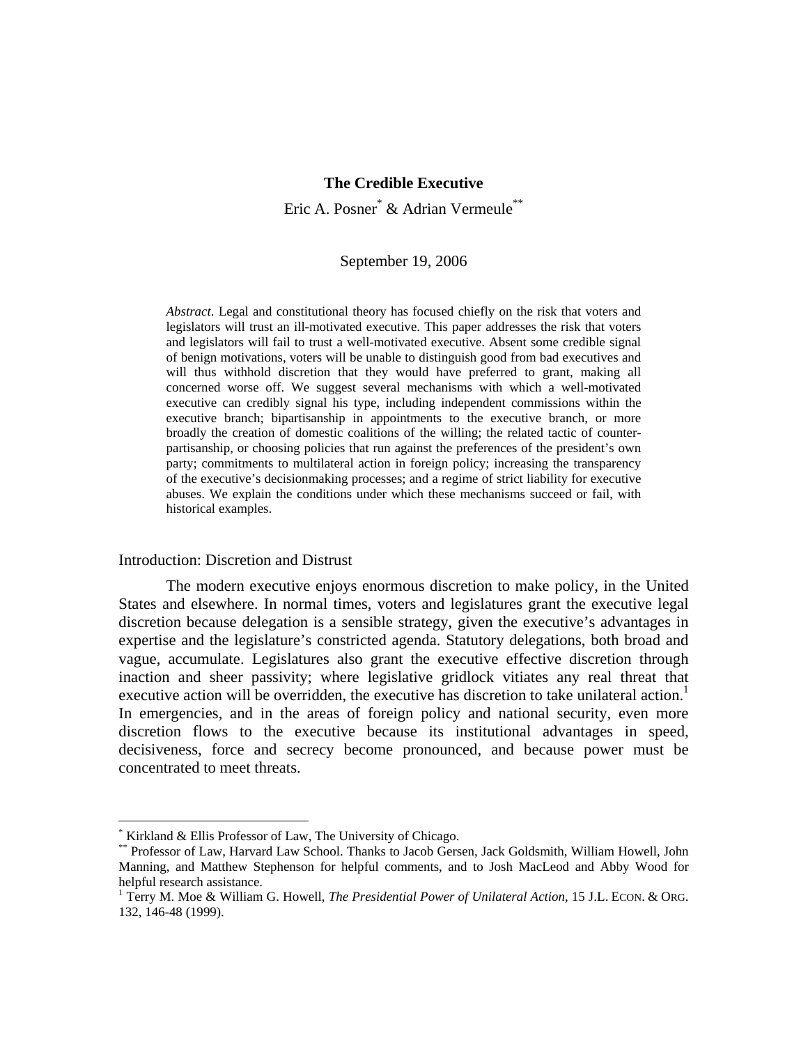# The Credible Executive

Eric A. Posner[*] & Adrian Vermeule[**]

September 19, 2006

*Abstract*. Legal and constitutional theory has focused chiefly on the risk that voters and legislators will trust an ill-motivated executive. This paper addresses the risk that voters and legislators will fail to trust a well-motivated executive. Absent some credible signal of benign motivations, voters will be unable to distinguish good from bad executives and will thus withhold discretion that they would have preferred to grant, making all concerned worse off. We suggest several mechanisms with which a well-motivated executive can credibly signal his type, including independent commissions within the executive branch; bipartisanship in appointments to the executive branch, or more broadly the creation of domestic coalitions of the willing; the related tactic of counter-partisanship, or choosing policies that run against the preferences of the president's own party; commitments to multilateral action in foreign policy; increasing the transparency of the executive's decisionmaking processes; and a regime of strict liability for executive abuses. We explain the conditions under which these mechanisms succeed or fail, with historical examples.

## Introduction: Discretion and Distrust

The modern executive enjoys enormous discretion to make policy, in the United States and elsewhere. In normal times, voters and legislatures grant the executive legal discretion because delegation is a sensible strategy, given the executive's advantages in expertise and the legislature's constricted agenda. Statutory delegations, both broad and vague, accumulate. Legislatures also grant the executive effective discretion through inaction and sheer passivity; where legislative gridlock vitiates any real threat that executive action will be overridden, the executive has discretion to take unilateral action.[1] In emergencies, and in the areas of foreign policy and national security, even more discretion flows to the executive because its institutional advantages in speed, decisiveness, force and secrecy become pronounced, and because power must be concentrated to meet threats.

---

[*] Kirkland & Ellis Professor of Law, The University of Chicago.

[**] Professor of Law, Harvard Law School. Thanks to Jacob Gersen, Jack Goldsmith, William Howell, John Manning, and Matthew Stephenson for helpful comments, and to Josh MacLeod and Abby Wood for helpful research assistance.

[1] Terry M. Moe & William G. Howell, *The Presidential Power of Unilateral Action*, 15 J.L. ECON. & ORG. 132, 146-48 (1999).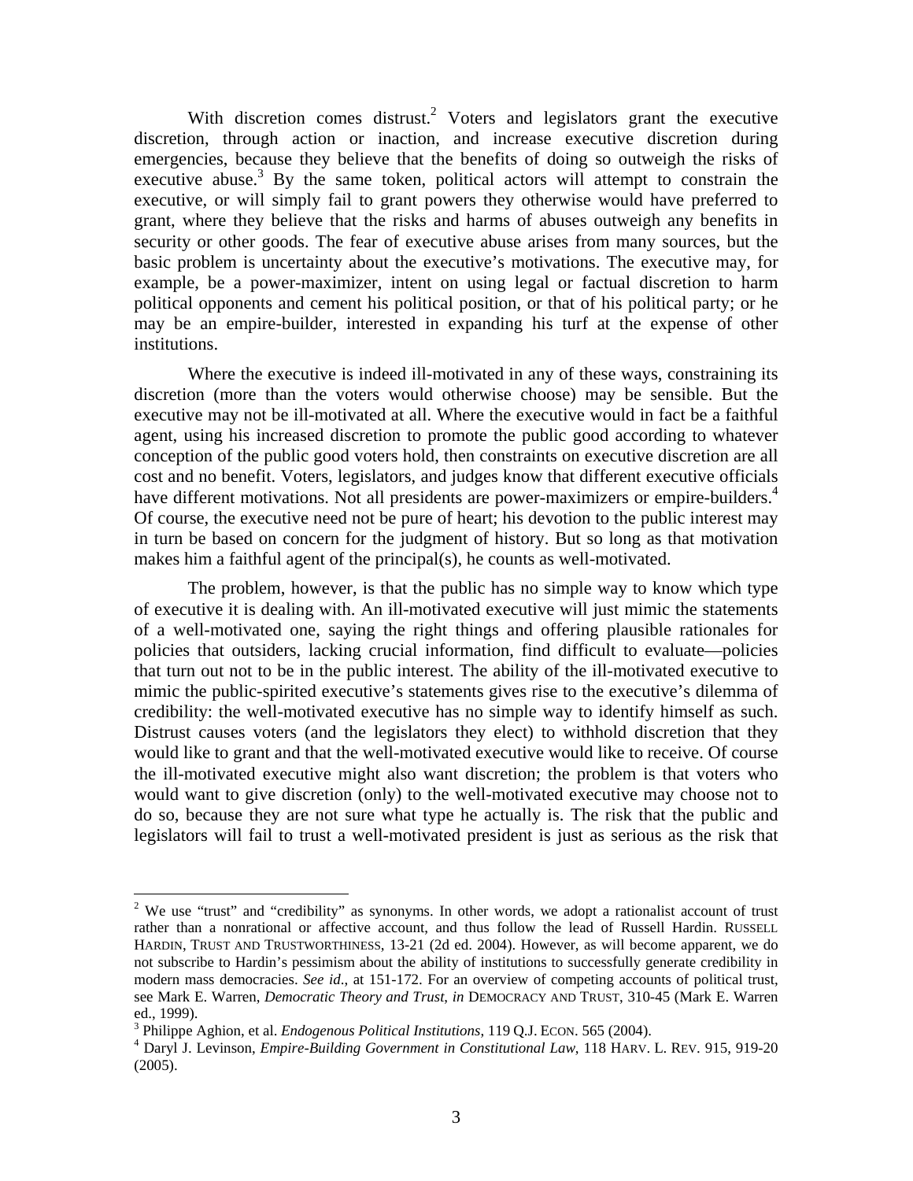With discretion comes distrust.[2] Voters and legislators grant the executive discretion, through action or inaction, and increase executive discretion during emergencies, because they believe that the benefits of doing so outweigh the risks of executive abuse.[3] By the same token, political actors will attempt to constrain the executive, or will simply fail to grant powers they otherwise would have preferred to grant, where they believe that the risks and harms of abuses outweigh any benefits in security or other goods. The fear of executive abuse arises from many sources, but the basic problem is uncertainty about the executive's motivations. The executive may, for example, be a power-maximizer, intent on using legal or factual discretion to harm political opponents and cement his political position, or that of his political party; or he may be an empire-builder, interested in expanding his turf at the expense of other institutions.

Where the executive is indeed ill-motivated in any of these ways, constraining its discretion (more than the voters would otherwise choose) may be sensible. But the executive may not be ill-motivated at all. Where the executive would in fact be a faithful agent, using his increased discretion to promote the public good according to whatever conception of the public good voters hold, then constraints on executive discretion are all cost and no benefit. Voters, legislators, and judges know that different executive officials have different motivations. Not all presidents are power-maximizers or empire-builders.[4] Of course, the executive need not be pure of heart; his devotion to the public interest may in turn be based on concern for the judgment of history. But so long as that motivation makes him a faithful agent of the principal(s), he counts as well-motivated.

The problem, however, is that the public has no simple way to know which type of executive it is dealing with. An ill-motivated executive will just mimic the statements of a well-motivated one, saying the right things and offering plausible rationales for policies that outsiders, lacking crucial information, find difficult to evaluate—policies that turn out not to be in the public interest. The ability of the ill-motivated executive to mimic the public-spirited executive's statements gives rise to the executive's dilemma of credibility: the well-motivated executive has no simple way to identify himself as such. Distrust causes voters (and the legislators they elect) to withhold discretion that they would like to grant and that the well-motivated executive would like to receive. Of course the ill-motivated executive might also want discretion; the problem is that voters who would want to give discretion (only) to the well-motivated executive may choose not to do so, because they are not sure what type he actually is. The risk that the public and legislators will fail to trust a well-motivated president is just as serious as the risk that

---

[2] We use "trust" and "credibility" as synonyms. In other words, we adopt a rationalist account of trust rather than a nonrational or affective account, and thus follow the lead of Russell Hardin. RUSSELL HARDIN, TRUST AND TRUSTWORTHINESS, 13-21 (2d ed. 2004). However, as will become apparent, we do not subscribe to Hardin's pessimism about the ability of institutions to successfully generate credibility in modern mass democracies. *See id*., at 151-172. For an overview of competing accounts of political trust, see Mark E. Warren, *Democratic Theory and Trust*, *in* DEMOCRACY AND TRUST, 310-45 (Mark E. Warren ed., 1999).

[3] Philippe Aghion, et al. *Endogenous Political Institutions*, 119 Q.J. ECON. 565 (2004).

[4] Daryl J. Levinson, *Empire-Building Government in Constitutional Law*, 118 HARV. L. REV. 915, 919-20 (2005).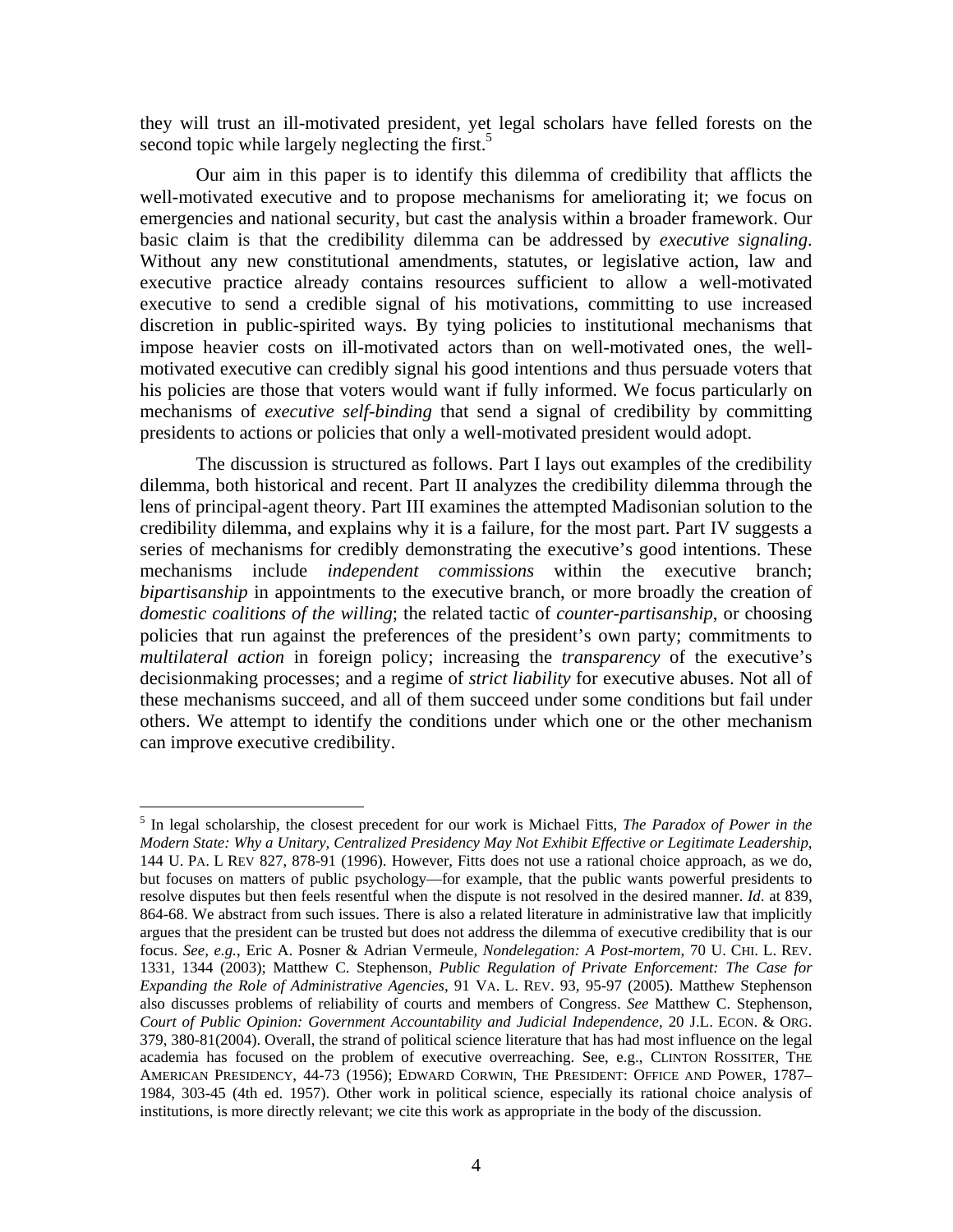they will trust an ill-motivated president, yet legal scholars have felled forests on the second topic while largely neglecting the first.[5]

Our aim in this paper is to identify this dilemma of credibility that afflicts the well-motivated executive and to propose mechanisms for ameliorating it; we focus on emergencies and national security, but cast the analysis within a broader framework. Our basic claim is that the credibility dilemma can be addressed by *executive signaling*. Without any new constitutional amendments, statutes, or legislative action, law and executive practice already contains resources sufficient to allow a well-motivated executive to send a credible signal of his motivations, committing to use increased discretion in public-spirited ways. By tying policies to institutional mechanisms that impose heavier costs on ill-motivated actors than on well-motivated ones, the well-motivated executive can credibly signal his good intentions and thus persuade voters that his policies are those that voters would want if fully informed. We focus particularly on mechanisms of *executive self-binding* that send a signal of credibility by committing presidents to actions or policies that only a well-motivated president would adopt.

The discussion is structured as follows. Part I lays out examples of the credibility dilemma, both historical and recent. Part II analyzes the credibility dilemma through the lens of principal-agent theory. Part III examines the attempted Madisonian solution to the credibility dilemma, and explains why it is a failure, for the most part. Part IV suggests a series of mechanisms for credibly demonstrating the executive's good intentions. These mechanisms include *independent commissions* within the executive branch; *bipartisanship* in appointments to the executive branch, or more broadly the creation of *domestic coalitions of the willing*; the related tactic of *counter-partisanship*, or choosing policies that run against the preferences of the president's own party; commitments to *multilateral action* in foreign policy; increasing the *transparency* of the executive's decisionmaking processes; and a regime of *strict liability* for executive abuses. Not all of these mechanisms succeed, and all of them succeed under some conditions but fail under others. We attempt to identify the conditions under which one or the other mechanism can improve executive credibility.

---

[5] In legal scholarship, the closest precedent for our work is Michael Fitts, *The Paradox of Power in the Modern State: Why a Unitary, Centralized Presidency May Not Exhibit Effective or Legitimate Leadership*, 144 U. PA. L REV 827, 878-91 (1996). However, Fitts does not use a rational choice approach, as we do, but focuses on matters of public psychology—for example, that the public wants powerful presidents to resolve disputes but then feels resentful when the dispute is not resolved in the desired manner. *Id*. at 839, 864-68. We abstract from such issues. There is also a related literature in administrative law that implicitly argues that the president can be trusted but does not address the dilemma of executive credibility that is our focus. *See, e.g.*, Eric A. Posner & Adrian Vermeule, *Nondelegation: A Post-mortem*, 70 U. CHI. L. REV. 1331, 1344 (2003); Matthew C. Stephenson, *Public Regulation of Private Enforcement: The Case for Expanding the Role of Administrative Agencies*, 91 VA. L. REV. 93, 95-97 (2005). Matthew Stephenson also discusses problems of reliability of courts and members of Congress. *See* Matthew C. Stephenson, *Court of Public Opinion: Government Accountability and Judicial Independence*, 20 J.L. ECON. & ORG. 379, 380-81(2004). Overall, the strand of political science literature that has had most influence on the legal academia has focused on the problem of executive overreaching. See, e.g., CLINTON ROSSITER, THE AMERICAN PRESIDENCY, 44-73 (1956); EDWARD CORWIN, THE PRESIDENT: OFFICE AND POWER, 1787–1984, 303-45 (4th ed. 1957). Other work in political science, especially its rational choice analysis of institutions, is more directly relevant; we cite this work as appropriate in the body of the discussion.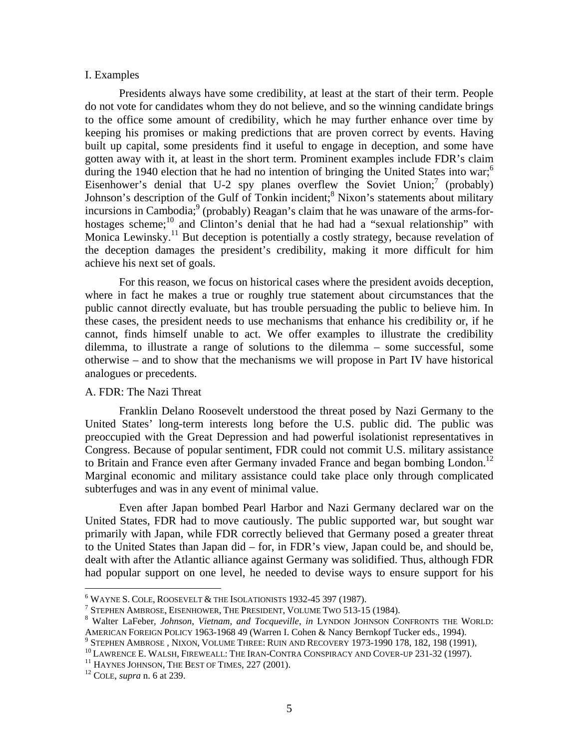## I. Examples

Presidents always have some credibility, at least at the start of their term. People do not vote for candidates whom they do not believe, and so the winning candidate brings to the office some amount of credibility, which he may further enhance over time by keeping his promises or making predictions that are proven correct by events. Having built up capital, some presidents find it useful to engage in deception, and some have gotten away with it, at least in the short term. Prominent examples include FDR's claim during the 1940 election that he had no intention of bringing the United States into war;[6] Eisenhower's denial that U-2 spy planes overflew the Soviet Union;[7] (probably) Johnson's description of the Gulf of Tonkin incident;[8] Nixon's statements about military incursions in Cambodia;[9] (probably) Reagan's claim that he was unaware of the arms-for-hostages scheme;[10] and Clinton's denial that he had had a "sexual relationship" with Monica Lewinsky.[11] But deception is potentially a costly strategy, because revelation of the deception damages the president's credibility, making it more difficult for him achieve his next set of goals.

For this reason, we focus on historical cases where the president avoids deception, where in fact he makes a true or roughly true statement about circumstances that the public cannot directly evaluate, but has trouble persuading the public to believe him. In these cases, the president needs to use mechanisms that enhance his credibility or, if he cannot, finds himself unable to act. We offer examples to illustrate the credibility dilemma, to illustrate a range of solutions to the dilemma – some successful, some otherwise – and to show that the mechanisms we will propose in Part IV have historical analogues or precedents.

### A. FDR: The Nazi Threat

Franklin Delano Roosevelt understood the threat posed by Nazi Germany to the United States' long-term interests long before the U.S. public did. The public was preoccupied with the Great Depression and had powerful isolationist representatives in Congress. Because of popular sentiment, FDR could not commit U.S. military assistance to Britain and France even after Germany invaded France and began bombing London.[12] Marginal economic and military assistance could take place only through complicated subterfuges and was in any event of minimal value.

Even after Japan bombed Pearl Harbor and Nazi Germany declared war on the United States, FDR had to move cautiously. The public supported war, but sought war primarily with Japan, while FDR correctly believed that Germany posed a greater threat to the United States than Japan did – for, in FDR's view, Japan could be, and should be, dealt with after the Atlantic alliance against Germany was solidified. Thus, although FDR had popular support on one level, he needed to devise ways to ensure support for his

---

[6] WAYNE S. COLE, ROOSEVELT & THE ISOLATIONISTS 1932-45 397 (1987).

[7] STEPHEN AMBROSE, EISENHOWER, THE PRESIDENT, VOLUME TWO 513-15 (1984).

[8] Walter LaFeber, *Johnson, Vietnam, and Tocqueville*, *in* LYNDON JOHNSON CONFRONTS THE WORLD: AMERICAN FOREIGN POLICY 1963-1968 49 (Warren I. Cohen & Nancy Bernkopf Tucker eds., 1994).

[9] STEPHEN AMBROSE , NIXON, VOLUME THREE: RUIN AND RECOVERY 1973-1990 178, 182, 198 (1991),

[10] LAWRENCE E. WALSH, FIREWEALL: THE IRAN-CONTRA CONSPIRACY AND COVER-UP 231-32 (1997).

[11] HAYNES JOHNSON, THE BEST OF TIMES, 227 (2001).

[12] COLE, *supra* n. 6 at 239.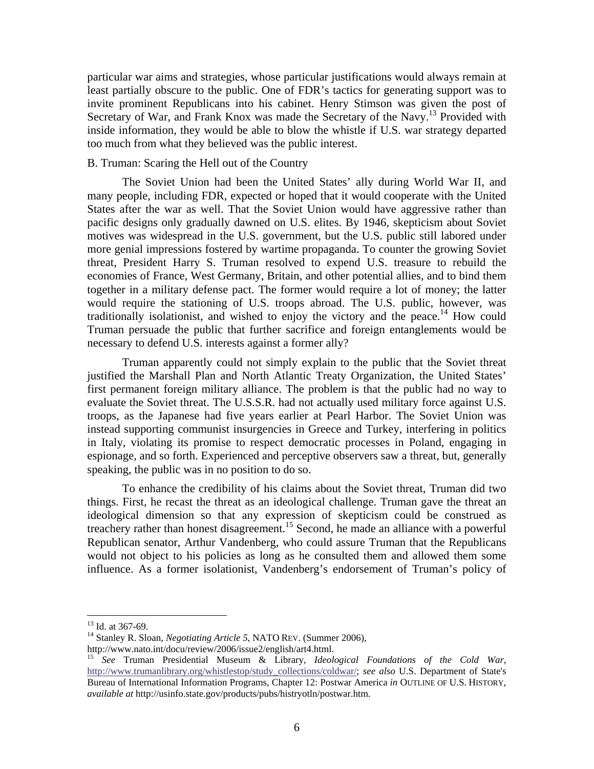particular war aims and strategies, whose particular justifications would always remain at least partially obscure to the public. One of FDR's tactics for generating support was to invite prominent Republicans into his cabinet. Henry Stimson was given the post of Secretary of War, and Frank Knox was made the Secretary of the Navy.[13] Provided with inside information, they would be able to blow the whistle if U.S. war strategy departed too much from what they believed was the public interest.

B. Truman: Scaring the Hell out of the Country

The Soviet Union had been the United States' ally during World War II, and many people, including FDR, expected or hoped that it would cooperate with the United States after the war as well. That the Soviet Union would have aggressive rather than pacific designs only gradually dawned on U.S. elites. By 1946, skepticism about Soviet motives was widespread in the U.S. government, but the U.S. public still labored under more genial impressions fostered by wartime propaganda. To counter the growing Soviet threat, President Harry S. Truman resolved to expend U.S. treasure to rebuild the economies of France, West Germany, Britain, and other potential allies, and to bind them together in a military defense pact. The former would require a lot of money; the latter would require the stationing of U.S. troops abroad. The U.S. public, however, was traditionally isolationist, and wished to enjoy the victory and the peace.[14] How could Truman persuade the public that further sacrifice and foreign entanglements would be necessary to defend U.S. interests against a former ally?

Truman apparently could not simply explain to the public that the Soviet threat justified the Marshall Plan and North Atlantic Treaty Organization, the United States' first permanent foreign military alliance. The problem is that the public had no way to evaluate the Soviet threat. The U.S.S.R. had not actually used military force against U.S. troops, as the Japanese had five years earlier at Pearl Harbor. The Soviet Union was instead supporting communist insurgencies in Greece and Turkey, interfering in politics in Italy, violating its promise to respect democratic processes in Poland, engaging in espionage, and so forth. Experienced and perceptive observers saw a threat, but, generally speaking, the public was in no position to do so.

To enhance the credibility of his claims about the Soviet threat, Truman did two things. First, he recast the threat as an ideological challenge. Truman gave the threat an ideological dimension so that any expression of skepticism could be construed as treachery rather than honest disagreement.[15] Second, he made an alliance with a powerful Republican senator, Arthur Vandenberg, who could assure Truman that the Republicans would not object to his policies as long as he consulted them and allowed them some influence. As a former isolationist, Vandenberg's endorsement of Truman's policy of

---

[13] Id. at 367-69.

[14] Stanley R. Sloan, *Negotiating Article 5*, NATO REV. (Summer 2006), http://www.nato.int/docu/review/2006/issue2/english/art4.html.

[15] *See* Truman Presidential Museum & Library, *Ideological Foundations of the Cold War*, http://www.trumanlibrary.org/whistlestop/study_collections/coldwar/; *see also* U.S. Department of State's Bureau of International Information Programs, Chapter 12: Postwar America *in* OUTLINE OF U.S. HISTORY, *available at* http://usinfo.state.gov/products/pubs/histryotln/postwar.htm.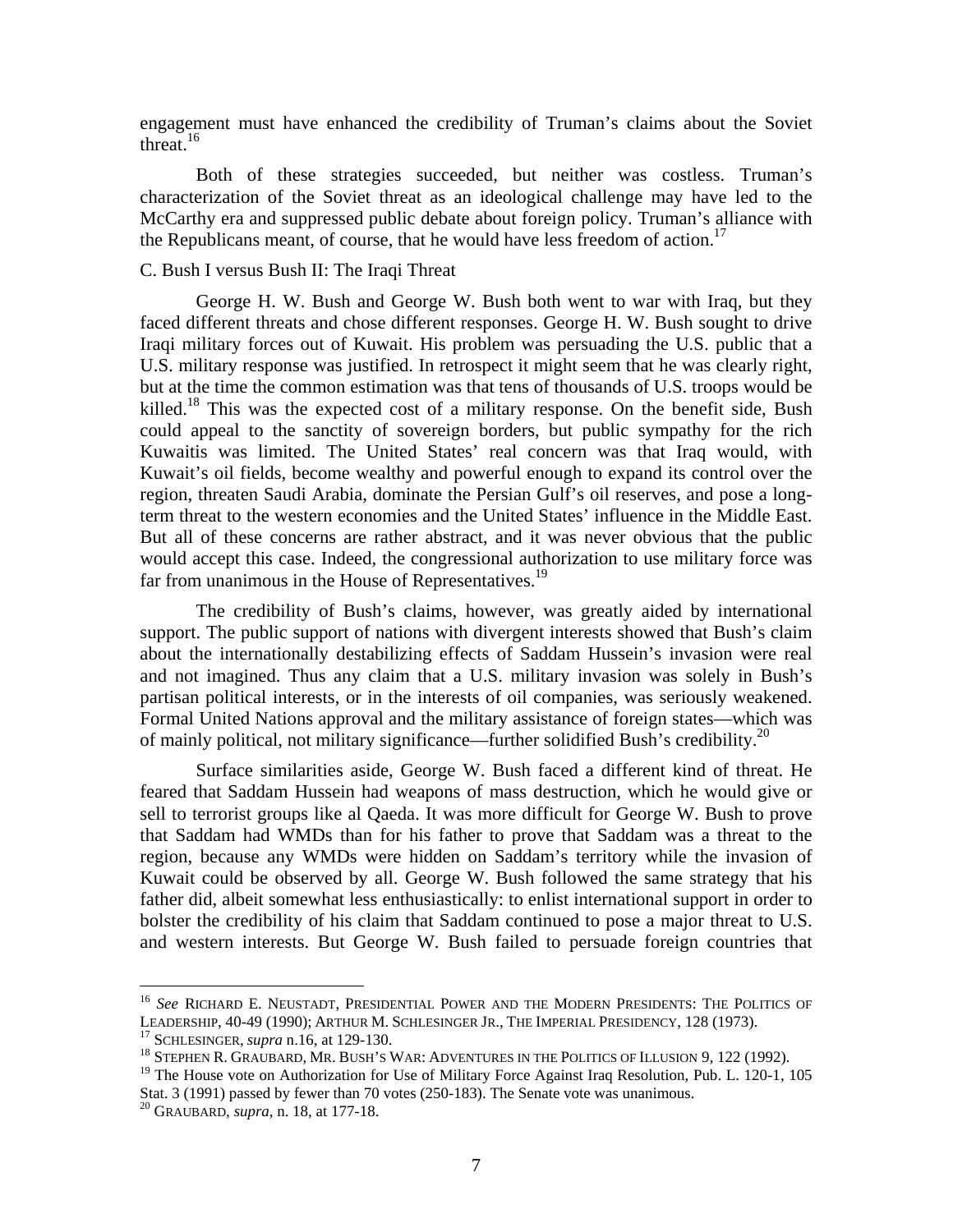engagement must have enhanced the credibility of Truman's claims about the Soviet threat.[16]

Both of these strategies succeeded, but neither was costless. Truman's characterization of the Soviet threat as an ideological challenge may have led to the McCarthy era and suppressed public debate about foreign policy. Truman's alliance with the Republicans meant, of course, that he would have less freedom of action.[17]

### C. Bush I versus Bush II: The Iraqi Threat

George H. W. Bush and George W. Bush both went to war with Iraq, but they faced different threats and chose different responses. George H. W. Bush sought to drive Iraqi military forces out of Kuwait. His problem was persuading the U.S. public that a U.S. military response was justified. In retrospect it might seem that he was clearly right, but at the time the common estimation was that tens of thousands of U.S. troops would be killed.[18] This was the expected cost of a military response. On the benefit side, Bush could appeal to the sanctity of sovereign borders, but public sympathy for the rich Kuwaitis was limited. The United States' real concern was that Iraq would, with Kuwait's oil fields, become wealthy and powerful enough to expand its control over the region, threaten Saudi Arabia, dominate the Persian Gulf's oil reserves, and pose a long-term threat to the western economies and the United States' influence in the Middle East. But all of these concerns are rather abstract, and it was never obvious that the public would accept this case. Indeed, the congressional authorization to use military force was far from unanimous in the House of Representatives.[19]

The credibility of Bush's claims, however, was greatly aided by international support. The public support of nations with divergent interests showed that Bush's claim about the internationally destabilizing effects of Saddam Hussein's invasion were real and not imagined. Thus any claim that a U.S. military invasion was solely in Bush's partisan political interests, or in the interests of oil companies, was seriously weakened. Formal United Nations approval and the military assistance of foreign states—which was of mainly political, not military significance—further solidified Bush's credibility.[20]

Surface similarities aside, George W. Bush faced a different kind of threat. He feared that Saddam Hussein had weapons of mass destruction, which he would give or sell to terrorist groups like al Qaeda. It was more difficult for George W. Bush to prove that Saddam had WMDs than for his father to prove that Saddam was a threat to the region, because any WMDs were hidden on Saddam's territory while the invasion of Kuwait could be observed by all. George W. Bush followed the same strategy that his father did, albeit somewhat less enthusiastically: to enlist international support in order to bolster the credibility of his claim that Saddam continued to pose a major threat to U.S. and western interests. But George W. Bush failed to persuade foreign countries that

---

[16] *See* RICHARD E. NEUSTADT, PRESIDENTIAL POWER AND THE MODERN PRESIDENTS: THE POLITICS OF LEADERSHIP, 40-49 (1990); ARTHUR M. SCHLESINGER JR., THE IMPERIAL PRESIDENCY, 128 (1973).

[17] SCHLESINGER, *supra* n.16, at 129-130.

[18] STEPHEN R. GRAUBARD, MR. BUSH'S WAR: ADVENTURES IN THE POLITICS OF ILLUSION 9, 122 (1992).

[19] The House vote on Authorization for Use of Military Force Against Iraq Resolution, Pub. L. 120-1, 105 Stat. 3 (1991) passed by fewer than 70 votes (250-183). The Senate vote was unanimous.

[20] GRAUBARD, *supra*, n. 18, at 177-18.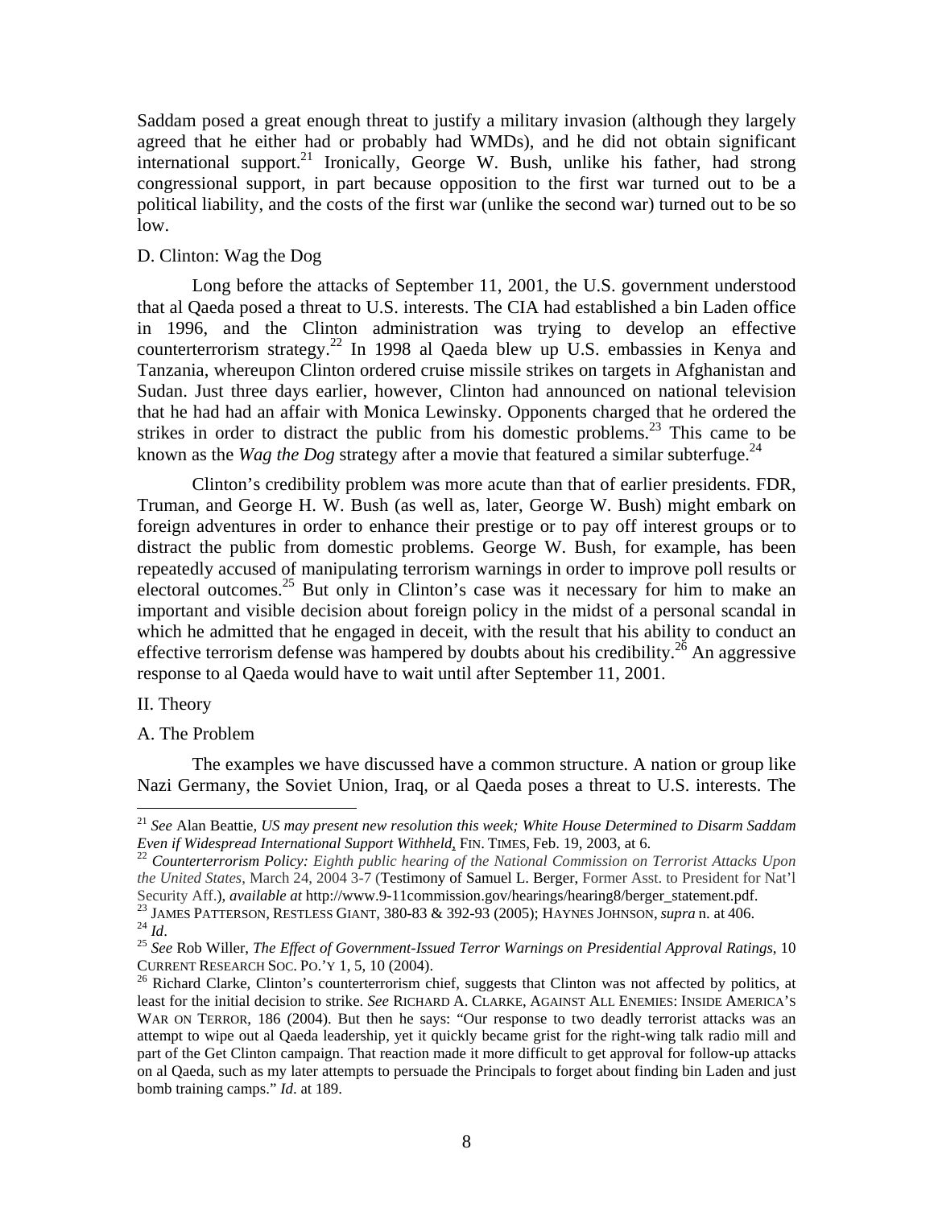Saddam posed a great enough threat to justify a military invasion (although they largely agreed that he either had or probably had WMDs), and he did not obtain significant international support.[21] Ironically, George W. Bush, unlike his father, had strong congressional support, in part because opposition to the first war turned out to be a political liability, and the costs of the first war (unlike the second war) turned out to be so low.

### D. Clinton: Wag the Dog

Long before the attacks of September 11, 2001, the U.S. government understood that al Qaeda posed a threat to U.S. interests. The CIA had established a bin Laden office in 1996, and the Clinton administration was trying to develop an effective counterterrorism strategy.[22] In 1998 al Qaeda blew up U.S. embassies in Kenya and Tanzania, whereupon Clinton ordered cruise missile strikes on targets in Afghanistan and Sudan. Just three days earlier, however, Clinton had announced on national television that he had had an affair with Monica Lewinsky. Opponents charged that he ordered the strikes in order to distract the public from his domestic problems.[23] This came to be known as the *Wag the Dog* strategy after a movie that featured a similar subterfuge.[24]

Clinton's credibility problem was more acute than that of earlier presidents. FDR, Truman, and George H. W. Bush (as well as, later, George W. Bush) might embark on foreign adventures in order to enhance their prestige or to pay off interest groups or to distract the public from domestic problems. George W. Bush, for example, has been repeatedly accused of manipulating terrorism warnings in order to improve poll results or electoral outcomes.[25] But only in Clinton's case was it necessary for him to make an important and visible decision about foreign policy in the midst of a personal scandal in which he admitted that he engaged in deceit, with the result that his ability to conduct an effective terrorism defense was hampered by doubts about his credibility.[26] An aggressive response to al Qaeda would have to wait until after September 11, 2001.

## II. Theory

### A. The Problem

The examples we have discussed have a common structure. A nation or group like Nazi Germany, the Soviet Union, Iraq, or al Qaeda poses a threat to U.S. interests. The

---

[21] *See* Alan Beattie, *US may present new resolution this week; White House Determined to Disarm Saddam Even if Widespread International Support Withheld*, FIN. TIMES, Feb. 19, 2003, at 6.

[22] *Counterterrorism Policy: Eighth public hearing of the National Commission on Terrorist Attacks Upon the United States*, March 24, 2004 3-7 (Testimony of Samuel L. Berger, Former Asst. to President for Nat'l Security Aff.), *available at* http://www.9-11commission.gov/hearings/hearing8/berger_statement.pdf.

[23] JAMES PATTERSON, RESTLESS GIANT, 380-83 & 392-93 (2005); HAYNES JOHNSON, *supra* n. at 406.

[24] *Id*.

[25] *See* Rob Willer, *The Effect of Government-Issued Terror Warnings on Presidential Approval Ratings*, 10 CURRENT RESEARCH SOC. PO.'Y 1, 5, 10 (2004).

[26] Richard Clarke, Clinton's counterterrorism chief, suggests that Clinton was not affected by politics, at least for the initial decision to strike. *See* RICHARD A. CLARKE, AGAINST ALL ENEMIES: INSIDE AMERICA'S WAR ON TERROR, 186 (2004). But then he says: "Our response to two deadly terrorist attacks was an attempt to wipe out al Qaeda leadership, yet it quickly became grist for the right-wing talk radio mill and part of the Get Clinton campaign. That reaction made it more difficult to get approval for follow-up attacks on al Qaeda, such as my later attempts to persuade the Principals to forget about finding bin Laden and just bomb training camps." *Id*. at 189.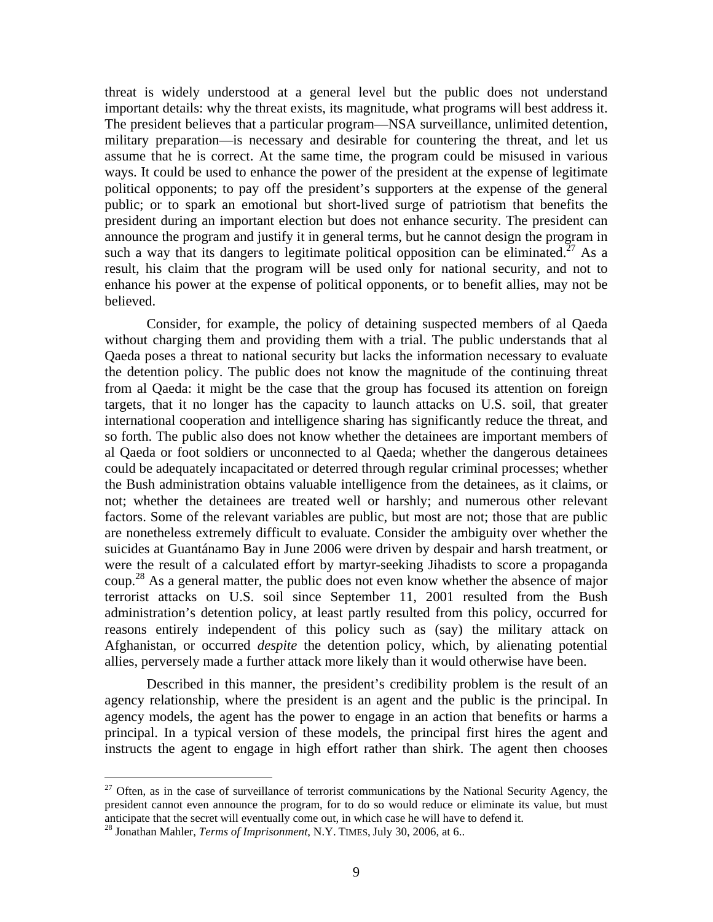threat is widely understood at a general level but the public does not understand important details: why the threat exists, its magnitude, what programs will best address it. The president believes that a particular program—NSA surveillance, unlimited detention, military preparation—is necessary and desirable for countering the threat, and let us assume that he is correct. At the same time, the program could be misused in various ways. It could be used to enhance the power of the president at the expense of legitimate political opponents; to pay off the president's supporters at the expense of the general public; or to spark an emotional but short-lived surge of patriotism that benefits the president during an important election but does not enhance security. The president can announce the program and justify it in general terms, but he cannot design the program in such a way that its dangers to legitimate political opposition can be eliminated.[27] As a result, his claim that the program will be used only for national security, and not to enhance his power at the expense of political opponents, or to benefit allies, may not be believed.

Consider, for example, the policy of detaining suspected members of al Qaeda without charging them and providing them with a trial. The public understands that al Qaeda poses a threat to national security but lacks the information necessary to evaluate the detention policy. The public does not know the magnitude of the continuing threat from al Qaeda: it might be the case that the group has focused its attention on foreign targets, that it no longer has the capacity to launch attacks on U.S. soil, that greater international cooperation and intelligence sharing has significantly reduce the threat, and so forth. The public also does not know whether the detainees are important members of al Qaeda or foot soldiers or unconnected to al Qaeda; whether the dangerous detainees could be adequately incapacitated or deterred through regular criminal processes; whether the Bush administration obtains valuable intelligence from the detainees, as it claims, or not; whether the detainees are treated well or harshly; and numerous other relevant factors. Some of the relevant variables are public, but most are not; those that are public are nonetheless extremely difficult to evaluate. Consider the ambiguity over whether the suicides at Guantánamo Bay in June 2006 were driven by despair and harsh treatment, or were the result of a calculated effort by martyr-seeking Jihadists to score a propaganda coup.[28] As a general matter, the public does not even know whether the absence of major terrorist attacks on U.S. soil since September 11, 2001 resulted from the Bush administration's detention policy, at least partly resulted from this policy, occurred for reasons entirely independent of this policy such as (say) the military attack on Afghanistan, or occurred *despite* the detention policy, which, by alienating potential allies, perversely made a further attack more likely than it would otherwise have been.

Described in this manner, the president's credibility problem is the result of an agency relationship, where the president is an agent and the public is the principal. In agency models, the agent has the power to engage in an action that benefits or harms a principal. In a typical version of these models, the principal first hires the agent and instructs the agent to engage in high effort rather than shirk. The agent then chooses

---

[27] Often, as in the case of surveillance of terrorist communications by the National Security Agency, the president cannot even announce the program, for to do so would reduce or eliminate its value, but must anticipate that the secret will eventually come out, in which case he will have to defend it.

[28] Jonathan Mahler, *Terms of Imprisonment*, N.Y. TIMES, July 30, 2006, at 6..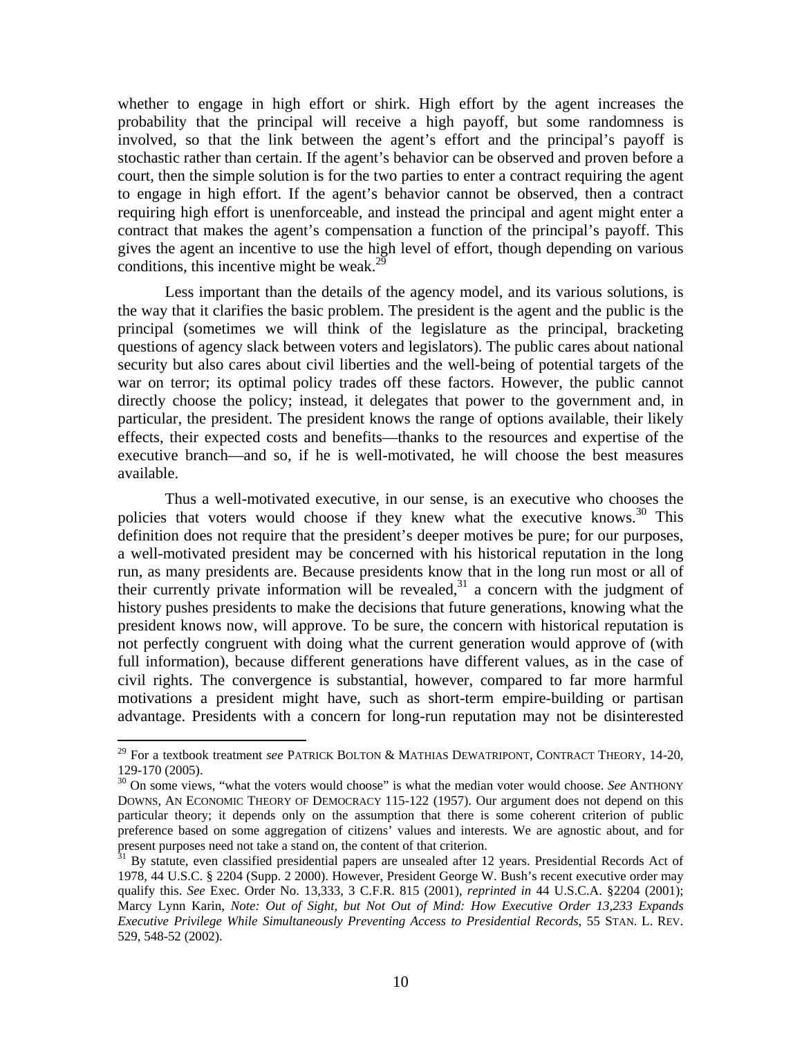whether to engage in high effort or shirk. High effort by the agent increases the probability that the principal will receive a high payoff, but some randomness is involved, so that the link between the agent's effort and the principal's payoff is stochastic rather than certain. If the agent's behavior can be observed and proven before a court, then the simple solution is for the two parties to enter a contract requiring the agent to engage in high effort. If the agent's behavior cannot be observed, then a contract requiring high effort is unenforceable, and instead the principal and agent might enter a contract that makes the agent's compensation a function of the principal's payoff. This gives the agent an incentive to use the high level of effort, though depending on various conditions, this incentive might be weak.[29]

Less important than the details of the agency model, and its various solutions, is the way that it clarifies the basic problem. The president is the agent and the public is the principal (sometimes we will think of the legislature as the principal, bracketing questions of agency slack between voters and legislators). The public cares about national security but also cares about civil liberties and the well-being of potential targets of the war on terror; its optimal policy trades off these factors. However, the public cannot directly choose the policy; instead, it delegates that power to the government and, in particular, the president. The president knows the range of options available, their likely effects, their expected costs and benefits—thanks to the resources and expertise of the executive branch—and so, if he is well-motivated, he will choose the best measures available.

Thus a well-motivated executive, in our sense, is an executive who chooses the policies that voters would choose if they knew what the executive knows.[30] This definition does not require that the president's deeper motives be pure; for our purposes, a well-motivated president may be concerned with his historical reputation in the long run, as many presidents are. Because presidents know that in the long run most or all of their currently private information will be revealed,[31] a concern with the judgment of history pushes presidents to make the decisions that future generations, knowing what the president knows now, will approve. To be sure, the concern with historical reputation is not perfectly congruent with doing what the current generation would approve of (with full information), because different generations have different values, as in the case of civil rights. The convergence is substantial, however, compared to far more harmful motivations a president might have, such as short-term empire-building or partisan advantage. Presidents with a concern for long-run reputation may not be disinterested

---

[29] For a textbook treatment *see* PATRICK BOLTON & MATHIAS DEWATRIPONT, CONTRACT THEORY, 14-20, 129-170 (2005).

[30] On some views, "what the voters would choose" is what the median voter would choose. *See* ANTHONY DOWNS, AN ECONOMIC THEORY OF DEMOCRACY 115-122 (1957). Our argument does not depend on this particular theory; it depends only on the assumption that there is some coherent criterion of public preference based on some aggregation of citizens' values and interests. We are agnostic about, and for present purposes need not take a stand on, the content of that criterion.

[31] By statute, even classified presidential papers are unsealed after 12 years. Presidential Records Act of 1978, 44 U.S.C. § 2204 (Supp. 2 2000). However, President George W. Bush's recent executive order may qualify this. *See* Exec. Order No. 13,333, 3 C.F.R. 815 (2001), *reprinted in* 44 U.S.C.A. §2204 (2001); Marcy Lynn Karin, *Note: Out of Sight, but Not Out of Mind: How Executive Order 13,233 Expands Executive Privilege While Simultaneously Preventing Access to Presidential Records*, 55 STAN. L. REV. 529, 548-52 (2002).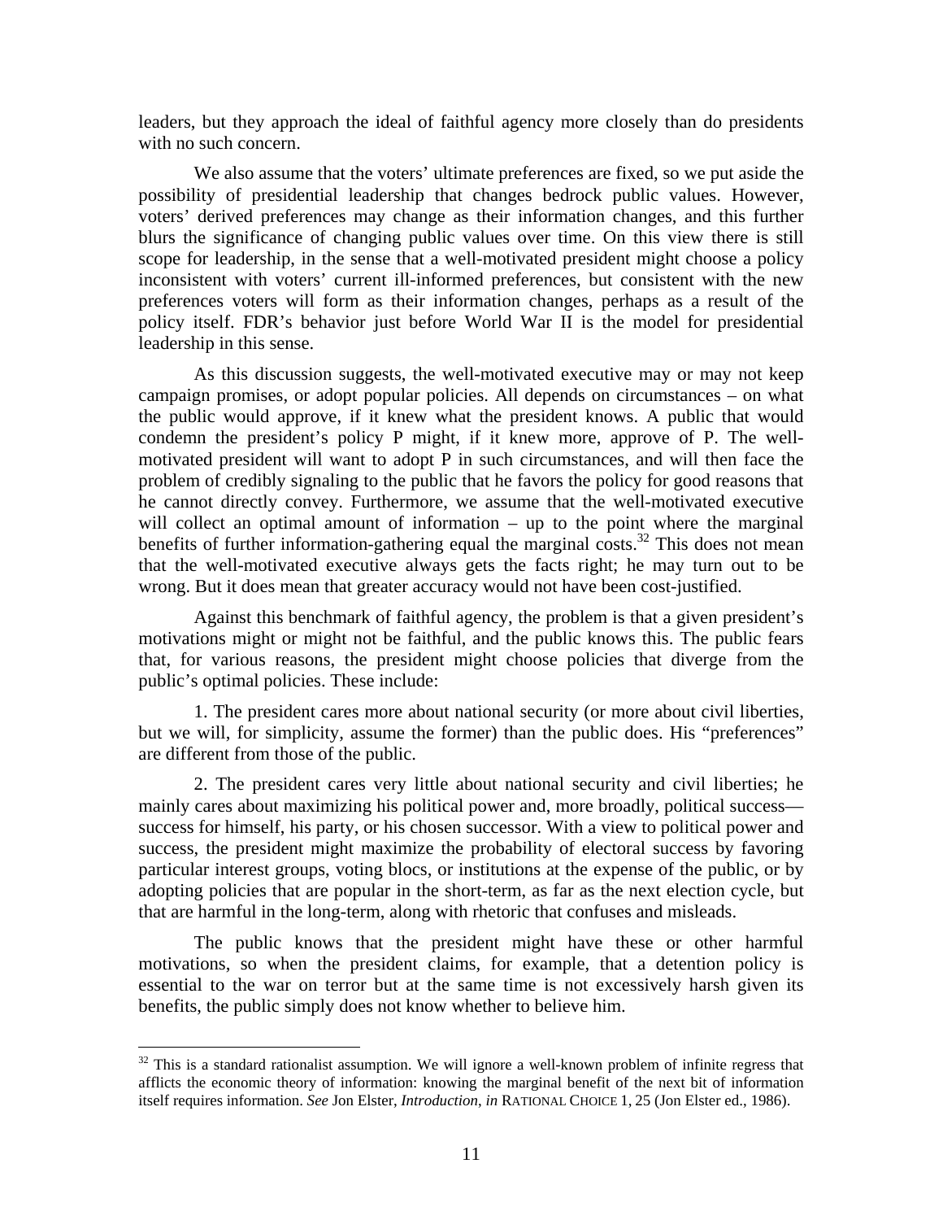leaders, but they approach the ideal of faithful agency more closely than do presidents with no such concern.

We also assume that the voters' ultimate preferences are fixed, so we put aside the possibility of presidential leadership that changes bedrock public values. However, voters' derived preferences may change as their information changes, and this further blurs the significance of changing public values over time. On this view there is still scope for leadership, in the sense that a well-motivated president might choose a policy inconsistent with voters' current ill-informed preferences, but consistent with the new preferences voters will form as their information changes, perhaps as a result of the policy itself. FDR's behavior just before World War II is the model for presidential leadership in this sense.

As this discussion suggests, the well-motivated executive may or may not keep campaign promises, or adopt popular policies. All depends on circumstances – on what the public would approve, if it knew what the president knows. A public that would condemn the president's policy P might, if it knew more, approve of P. The well-motivated president will want to adopt P in such circumstances, and will then face the problem of credibly signaling to the public that he favors the policy for good reasons that he cannot directly convey. Furthermore, we assume that the well-motivated executive will collect an optimal amount of information – up to the point where the marginal benefits of further information-gathering equal the marginal costs.[32] This does not mean that the well-motivated executive always gets the facts right; he may turn out to be wrong. But it does mean that greater accuracy would not have been cost-justified.

Against this benchmark of faithful agency, the problem is that a given president's motivations might or might not be faithful, and the public knows this. The public fears that, for various reasons, the president might choose policies that diverge from the public's optimal policies. These include:

1. The president cares more about national security (or more about civil liberties, but we will, for simplicity, assume the former) than the public does. His "preferences" are different from those of the public.

2. The president cares very little about national security and civil liberties; he mainly cares about maximizing his political power and, more broadly, political success—success for himself, his party, or his chosen successor. With a view to political power and success, the president might maximize the probability of electoral success by favoring particular interest groups, voting blocs, or institutions at the expense of the public, or by adopting policies that are popular in the short-term, as far as the next election cycle, but that are harmful in the long-term, along with rhetoric that confuses and misleads.

The public knows that the president might have these or other harmful motivations, so when the president claims, for example, that a detention policy is essential to the war on terror but at the same time is not excessively harsh given its benefits, the public simply does not know whether to believe him.

---

[32] This is a standard rationalist assumption. We will ignore a well-known problem of infinite regress that afflicts the economic theory of information: knowing the marginal benefit of the next bit of information itself requires information. *See* Jon Elster, *Introduction*, *in* RATIONAL CHOICE 1, 25 (Jon Elster ed., 1986).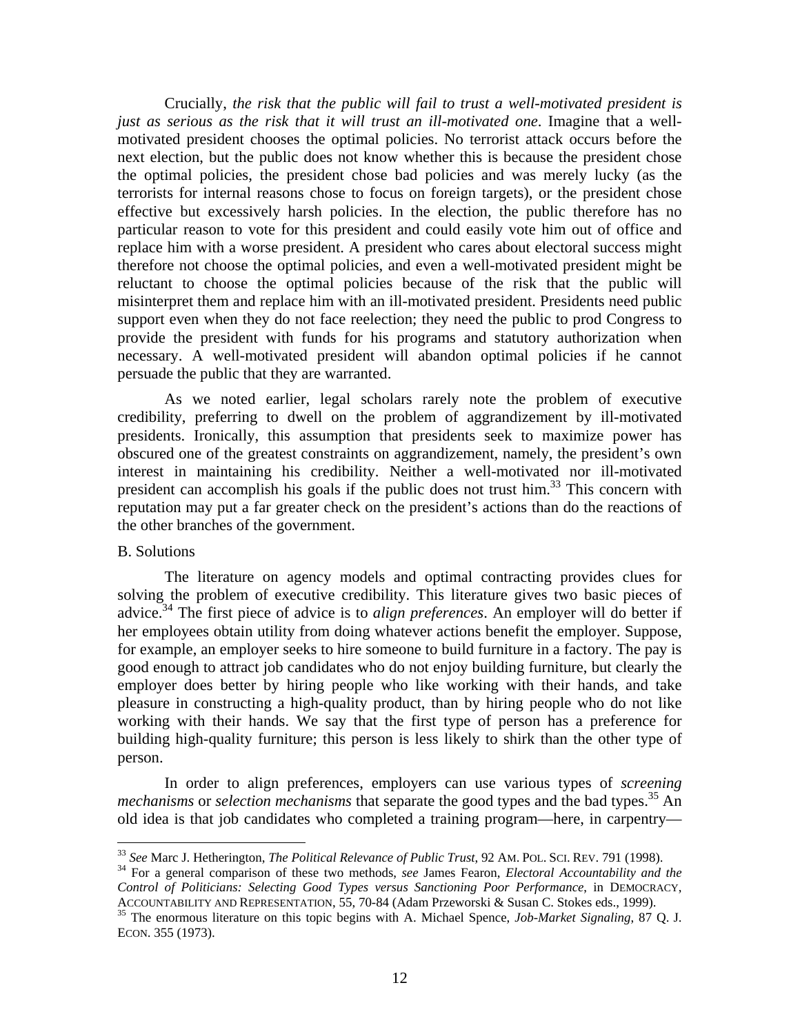Crucially, *the risk that the public will fail to trust a well-motivated president is just as serious as the risk that it will trust an ill-motivated one*. Imagine that a well-motivated president chooses the optimal policies. No terrorist attack occurs before the next election, but the public does not know whether this is because the president chose the optimal policies, the president chose bad policies and was merely lucky (as the terrorists for internal reasons chose to focus on foreign targets), or the president chose effective but excessively harsh policies. In the election, the public therefore has no particular reason to vote for this president and could easily vote him out of office and replace him with a worse president. A president who cares about electoral success might therefore not choose the optimal policies, and even a well-motivated president might be reluctant to choose the optimal policies because of the risk that the public will misinterpret them and replace him with an ill-motivated president. Presidents need public support even when they do not face reelection; they need the public to prod Congress to provide the president with funds for his programs and statutory authorization when necessary. A well-motivated president will abandon optimal policies if he cannot persuade the public that they are warranted.

As we noted earlier, legal scholars rarely note the problem of executive credibility, preferring to dwell on the problem of aggrandizement by ill-motivated presidents. Ironically, this assumption that presidents seek to maximize power has obscured one of the greatest constraints on aggrandizement, namely, the president's own interest in maintaining his credibility. Neither a well-motivated nor ill-motivated president can accomplish his goals if the public does not trust him.[33] This concern with reputation may put a far greater check on the president's actions than do the reactions of the other branches of the government.

B. Solutions

The literature on agency models and optimal contracting provides clues for solving the problem of executive credibility. This literature gives two basic pieces of advice.[34] The first piece of advice is to *align preferences*. An employer will do better if her employees obtain utility from doing whatever actions benefit the employer. Suppose, for example, an employer seeks to hire someone to build furniture in a factory. The pay is good enough to attract job candidates who do not enjoy building furniture, but clearly the employer does better by hiring people who like working with their hands, and take pleasure in constructing a high-quality product, than by hiring people who do not like working with their hands. We say that the first type of person has a preference for building high-quality furniture; this person is less likely to shirk than the other type of person.

In order to align preferences, employers can use various types of *screening mechanisms* or *selection mechanisms* that separate the good types and the bad types.[35] An old idea is that job candidates who completed a training program—here, in carpentry—

---

[33] *See* Marc J. Hetherington, *The Political Relevance of Public Trust*, 92 AM. POL. SCI. REV. 791 (1998).

[34] For a general comparison of these two methods, *see* James Fearon, *Electoral Accountability and the Control of Politicians: Selecting Good Types versus Sanctioning Poor Performance*, in DEMOCRACY, ACCOUNTABILITY AND REPRESENTATION, 55, 70-84 (Adam Przeworski & Susan C. Stokes eds., 1999).

[35] The enormous literature on this topic begins with A. Michael Spence, *Job-Market Signaling*, 87 Q. J. ECON. 355 (1973).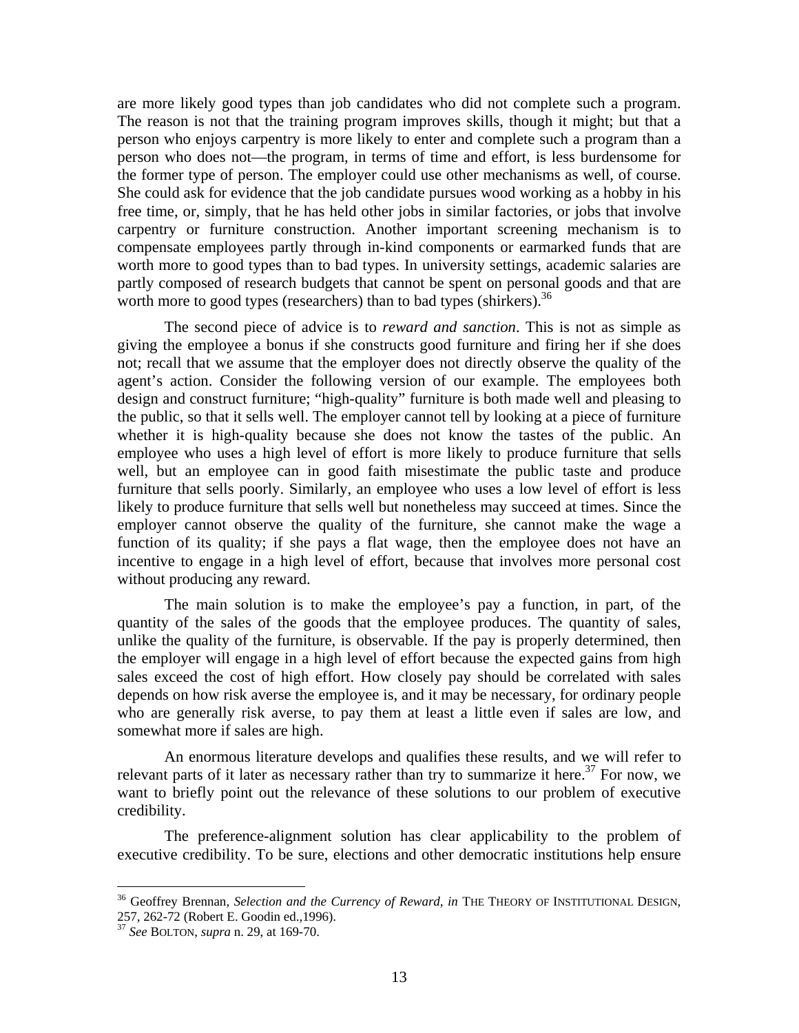are more likely good types than job candidates who did not complete such a program. The reason is not that the training program improves skills, though it might; but that a person who enjoys carpentry is more likely to enter and complete such a program than a person who does not—the program, in terms of time and effort, is less burdensome for the former type of person. The employer could use other mechanisms as well, of course. She could ask for evidence that the job candidate pursues wood working as a hobby in his free time, or, simply, that he has held other jobs in similar factories, or jobs that involve carpentry or furniture construction. Another important screening mechanism is to compensate employees partly through in-kind components or earmarked funds that are worth more to good types than to bad types. In university settings, academic salaries are partly composed of research budgets that cannot be spent on personal goods and that are worth more to good types (researchers) than to bad types (shirkers).[36]

The second piece of advice is to *reward and sanction*. This is not as simple as giving the employee a bonus if she constructs good furniture and firing her if she does not; recall that we assume that the employer does not directly observe the quality of the agent's action. Consider the following version of our example. The employees both design and construct furniture; "high-quality" furniture is both made well and pleasing to the public, so that it sells well. The employer cannot tell by looking at a piece of furniture whether it is high-quality because she does not know the tastes of the public. An employee who uses a high level of effort is more likely to produce furniture that sells well, but an employee can in good faith misestimate the public taste and produce furniture that sells poorly. Similarly, an employee who uses a low level of effort is less likely to produce furniture that sells well but nonetheless may succeed at times. Since the employer cannot observe the quality of the furniture, she cannot make the wage a function of its quality; if she pays a flat wage, then the employee does not have an incentive to engage in a high level of effort, because that involves more personal cost without producing any reward.

The main solution is to make the employee's pay a function, in part, of the quantity of the sales of the goods that the employee produces. The quantity of sales, unlike the quality of the furniture, is observable. If the pay is properly determined, then the employer will engage in a high level of effort because the expected gains from high sales exceed the cost of high effort. How closely pay should be correlated with sales depends on how risk averse the employee is, and it may be necessary, for ordinary people who are generally risk averse, to pay them at least a little even if sales are low, and somewhat more if sales are high.

An enormous literature develops and qualifies these results, and we will refer to relevant parts of it later as necessary rather than try to summarize it here.[37] For now, we want to briefly point out the relevance of these solutions to our problem of executive credibility.

The preference-alignment solution has clear applicability to the problem of executive credibility. To be sure, elections and other democratic institutions help ensure

---

[36] Geoffrey Brennan, *Selection and the Currency of Reward*, *in* THE THEORY OF INSTITUTIONAL DESIGN, 257, 262-72 (Robert E. Goodin ed.,1996).

[37] *See* BOLTON, *supra* n. 29, at 169-70.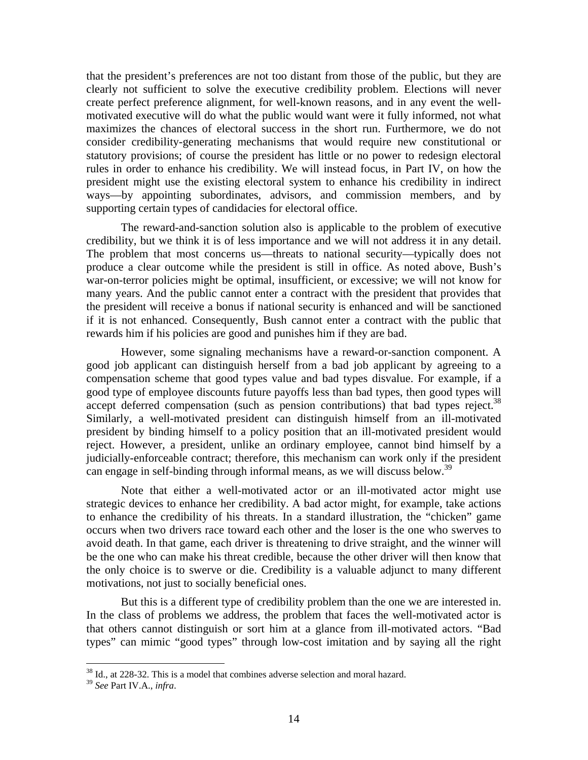that the president's preferences are not too distant from those of the public, but they are clearly not sufficient to solve the executive credibility problem. Elections will never create perfect preference alignment, for well-known reasons, and in any event the well-motivated executive will do what the public would want were it fully informed, not what maximizes the chances of electoral success in the short run. Furthermore, we do not consider credibility-generating mechanisms that would require new constitutional or statutory provisions; of course the president has little or no power to redesign electoral rules in order to enhance his credibility. We will instead focus, in Part IV, on how the president might use the existing electoral system to enhance his credibility in indirect ways—by appointing subordinates, advisors, and commission members, and by supporting certain types of candidacies for electoral office.

The reward-and-sanction solution also is applicable to the problem of executive credibility, but we think it is of less importance and we will not address it in any detail. The problem that most concerns us—threats to national security—typically does not produce a clear outcome while the president is still in office. As noted above, Bush's war-on-terror policies might be optimal, insufficient, or excessive; we will not know for many years. And the public cannot enter a contract with the president that provides that the president will receive a bonus if national security is enhanced and will be sanctioned if it is not enhanced. Consequently, Bush cannot enter a contract with the public that rewards him if his policies are good and punishes him if they are bad.

However, some signaling mechanisms have a reward-or-sanction component. A good job applicant can distinguish herself from a bad job applicant by agreeing to a compensation scheme that good types value and bad types disvalue. For example, if a good type of employee discounts future payoffs less than bad types, then good types will accept deferred compensation (such as pension contributions) that bad types reject.[38] Similarly, a well-motivated president can distinguish himself from an ill-motivated president by binding himself to a policy position that an ill-motivated president would reject. However, a president, unlike an ordinary employee, cannot bind himself by a judicially-enforceable contract; therefore, this mechanism can work only if the president can engage in self-binding through informal means, as we will discuss below.[39]

Note that either a well-motivated actor or an ill-motivated actor might use strategic devices to enhance her credibility. A bad actor might, for example, take actions to enhance the credibility of his threats. In a standard illustration, the "chicken" game occurs when two drivers race toward each other and the loser is the one who swerves to avoid death. In that game, each driver is threatening to drive straight, and the winner will be the one who can make his threat credible, because the other driver will then know that the only choice is to swerve or die. Credibility is a valuable adjunct to many different motivations, not just to socially beneficial ones.

But this is a different type of credibility problem than the one we are interested in. In the class of problems we address, the problem that faces the well-motivated actor is that others cannot distinguish or sort him at a glance from ill-motivated actors. "Bad types" can mimic "good types" through low-cost imitation and by saying all the right

[38] Id., at 228-32. This is a model that combines adverse selection and moral hazard.

[39] *See* Part IV.A., *infra*.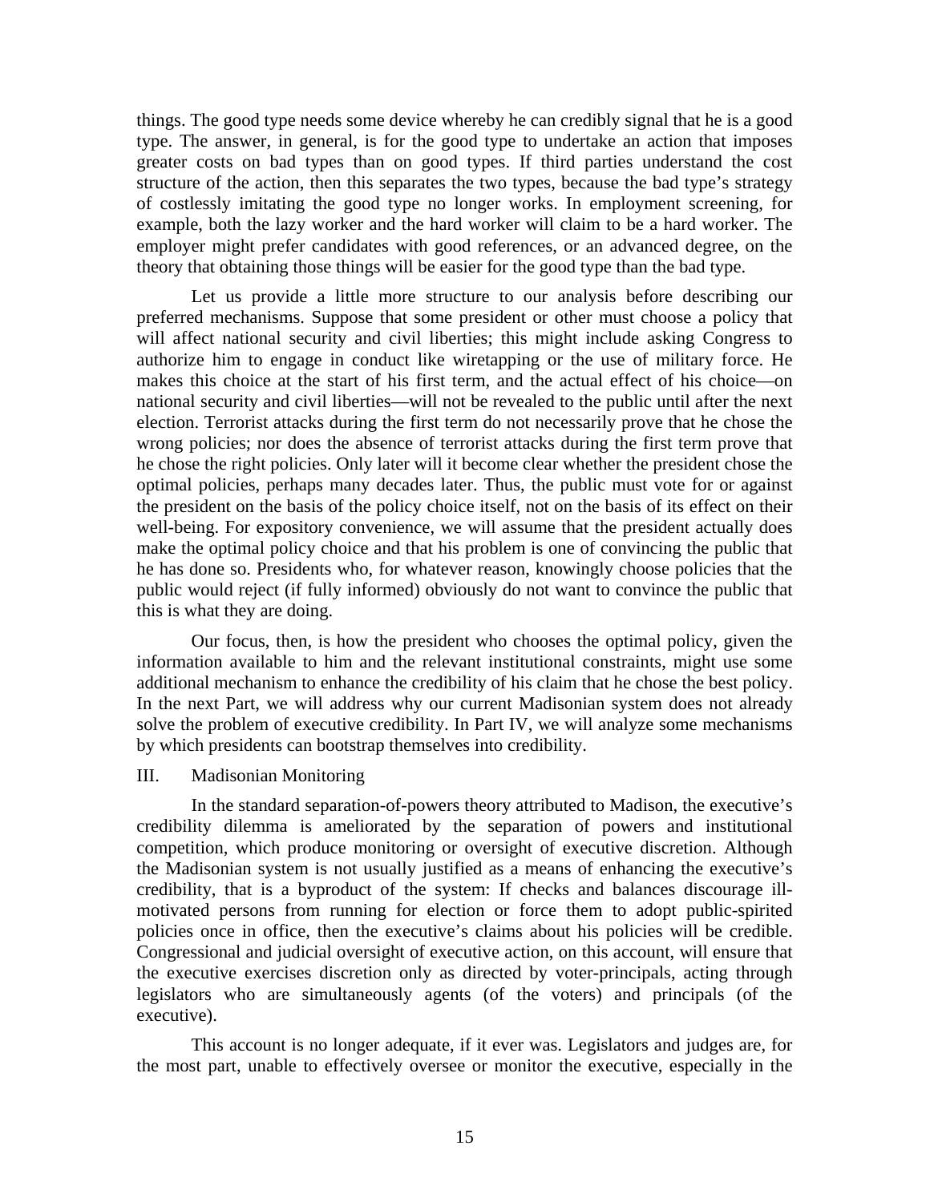things. The good type needs some device whereby he can credibly signal that he is a good type. The answer, in general, is for the good type to undertake an action that imposes greater costs on bad types than on good types. If third parties understand the cost structure of the action, then this separates the two types, because the bad type's strategy of costlessly imitating the good type no longer works. In employment screening, for example, both the lazy worker and the hard worker will claim to be a hard worker. The employer might prefer candidates with good references, or an advanced degree, on the theory that obtaining those things will be easier for the good type than the bad type.

Let us provide a little more structure to our analysis before describing our preferred mechanisms. Suppose that some president or other must choose a policy that will affect national security and civil liberties; this might include asking Congress to authorize him to engage in conduct like wiretapping or the use of military force. He makes this choice at the start of his first term, and the actual effect of his choice—on national security and civil liberties—will not be revealed to the public until after the next election. Terrorist attacks during the first term do not necessarily prove that he chose the wrong policies; nor does the absence of terrorist attacks during the first term prove that he chose the right policies. Only later will it become clear whether the president chose the optimal policies, perhaps many decades later. Thus, the public must vote for or against the president on the basis of the policy choice itself, not on the basis of its effect on their well-being. For expository convenience, we will assume that the president actually does make the optimal policy choice and that his problem is one of convincing the public that he has done so. Presidents who, for whatever reason, knowingly choose policies that the public would reject (if fully informed) obviously do not want to convince the public that this is what they are doing.

Our focus, then, is how the president who chooses the optimal policy, given the information available to him and the relevant institutional constraints, might use some additional mechanism to enhance the credibility of his claim that he chose the best policy. In the next Part, we will address why our current Madisonian system does not already solve the problem of executive credibility. In Part IV, we will analyze some mechanisms by which presidents can bootstrap themselves into credibility.

## III. Madisonian Monitoring

In the standard separation-of-powers theory attributed to Madison, the executive's credibility dilemma is ameliorated by the separation of powers and institutional competition, which produce monitoring or oversight of executive discretion. Although the Madisonian system is not usually justified as a means of enhancing the executive's credibility, that is a byproduct of the system: If checks and balances discourage ill-motivated persons from running for election or force them to adopt public-spirited policies once in office, then the executive's claims about his policies will be credible. Congressional and judicial oversight of executive action, on this account, will ensure that the executive exercises discretion only as directed by voter-principals, acting through legislators who are simultaneously agents (of the voters) and principals (of the executive).

This account is no longer adequate, if it ever was. Legislators and judges are, for the most part, unable to effectively oversee or monitor the executive, especially in the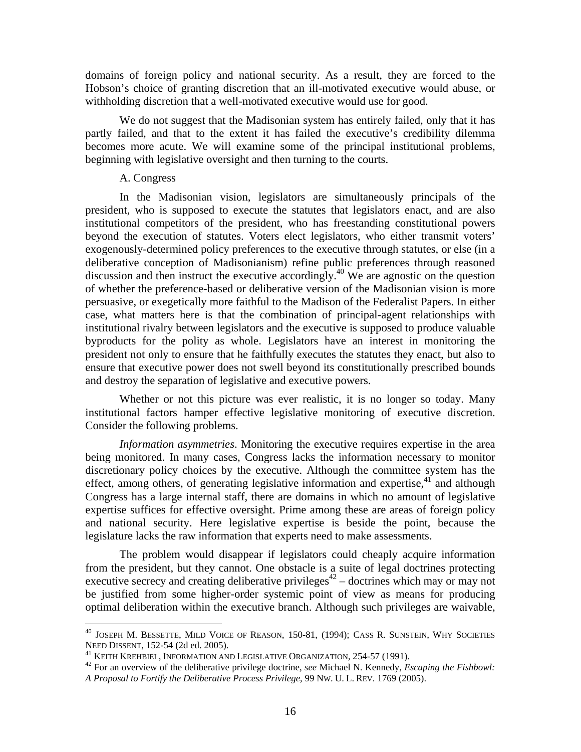domains of foreign policy and national security. As a result, they are forced to the Hobson's choice of granting discretion that an ill-motivated executive would abuse, or withholding discretion that a well-motivated executive would use for good.

We do not suggest that the Madisonian system has entirely failed, only that it has partly failed, and that to the extent it has failed the executive's credibility dilemma becomes more acute. We will examine some of the principal institutional problems, beginning with legislative oversight and then turning to the courts.

A. Congress

In the Madisonian vision, legislators are simultaneously principals of the president, who is supposed to execute the statutes that legislators enact, and are also institutional competitors of the president, who has freestanding constitutional powers beyond the execution of statutes. Voters elect legislators, who either transmit voters' exogenously-determined policy preferences to the executive through statutes, or else (in a deliberative conception of Madisonianism) refine public preferences through reasoned discussion and then instruct the executive accordingly.[40] We are agnostic on the question of whether the preference-based or deliberative version of the Madisonian vision is more persuasive, or exegetically more faithful to the Madison of the Federalist Papers. In either case, what matters here is that the combination of principal-agent relationships with institutional rivalry between legislators and the executive is supposed to produce valuable byproducts for the polity as whole. Legislators have an interest in monitoring the president not only to ensure that he faithfully executes the statutes they enact, but also to ensure that executive power does not swell beyond its constitutionally prescribed bounds and destroy the separation of legislative and executive powers.

Whether or not this picture was ever realistic, it is no longer so today. Many institutional factors hamper effective legislative monitoring of executive discretion. Consider the following problems.

*Information asymmetries*. Monitoring the executive requires expertise in the area being monitored. In many cases, Congress lacks the information necessary to monitor discretionary policy choices by the executive. Although the committee system has the effect, among others, of generating legislative information and expertise,[41] and although Congress has a large internal staff, there are domains in which no amount of legislative expertise suffices for effective oversight. Prime among these are areas of foreign policy and national security. Here legislative expertise is beside the point, because the legislature lacks the raw information that experts need to make assessments.

The problem would disappear if legislators could cheaply acquire information from the president, but they cannot. One obstacle is a suite of legal doctrines protecting executive secrecy and creating deliberative privileges[42] – doctrines which may or may not be justified from some higher-order systemic point of view as means for producing optimal deliberation within the executive branch. Although such privileges are waivable,

---

[40] JOSEPH M. BESSETTE, MILD VOICE OF REASON, 150-81, (1994); CASS R. SUNSTEIN, WHY SOCIETIES NEED DISSENT, 152-54 (2d ed. 2005).

[41] KEITH KREHBIEL, INFORMATION AND LEGISLATIVE ORGANIZATION, 254-57 (1991).

[42] For an overview of the deliberative privilege doctrine, *see* Michael N. Kennedy, *Escaping the Fishbowl: A Proposal to Fortify the Deliberative Process Privilege*, 99 NW. U. L. REV. 1769 (2005).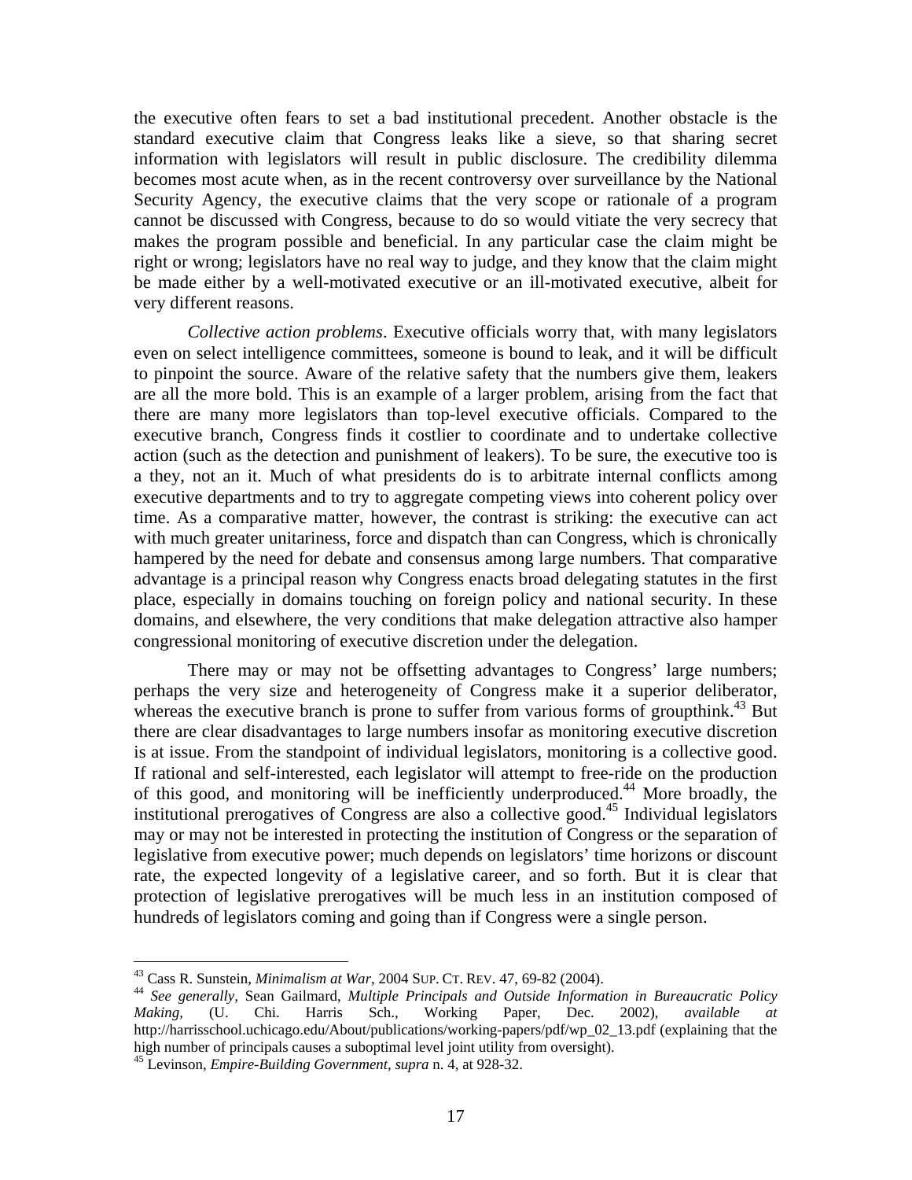the executive often fears to set a bad institutional precedent. Another obstacle is the standard executive claim that Congress leaks like a sieve, so that sharing secret information with legislators will result in public disclosure. The credibility dilemma becomes most acute when, as in the recent controversy over surveillance by the National Security Agency, the executive claims that the very scope or rationale of a program cannot be discussed with Congress, because to do so would vitiate the very secrecy that makes the program possible and beneficial. In any particular case the claim might be right or wrong; legislators have no real way to judge, and they know that the claim might be made either by a well-motivated executive or an ill-motivated executive, albeit for very different reasons.

*Collective action problems*. Executive officials worry that, with many legislators even on select intelligence committees, someone is bound to leak, and it will be difficult to pinpoint the source. Aware of the relative safety that the numbers give them, leakers are all the more bold. This is an example of a larger problem, arising from the fact that there are many more legislators than top-level executive officials. Compared to the executive branch, Congress finds it costlier to coordinate and to undertake collective action (such as the detection and punishment of leakers). To be sure, the executive too is a they, not an it. Much of what presidents do is to arbitrate internal conflicts among executive departments and to try to aggregate competing views into coherent policy over time. As a comparative matter, however, the contrast is striking: the executive can act with much greater unitariness, force and dispatch than can Congress, which is chronically hampered by the need for debate and consensus among large numbers. That comparative advantage is a principal reason why Congress enacts broad delegating statutes in the first place, especially in domains touching on foreign policy and national security. In these domains, and elsewhere, the very conditions that make delegation attractive also hamper congressional monitoring of executive discretion under the delegation.

There may or may not be offsetting advantages to Congress' large numbers; perhaps the very size and heterogeneity of Congress make it a superior deliberator, whereas the executive branch is prone to suffer from various forms of groupthink.[43] But there are clear disadvantages to large numbers insofar as monitoring executive discretion is at issue. From the standpoint of individual legislators, monitoring is a collective good. If rational and self-interested, each legislator will attempt to free-ride on the production of this good, and monitoring will be inefficiently underproduced.[44] More broadly, the institutional prerogatives of Congress are also a collective good.[45] Individual legislators may or may not be interested in protecting the institution of Congress or the separation of legislative from executive power; much depends on legislators' time horizons or discount rate, the expected longevity of a legislative career, and so forth. But it is clear that protection of legislative prerogatives will be much less in an institution composed of hundreds of legislators coming and going than if Congress were a single person.

---

[43] Cass R. Sunstein, *Minimalism at War*, 2004 SUP. CT. REV. 47, 69-82 (2004).

[44] *See generally,* Sean Gailmard, *Multiple Principals and Outside Information in Bureaucratic Policy Making*, (U. Chi. Harris Sch., Working Paper, Dec. 2002), *available at* http://harrisschool.uchicago.edu/About/publications/working-papers/pdf/wp_02_13.pdf (explaining that the high number of principals causes a suboptimal level joint utility from oversight).

[45] Levinson, *Empire-Building Government*, *supra* n. 4, at 928-32.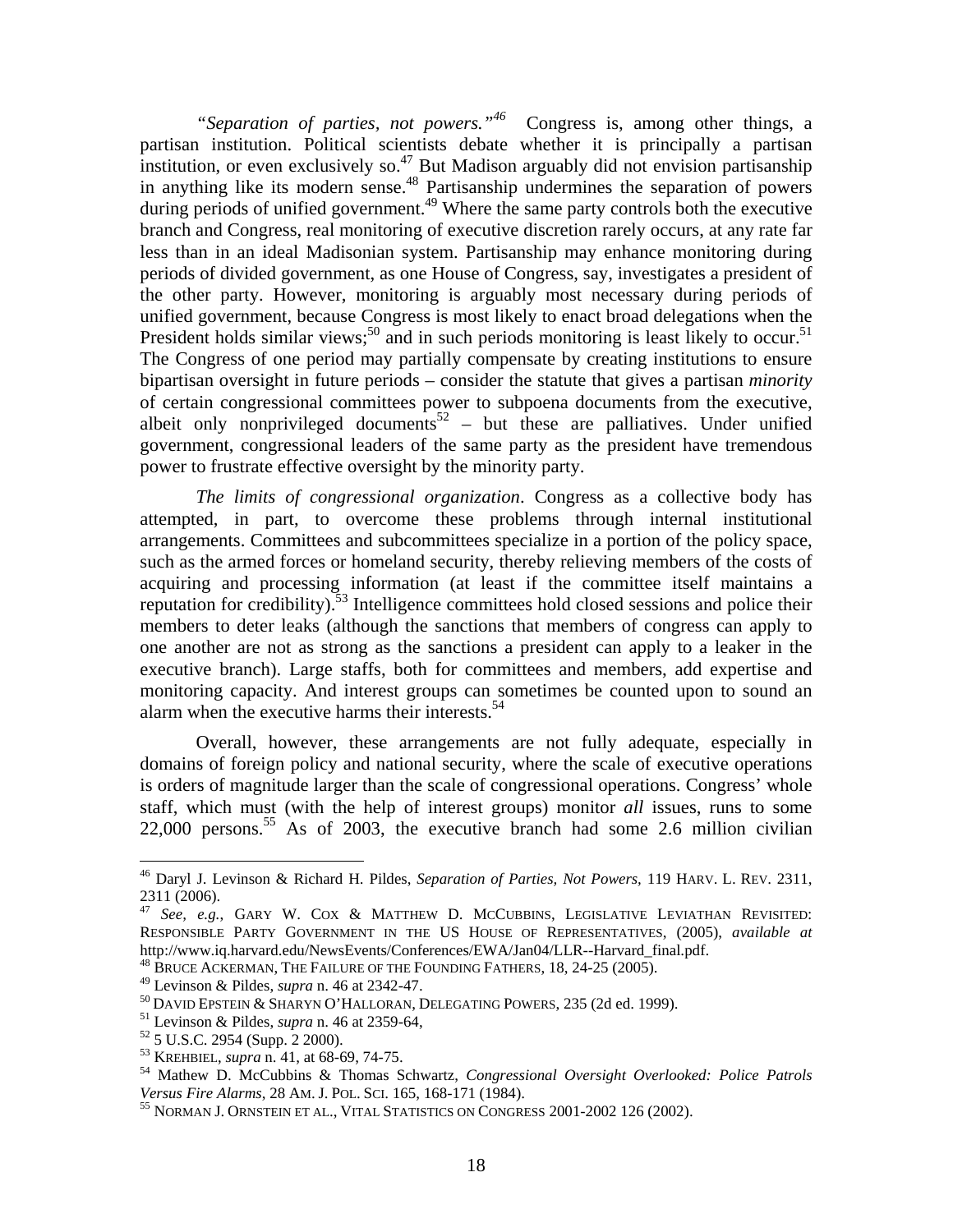*"Separation of parties, not powers."*[46] Congress is, among other things, a partisan institution. Political scientists debate whether it is principally a partisan institution, or even exclusively so.[47] But Madison arguably did not envision partisanship in anything like its modern sense.[48] Partisanship undermines the separation of powers during periods of unified government.[49] Where the same party controls both the executive branch and Congress, real monitoring of executive discretion rarely occurs, at any rate far less than in an ideal Madisonian system. Partisanship may enhance monitoring during periods of divided government, as one House of Congress, say, investigates a president of the other party. However, monitoring is arguably most necessary during periods of unified government, because Congress is most likely to enact broad delegations when the President holds similar views;[50] and in such periods monitoring is least likely to occur.[51] The Congress of one period may partially compensate by creating institutions to ensure bipartisan oversight in future periods – consider the statute that gives a partisan *minority* of certain congressional committees power to subpoena documents from the executive, albeit only nonprivileged documents[52] – but these are palliatives. Under unified government, congressional leaders of the same party as the president have tremendous power to frustrate effective oversight by the minority party.

*The limits of congressional organization*. Congress as a collective body has attempted, in part, to overcome these problems through internal institutional arrangements. Committees and subcommittees specialize in a portion of the policy space, such as the armed forces or homeland security, thereby relieving members of the costs of acquiring and processing information (at least if the committee itself maintains a reputation for credibility).[53] Intelligence committees hold closed sessions and police their members to deter leaks (although the sanctions that members of congress can apply to one another are not as strong as the sanctions a president can apply to a leaker in the executive branch). Large staffs, both for committees and members, add expertise and monitoring capacity. And interest groups can sometimes be counted upon to sound an alarm when the executive harms their interests.[54]

Overall, however, these arrangements are not fully adequate, especially in domains of foreign policy and national security, where the scale of executive operations is orders of magnitude larger than the scale of congressional operations. Congress' whole staff, which must (with the help of interest groups) monitor *all* issues, runs to some 22,000 persons.[55] As of 2003, the executive branch had some 2.6 million civilian

---

[46] Daryl J. Levinson & Richard H. Pildes, *Separation of Parties, Not Powers*, 119 HARV. L. REV. 2311, 2311 (2006).

[47] *See, e.g.*, GARY W. COX & MATTHEW D. MCCUBBINS, LEGISLATIVE LEVIATHAN REVISITED: RESPONSIBLE PARTY GOVERNMENT IN THE US HOUSE OF REPRESENTATIVES, (2005), *available at* http://www.iq.harvard.edu/NewsEvents/Conferences/EWA/Jan04/LLR--Harvard_final.pdf.

[48] BRUCE ACKERMAN, THE FAILURE OF THE FOUNDING FATHERS, 18, 24-25 (2005).

[49] Levinson & Pildes, *supra* n. 46 at 2342-47.

[50] DAVID EPSTEIN & SHARYN O'HALLORAN, DELEGATING POWERS, 235 (2d ed. 1999).

[51] Levinson & Pildes, *supra* n. 46 at 2359-64,

[52] 5 U.S.C. 2954 (Supp. 2 2000).

[53] KREHBIEL, *supra* n. 41, at 68-69, 74-75.

[54] Mathew D. McCubbins & Thomas Schwartz, *Congressional Oversight Overlooked: Police Patrols Versus Fire Alarms*, 28 AM. J. POL. SCI. 165, 168-171 (1984).

[55] NORMAN J. ORNSTEIN ET AL., VITAL STATISTICS ON CONGRESS 2001-2002 126 (2002).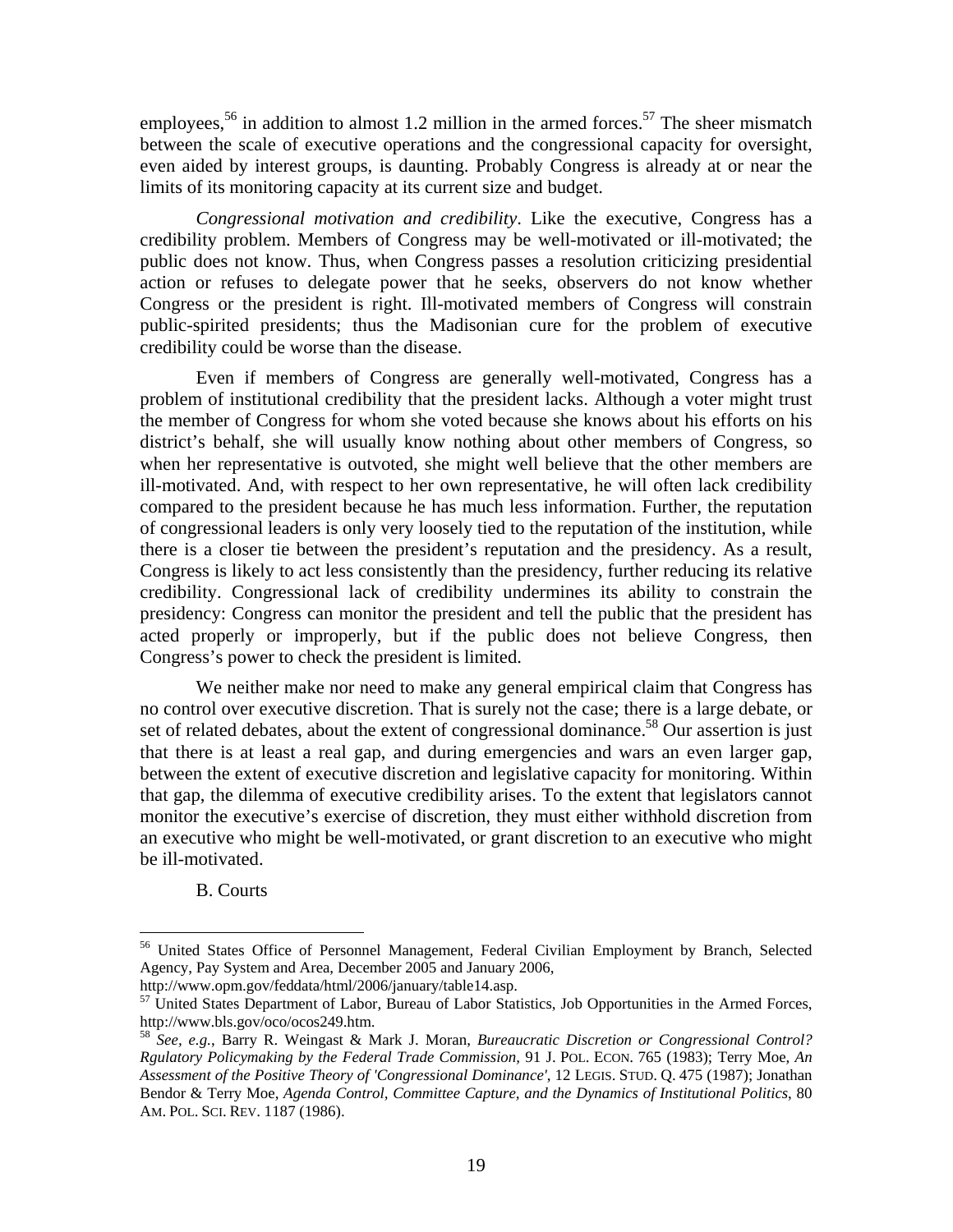employees,[56] in addition to almost 1.2 million in the armed forces.[57] The sheer mismatch between the scale of executive operations and the congressional capacity for oversight, even aided by interest groups, is daunting. Probably Congress is already at or near the limits of its monitoring capacity at its current size and budget.

*Congressional motivation and credibility*. Like the executive, Congress has a credibility problem. Members of Congress may be well-motivated or ill-motivated; the public does not know. Thus, when Congress passes a resolution criticizing presidential action or refuses to delegate power that he seeks, observers do not know whether Congress or the president is right. Ill-motivated members of Congress will constrain public-spirited presidents; thus the Madisonian cure for the problem of executive credibility could be worse than the disease.

Even if members of Congress are generally well-motivated, Congress has a problem of institutional credibility that the president lacks. Although a voter might trust the member of Congress for whom she voted because she knows about his efforts on his district's behalf, she will usually know nothing about other members of Congress, so when her representative is outvoted, she might well believe that the other members are ill-motivated. And, with respect to her own representative, he will often lack credibility compared to the president because he has much less information. Further, the reputation of congressional leaders is only very loosely tied to the reputation of the institution, while there is a closer tie between the president's reputation and the presidency. As a result, Congress is likely to act less consistently than the presidency, further reducing its relative credibility. Congressional lack of credibility undermines its ability to constrain the presidency: Congress can monitor the president and tell the public that the president has acted properly or improperly, but if the public does not believe Congress, then Congress's power to check the president is limited.

We neither make nor need to make any general empirical claim that Congress has no control over executive discretion. That is surely not the case; there is a large debate, or set of related debates, about the extent of congressional dominance.[58] Our assertion is just that there is at least a real gap, and during emergencies and wars an even larger gap, between the extent of executive discretion and legislative capacity for monitoring. Within that gap, the dilemma of executive credibility arises. To the extent that legislators cannot monitor the executive's exercise of discretion, they must either withhold discretion from an executive who might be well-motivated, or grant discretion to an executive who might be ill-motivated.

## B. Courts

---

[56] United States Office of Personnel Management, Federal Civilian Employment by Branch, Selected Agency, Pay System and Area, December 2005 and January 2006, http://www.opm.gov/feddata/html/2006/january/table14.asp.

[57] United States Department of Labor, Bureau of Labor Statistics, Job Opportunities in the Armed Forces, http://www.bls.gov/oco/ocos249.htm.

[58] *See, e.g.*, Barry R. Weingast & Mark J. Moran, *Bureaucratic Discretion or Congressional Control? Rgulatory Policymaking by the Federal Trade Commission*, 91 J. POL. ECON. 765 (1983); Terry Moe, *An Assessment of the Positive Theory of 'Congressional Dominance'*, 12 LEGIS. STUD. Q. 475 (1987); Jonathan Bendor & Terry Moe, *Agenda Control, Committee Capture, and the Dynamics of Institutional Politics*, 80 AM. POL. SCI. REV. 1187 (1986).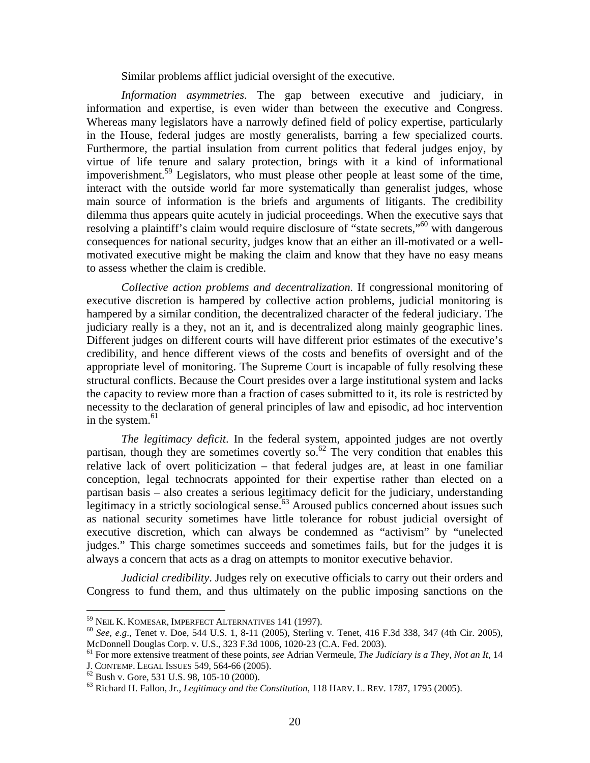Similar problems afflict judicial oversight of the executive.

*Information asymmetries*. The gap between executive and judiciary, in information and expertise, is even wider than between the executive and Congress. Whereas many legislators have a narrowly defined field of policy expertise, particularly in the House, federal judges are mostly generalists, barring a few specialized courts. Furthermore, the partial insulation from current politics that federal judges enjoy, by virtue of life tenure and salary protection, brings with it a kind of informational impoverishment.[59] Legislators, who must please other people at least some of the time, interact with the outside world far more systematically than generalist judges, whose main source of information is the briefs and arguments of litigants. The credibility dilemma thus appears quite acutely in judicial proceedings. When the executive says that resolving a plaintiff's claim would require disclosure of "state secrets,"[60] with dangerous consequences for national security, judges know that an either an ill-motivated or a well-motivated executive might be making the claim and know that they have no easy means to assess whether the claim is credible.

*Collective action problems and decentralization.* If congressional monitoring of executive discretion is hampered by collective action problems, judicial monitoring is hampered by a similar condition, the decentralized character of the federal judiciary. The judiciary really is a they, not an it, and is decentralized along mainly geographic lines. Different judges on different courts will have different prior estimates of the executive's credibility, and hence different views of the costs and benefits of oversight and of the appropriate level of monitoring. The Supreme Court is incapable of fully resolving these structural conflicts. Because the Court presides over a large institutional system and lacks the capacity to review more than a fraction of cases submitted to it, its role is restricted by necessity to the declaration of general principles of law and episodic, ad hoc intervention in the system.[61]

*The legitimacy deficit*. In the federal system, appointed judges are not overtly partisan, though they are sometimes covertly so.[62] The very condition that enables this relative lack of overt politicization – that federal judges are, at least in one familiar conception, legal technocrats appointed for their expertise rather than elected on a partisan basis – also creates a serious legitimacy deficit for the judiciary, understanding legitimacy in a strictly sociological sense.[63] Aroused publics concerned about issues such as national security sometimes have little tolerance for robust judicial oversight of executive discretion, which can always be condemned as "activism" by "unelected judges." This charge sometimes succeeds and sometimes fails, but for the judges it is always a concern that acts as a drag on attempts to monitor executive behavior.

*Judicial credibility*. Judges rely on executive officials to carry out their orders and Congress to fund them, and thus ultimately on the public imposing sanctions on the

---

[59] NEIL K. KOMESAR, IMPERFECT ALTERNATIVES 141 (1997).

[60] *See, e.g.*, Tenet v. Doe, 544 U.S. 1, 8-11 (2005), Sterling v. Tenet, 416 F.3d 338, 347 (4th Cir. 2005), McDonnell Douglas Corp. v. U.S., 323 F.3d 1006, 1020-23 (C.A. Fed. 2003).

[61] For more extensive treatment of these points, *see* Adrian Vermeule, *The Judiciary is a They, Not an It*, 14 J. CONTEMP. LEGAL ISSUES 549, 564-66 (2005).

[62] Bush v. Gore, 531 U.S. 98, 105-10 (2000).

[63] Richard H. Fallon, Jr., *Legitimacy and the Constitution*, 118 HARV. L. REV. 1787, 1795 (2005).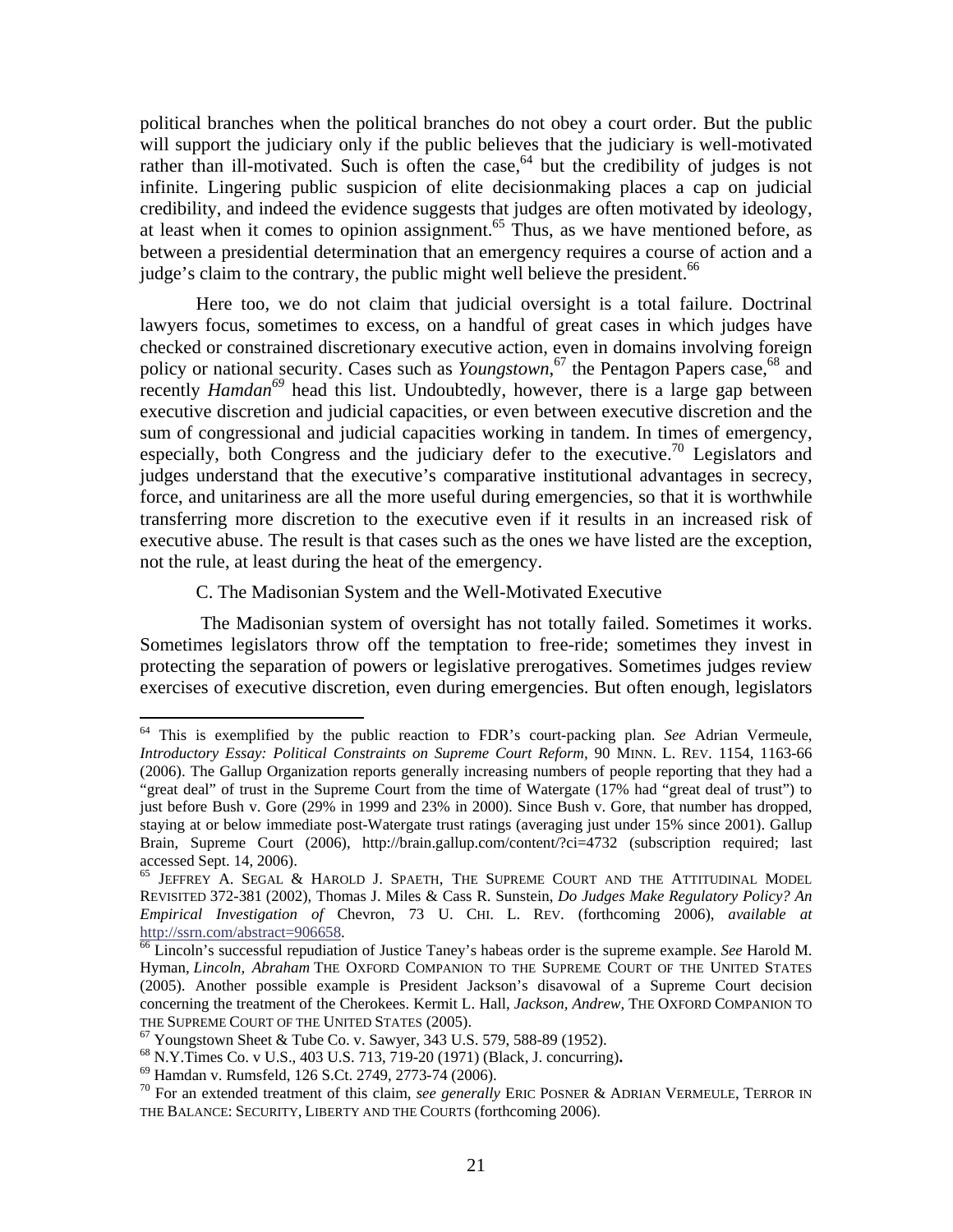political branches when the political branches do not obey a court order. But the public will support the judiciary only if the public believes that the judiciary is well-motivated rather than ill-motivated. Such is often the case,[64] but the credibility of judges is not infinite. Lingering public suspicion of elite decisionmaking places a cap on judicial credibility, and indeed the evidence suggests that judges are often motivated by ideology, at least when it comes to opinion assignment.[65] Thus, as we have mentioned before, as between a presidential determination that an emergency requires a course of action and a judge's claim to the contrary, the public might well believe the president.[66]

Here too, we do not claim that judicial oversight is a total failure. Doctrinal lawyers focus, sometimes to excess, on a handful of great cases in which judges have checked or constrained discretionary executive action, even in domains involving foreign policy or national security. Cases such as *Youngstown*,[67] the Pentagon Papers case,[68] and recently *Hamdan*[69] head this list. Undoubtedly, however, there is a large gap between executive discretion and judicial capacities, or even between executive discretion and the sum of congressional and judicial capacities working in tandem. In times of emergency, especially, both Congress and the judiciary defer to the executive.[70] Legislators and judges understand that the executive's comparative institutional advantages in secrecy, force, and unitariness are all the more useful during emergencies, so that it is worthwhile transferring more discretion to the executive even if it results in an increased risk of executive abuse. The result is that cases such as the ones we have listed are the exception, not the rule, at least during the heat of the emergency.

### C. The Madisonian System and the Well-Motivated Executive

The Madisonian system of oversight has not totally failed. Sometimes it works. Sometimes legislators throw off the temptation to free-ride; sometimes they invest in protecting the separation of powers or legislative prerogatives. Sometimes judges review exercises of executive discretion, even during emergencies. But often enough, legislators

---

[64] This is exemplified by the public reaction to FDR's court-packing plan. *See* Adrian Vermeule, *Introductory Essay: Political Constraints on Supreme Court Reform*, 90 MINN. L. REV. 1154, 1163-66 (2006). The Gallup Organization reports generally increasing numbers of people reporting that they had a "great deal" of trust in the Supreme Court from the time of Watergate (17% had "great deal of trust") to just before Bush v. Gore (29% in 1999 and 23% in 2000). Since Bush v. Gore, that number has dropped, staying at or below immediate post-Watergate trust ratings (averaging just under 15% since 2001). Gallup Brain, Supreme Court (2006), http://brain.gallup.com/content/?ci=4732 (subscription required; last accessed Sept. 14, 2006).

[65] JEFFREY A. SEGAL & HAROLD J. SPAETH, THE SUPREME COURT AND THE ATTITUDINAL MODEL REVISITED 372-381 (2002), Thomas J. Miles & Cass R. Sunstein, *Do Judges Make Regulatory Policy? An Empirical Investigation of* Chevron, 73 U. CHI. L. REV. (forthcoming 2006), *available at* http://ssrn.com/abstract=906658.

[66] Lincoln's successful repudiation of Justice Taney's habeas order is the supreme example. *See* Harold M. Hyman, *Lincoln, Abraham* THE OXFORD COMPANION TO THE SUPREME COURT OF THE UNITED STATES (2005). Another possible example is President Jackson's disavowal of a Supreme Court decision concerning the treatment of the Cherokees. Kermit L. Hall, *Jackson, Andrew*, THE OXFORD COMPANION TO THE SUPREME COURT OF THE UNITED STATES (2005).

[67] Youngstown Sheet & Tube Co. v. Sawyer, 343 U.S. 579, 588-89 (1952).

[68] N.Y.Times Co. v U.S., 403 U.S. 713, 719-20 (1971) (Black, J. concurring).

[69] Hamdan v. Rumsfeld, 126 S.Ct. 2749, 2773-74 (2006).

[70] For an extended treatment of this claim, *see generally* ERIC POSNER & ADRIAN VERMEULE, TERROR IN THE BALANCE: SECURITY, LIBERTY AND THE COURTS (forthcoming 2006).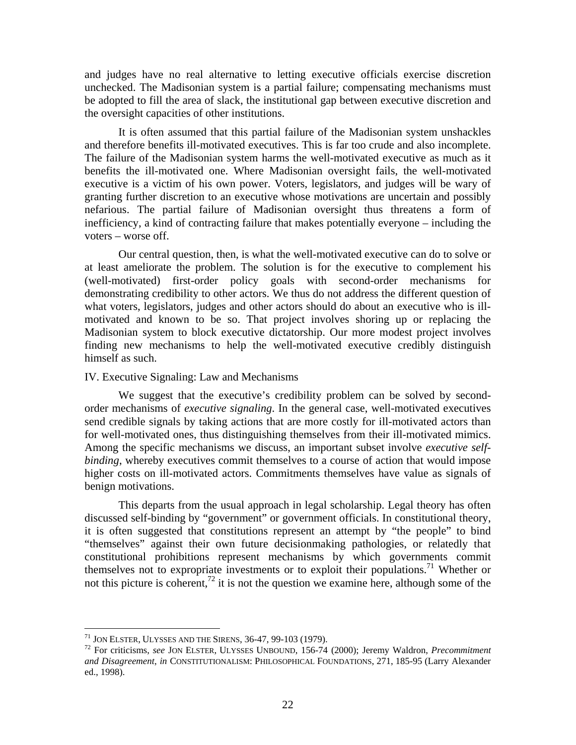and judges have no real alternative to letting executive officials exercise discretion unchecked. The Madisonian system is a partial failure; compensating mechanisms must be adopted to fill the area of slack, the institutional gap between executive discretion and the oversight capacities of other institutions.

It is often assumed that this partial failure of the Madisonian system unshackles and therefore benefits ill-motivated executives. This is far too crude and also incomplete. The failure of the Madisonian system harms the well-motivated executive as much as it benefits the ill-motivated one. Where Madisonian oversight fails, the well-motivated executive is a victim of his own power. Voters, legislators, and judges will be wary of granting further discretion to an executive whose motivations are uncertain and possibly nefarious. The partial failure of Madisonian oversight thus threatens a form of inefficiency, a kind of contracting failure that makes potentially everyone – including the voters – worse off.

Our central question, then, is what the well-motivated executive can do to solve or at least ameliorate the problem. The solution is for the executive to complement his (well-motivated) first-order policy goals with second-order mechanisms for demonstrating credibility to other actors. We thus do not address the different question of what voters, legislators, judges and other actors should do about an executive who is ill-motivated and known to be so. That project involves shoring up or replacing the Madisonian system to block executive dictatorship. Our more modest project involves finding new mechanisms to help the well-motivated executive credibly distinguish himself as such.

## IV. Executive Signaling: Law and Mechanisms

We suggest that the executive's credibility problem can be solved by second-order mechanisms of *executive signaling*. In the general case, well-motivated executives send credible signals by taking actions that are more costly for ill-motivated actors than for well-motivated ones, thus distinguishing themselves from their ill-motivated mimics. Among the specific mechanisms we discuss, an important subset involve *executive self-binding*, whereby executives commit themselves to a course of action that would impose higher costs on ill-motivated actors. Commitments themselves have value as signals of benign motivations.

This departs from the usual approach in legal scholarship. Legal theory has often discussed self-binding by "government" or government officials. In constitutional theory, it is often suggested that constitutions represent an attempt by "the people" to bind "themselves" against their own future decisionmaking pathologies, or relatedly that constitutional prohibitions represent mechanisms by which governments commit themselves not to expropriate investments or to exploit their populations.[71] Whether or not this picture is coherent,[72] it is not the question we examine here, although some of the

---

[71] JON ELSTER, ULYSSES AND THE SIRENS, 36-47, 99-103 (1979).

[72] For criticisms, *see* JON ELSTER, ULYSSES UNBOUND, 156-74 (2000); Jeremy Waldron, *Precommitment and Disagreement*, *in* CONSTITUTIONALISM: PHILOSOPHICAL FOUNDATIONS, 271, 185-95 (Larry Alexander ed., 1998).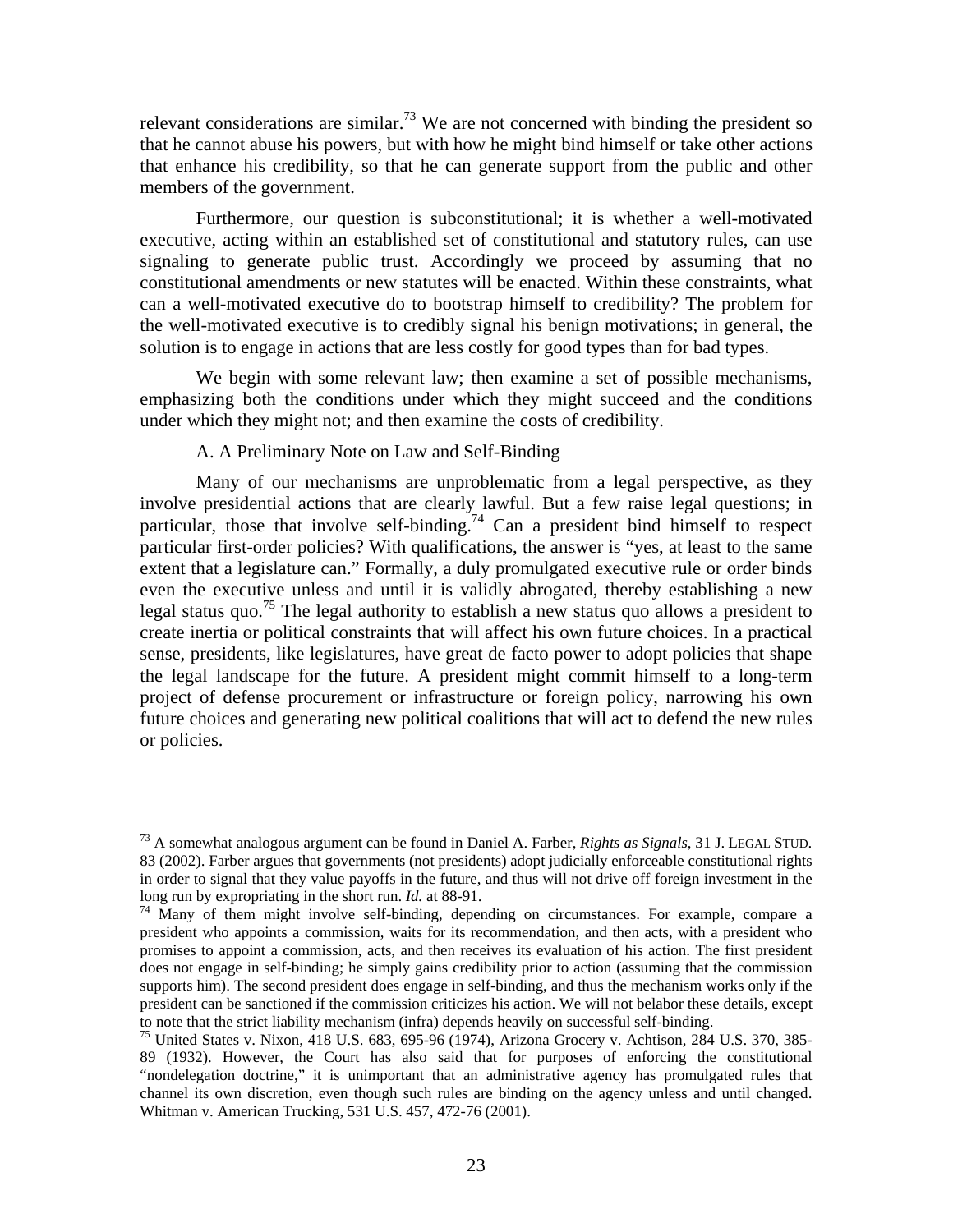relevant considerations are similar.[73] We are not concerned with binding the president so that he cannot abuse his powers, but with how he might bind himself or take other actions that enhance his credibility, so that he can generate support from the public and other members of the government.

Furthermore, our question is subconstitutional; it is whether a well-motivated executive, acting within an established set of constitutional and statutory rules, can use signaling to generate public trust. Accordingly we proceed by assuming that no constitutional amendments or new statutes will be enacted. Within these constraints, what can a well-motivated executive do to bootstrap himself to credibility? The problem for the well-motivated executive is to credibly signal his benign motivations; in general, the solution is to engage in actions that are less costly for good types than for bad types.

We begin with some relevant law; then examine a set of possible mechanisms, emphasizing both the conditions under which they might succeed and the conditions under which they might not; and then examine the costs of credibility.

### A. A Preliminary Note on Law and Self-Binding

Many of our mechanisms are unproblematic from a legal perspective, as they involve presidential actions that are clearly lawful. But a few raise legal questions; in particular, those that involve self-binding.[74] Can a president bind himself to respect particular first-order policies? With qualifications, the answer is "yes, at least to the same extent that a legislature can." Formally, a duly promulgated executive rule or order binds even the executive unless and until it is validly abrogated, thereby establishing a new legal status quo.[75] The legal authority to establish a new status quo allows a president to create inertia or political constraints that will affect his own future choices. In a practical sense, presidents, like legislatures, have great de facto power to adopt policies that shape the legal landscape for the future. A president might commit himself to a long-term project of defense procurement or infrastructure or foreign policy, narrowing his own future choices and generating new political coalitions that will act to defend the new rules or policies.

---

[73] A somewhat analogous argument can be found in Daniel A. Farber, *Rights as Signals*, 31 J. LEGAL STUD. 83 (2002). Farber argues that governments (not presidents) adopt judicially enforceable constitutional rights in order to signal that they value payoffs in the future, and thus will not drive off foreign investment in the long run by expropriating in the short run. *Id.* at 88-91.

[74] Many of them might involve self-binding, depending on circumstances. For example, compare a president who appoints a commission, waits for its recommendation, and then acts, with a president who promises to appoint a commission, acts, and then receives its evaluation of his action. The first president does not engage in self-binding; he simply gains credibility prior to action (assuming that the commission supports him). The second president does engage in self-binding, and thus the mechanism works only if the president can be sanctioned if the commission criticizes his action. We will not belabor these details, except to note that the strict liability mechanism (infra) depends heavily on successful self-binding.

[75] United States v. Nixon, 418 U.S. 683, 695-96 (1974), Arizona Grocery v. Achtison, 284 U.S. 370, 385-89 (1932). However, the Court has also said that for purposes of enforcing the constitutional "nondelegation doctrine," it is unimportant that an administrative agency has promulgated rules that channel its own discretion, even though such rules are binding on the agency unless and until changed. Whitman v. American Trucking, 531 U.S. 457, 472-76 (2001).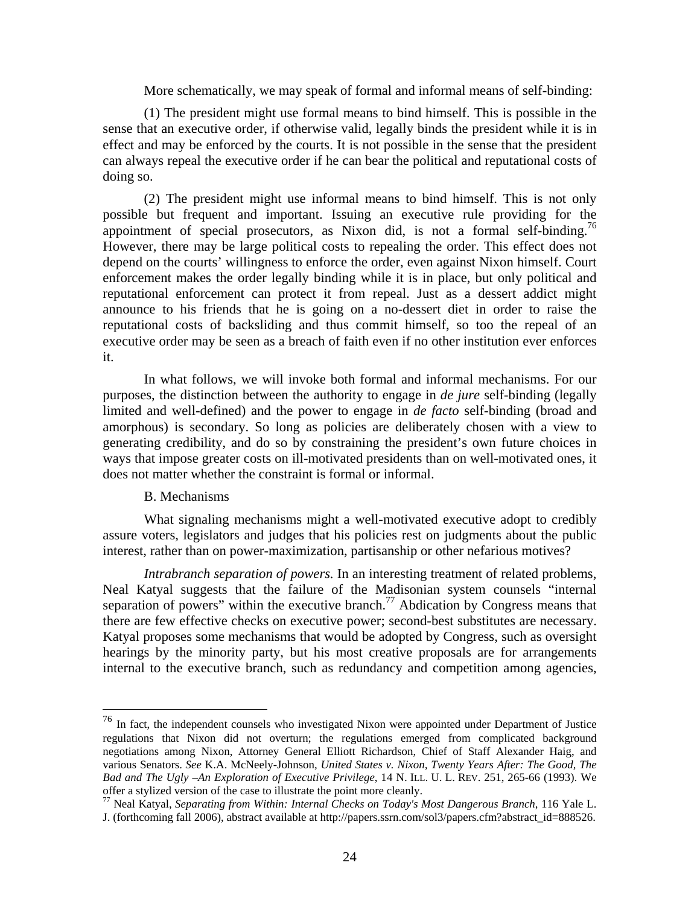More schematically, we may speak of formal and informal means of self-binding:

(1) The president might use formal means to bind himself. This is possible in the sense that an executive order, if otherwise valid, legally binds the president while it is in effect and may be enforced by the courts. It is not possible in the sense that the president can always repeal the executive order if he can bear the political and reputational costs of doing so.

(2) The president might use informal means to bind himself. This is not only possible but frequent and important. Issuing an executive rule providing for the appointment of special prosecutors, as Nixon did, is not a formal self-binding.[76] However, there may be large political costs to repealing the order. This effect does not depend on the courts' willingness to enforce the order, even against Nixon himself. Court enforcement makes the order legally binding while it is in place, but only political and reputational enforcement can protect it from repeal. Just as a dessert addict might announce to his friends that he is going on a no-dessert diet in order to raise the reputational costs of backsliding and thus commit himself, so too the repeal of an executive order may be seen as a breach of faith even if no other institution ever enforces it.

In what follows, we will invoke both formal and informal mechanisms. For our purposes, the distinction between the authority to engage in *de jure* self-binding (legally limited and well-defined) and the power to engage in *de facto* self-binding (broad and amorphous) is secondary. So long as policies are deliberately chosen with a view to generating credibility, and do so by constraining the president's own future choices in ways that impose greater costs on ill-motivated presidents than on well-motivated ones, it does not matter whether the constraint is formal or informal.

B. Mechanisms

What signaling mechanisms might a well-motivated executive adopt to credibly assure voters, legislators and judges that his policies rest on judgments about the public interest, rather than on power-maximization, partisanship or other nefarious motives?

*Intrabranch separation of powers.* In an interesting treatment of related problems, Neal Katyal suggests that the failure of the Madisonian system counsels "internal separation of powers" within the executive branch.[77] Abdication by Congress means that there are few effective checks on executive power; second-best substitutes are necessary. Katyal proposes some mechanisms that would be adopted by Congress, such as oversight hearings by the minority party, but his most creative proposals are for arrangements internal to the executive branch, such as redundancy and competition among agencies,

---

[76] In fact, the independent counsels who investigated Nixon were appointed under Department of Justice regulations that Nixon did not overturn; the regulations emerged from complicated background negotiations among Nixon, Attorney General Elliott Richardson, Chief of Staff Alexander Haig, and various Senators. *See* K.A. McNeely-Johnson, *United States v. Nixon, Twenty Years After: The Good, The Bad and The Ugly –An Exploration of Executive Privilege*, 14 N. ILL. U. L. REV. 251, 265-66 (1993). We offer a stylized version of the case to illustrate the point more cleanly.

[77] Neal Katyal, *Separating from Within: Internal Checks on Today's Most Dangerous Branch*, 116 Yale L. J. (forthcoming fall 2006), abstract available at http://papers.ssrn.com/sol3/papers.cfm?abstract_id=888526.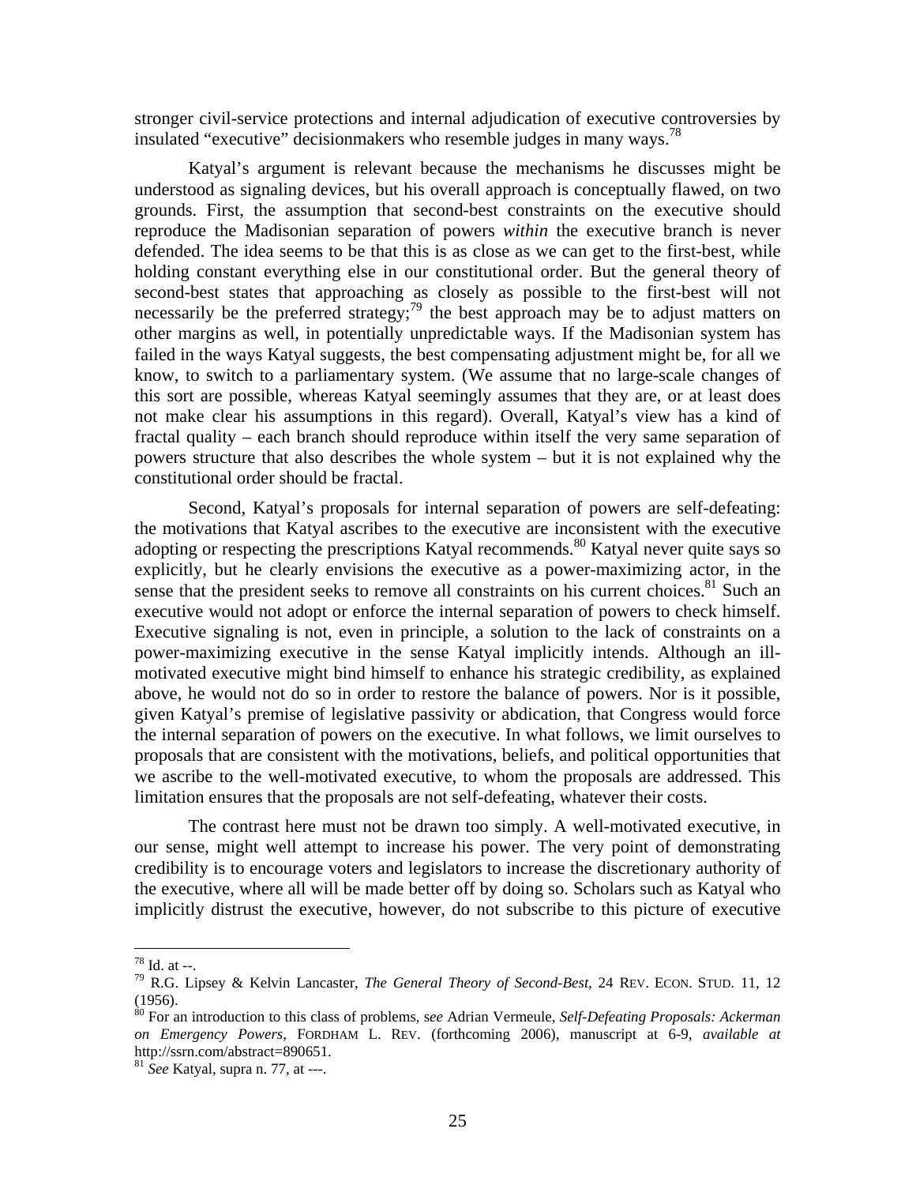stronger civil-service protections and internal adjudication of executive controversies by insulated "executive" decisionmakers who resemble judges in many ways.[78]

Katyal's argument is relevant because the mechanisms he discusses might be understood as signaling devices, but his overall approach is conceptually flawed, on two grounds. First, the assumption that second-best constraints on the executive should reproduce the Madisonian separation of powers *within* the executive branch is never defended. The idea seems to be that this is as close as we can get to the first-best, while holding constant everything else in our constitutional order. But the general theory of second-best states that approaching as closely as possible to the first-best will not necessarily be the preferred strategy;[79] the best approach may be to adjust matters on other margins as well, in potentially unpredictable ways. If the Madisonian system has failed in the ways Katyal suggests, the best compensating adjustment might be, for all we know, to switch to a parliamentary system. (We assume that no large-scale changes of this sort are possible, whereas Katyal seemingly assumes that they are, or at least does not make clear his assumptions in this regard). Overall, Katyal's view has a kind of fractal quality – each branch should reproduce within itself the very same separation of powers structure that also describes the whole system – but it is not explained why the constitutional order should be fractal.

Second, Katyal's proposals for internal separation of powers are self-defeating: the motivations that Katyal ascribes to the executive are inconsistent with the executive adopting or respecting the prescriptions Katyal recommends.[80] Katyal never quite says so explicitly, but he clearly envisions the executive as a power-maximizing actor, in the sense that the president seeks to remove all constraints on his current choices.[81] Such an executive would not adopt or enforce the internal separation of powers to check himself. Executive signaling is not, even in principle, a solution to the lack of constraints on a power-maximizing executive in the sense Katyal implicitly intends. Although an ill-motivated executive might bind himself to enhance his strategic credibility, as explained above, he would not do so in order to restore the balance of powers. Nor is it possible, given Katyal's premise of legislative passivity or abdication, that Congress would force the internal separation of powers on the executive. In what follows, we limit ourselves to proposals that are consistent with the motivations, beliefs, and political opportunities that we ascribe to the well-motivated executive, to whom the proposals are addressed. This limitation ensures that the proposals are not self-defeating, whatever their costs.

The contrast here must not be drawn too simply. A well-motivated executive, in our sense, might well attempt to increase his power. The very point of demonstrating credibility is to encourage voters and legislators to increase the discretionary authority of the executive, where all will be made better off by doing so. Scholars such as Katyal who implicitly distrust the executive, however, do not subscribe to this picture of executive

---

[78] Id. at --.

[79] R.G. Lipsey & Kelvin Lancaster, *The General Theory of Second-Best*, 24 REV. ECON. STUD. 11, 12 (1956).

[80] For an introduction to this class of problems, s*ee* Adrian Vermeule, *Self-Defeating Proposals: Ackerman on Emergency Powers*, FORDHAM L. REV. (forthcoming 2006), manuscript at 6-9, *available at* http://ssrn.com/abstract=890651.

[81] *See* Katyal, supra n. 77, at ---.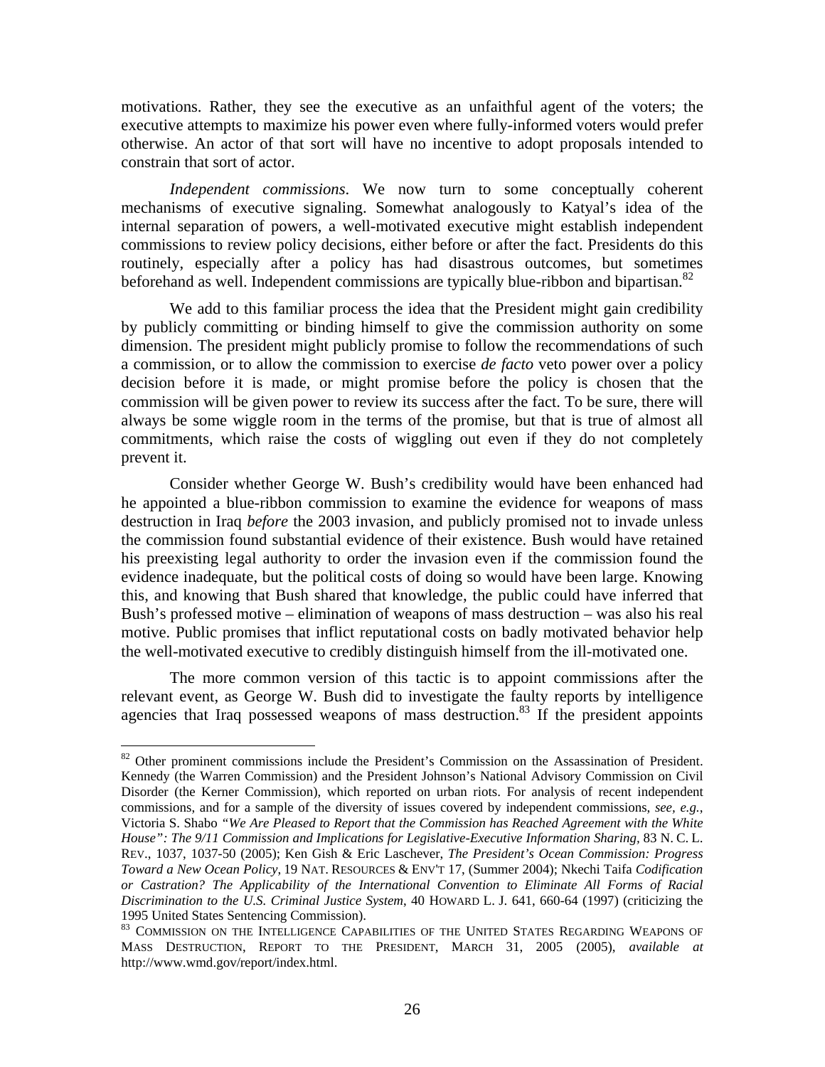motivations. Rather, they see the executive as an unfaithful agent of the voters; the executive attempts to maximize his power even where fully-informed voters would prefer otherwise. An actor of that sort will have no incentive to adopt proposals intended to constrain that sort of actor.

*Independent commissions*. We now turn to some conceptually coherent mechanisms of executive signaling. Somewhat analogously to Katyal's idea of the internal separation of powers, a well-motivated executive might establish independent commissions to review policy decisions, either before or after the fact. Presidents do this routinely, especially after a policy has had disastrous outcomes, but sometimes beforehand as well. Independent commissions are typically blue-ribbon and bipartisan.[82]

We add to this familiar process the idea that the President might gain credibility by publicly committing or binding himself to give the commission authority on some dimension. The president might publicly promise to follow the recommendations of such a commission, or to allow the commission to exercise *de facto* veto power over a policy decision before it is made, or might promise before the policy is chosen that the commission will be given power to review its success after the fact. To be sure, there will always be some wiggle room in the terms of the promise, but that is true of almost all commitments, which raise the costs of wiggling out even if they do not completely prevent it.

Consider whether George W. Bush's credibility would have been enhanced had he appointed a blue-ribbon commission to examine the evidence for weapons of mass destruction in Iraq *before* the 2003 invasion, and publicly promised not to invade unless the commission found substantial evidence of their existence. Bush would have retained his preexisting legal authority to order the invasion even if the commission found the evidence inadequate, but the political costs of doing so would have been large. Knowing this, and knowing that Bush shared that knowledge, the public could have inferred that Bush's professed motive – elimination of weapons of mass destruction – was also his real motive. Public promises that inflict reputational costs on badly motivated behavior help the well-motivated executive to credibly distinguish himself from the ill-motivated one.

The more common version of this tactic is to appoint commissions after the relevant event, as George W. Bush did to investigate the faulty reports by intelligence agencies that Iraq possessed weapons of mass destruction.[83] If the president appoints

---

[82] Other prominent commissions include the President's Commission on the Assassination of President. Kennedy (the Warren Commission) and the President Johnson's National Advisory Commission on Civil Disorder (the Kerner Commission), which reported on urban riots. For analysis of recent independent commissions, and for a sample of the diversity of issues covered by independent commissions, *see, e.g.*, Victoria S. Shabo *"We Are Pleased to Report that the Commission has Reached Agreement with the White House": The 9/11 Commission and Implications for Legislative-Executive Information Sharing*, 83 N. C. L. REV., 1037, 1037-50 (2005); Ken Gish & Eric Laschever, *The President's Ocean Commission: Progress Toward a New Ocean Policy*, 19 NAT. RESOURCES & ENV'T 17, (Summer 2004); Nkechi Taifa *Codification or Castration? The Applicability of the International Convention to Eliminate All Forms of Racial Discrimination to the U.S. Criminal Justice System*, 40 HOWARD L. J. 641, 660-64 (1997) (criticizing the 1995 United States Sentencing Commission).

[83] COMMISSION ON THE INTELLIGENCE CAPABILITIES OF THE UNITED STATES REGARDING WEAPONS OF MASS DESTRUCTION, REPORT TO THE PRESIDENT, MARCH 31, 2005 (2005), *available at* http://www.wmd.gov/report/index.html.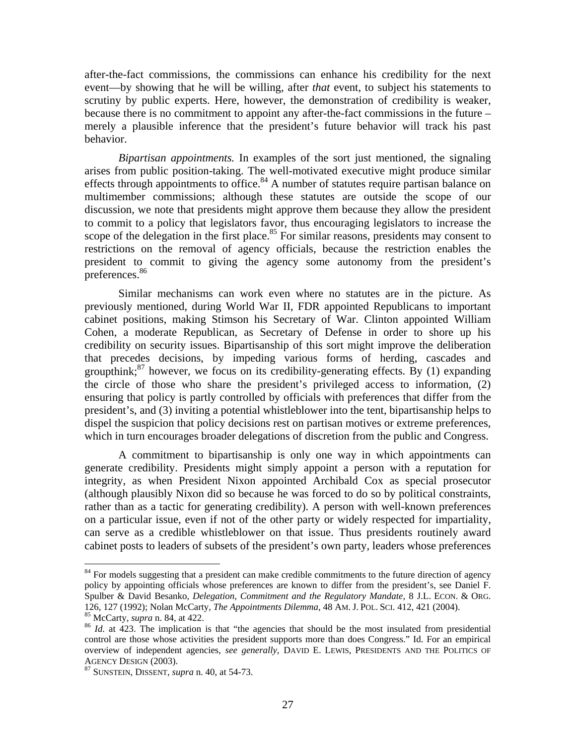after-the-fact commissions, the commissions can enhance his credibility for the next event—by showing that he will be willing, after *that* event, to subject his statements to scrutiny by public experts. Here, however, the demonstration of credibility is weaker, because there is no commitment to appoint any after-the-fact commissions in the future – merely a plausible inference that the president's future behavior will track his past behavior.

*Bipartisan appointments.* In examples of the sort just mentioned, the signaling arises from public position-taking. The well-motivated executive might produce similar effects through appointments to office.[84] A number of statutes require partisan balance on multimember commissions; although these statutes are outside the scope of our discussion, we note that presidents might approve them because they allow the president to commit to a policy that legislators favor, thus encouraging legislators to increase the scope of the delegation in the first place.[85] For similar reasons, presidents may consent to restrictions on the removal of agency officials, because the restriction enables the president to commit to giving the agency some autonomy from the president's preferences.[86]

Similar mechanisms can work even where no statutes are in the picture. As previously mentioned, during World War II, FDR appointed Republicans to important cabinet positions, making Stimson his Secretary of War. Clinton appointed William Cohen, a moderate Republican, as Secretary of Defense in order to shore up his credibility on security issues. Bipartisanship of this sort might improve the deliberation that precedes decisions, by impeding various forms of herding, cascades and groupthink;[87] however, we focus on its credibility-generating effects. By (1) expanding the circle of those who share the president's privileged access to information, (2) ensuring that policy is partly controlled by officials with preferences that differ from the president's, and (3) inviting a potential whistleblower into the tent, bipartisanship helps to dispel the suspicion that policy decisions rest on partisan motives or extreme preferences, which in turn encourages broader delegations of discretion from the public and Congress.

A commitment to bipartisanship is only one way in which appointments can generate credibility. Presidents might simply appoint a person with a reputation for integrity, as when President Nixon appointed Archibald Cox as special prosecutor (although plausibly Nixon did so because he was forced to do so by political constraints, rather than as a tactic for generating credibility). A person with well-known preferences on a particular issue, even if not of the other party or widely respected for impartiality, can serve as a credible whistleblower on that issue. Thus presidents routinely award cabinet posts to leaders of subsets of the president's own party, leaders whose preferences

---

[84] For models suggesting that a president can make credible commitments to the future direction of agency policy by appointing officials whose preferences are known to differ from the president's, see Daniel F. Spulber & David Besanko, *Delegation, Commitment and the Regulatory Mandate*, 8 J.L. ECON. & ORG. 126, 127 (1992); Nolan McCarty, *The Appointments Dilemma*, 48 AM. J. POL. SCI. 412, 421 (2004).

[85] McCarty, *supra* n. 84, at 422.

[86] *Id.* at 423. The implication is that "the agencies that should be the most insulated from presidential control are those whose activities the president supports more than does Congress." Id. For an empirical overview of independent agencies, *see generally*, DAVID E. LEWIS, PRESIDENTS AND THE POLITICS OF AGENCY DESIGN (2003).

[87] SUNSTEIN, DISSENT, *supra* n. 40, at 54-73.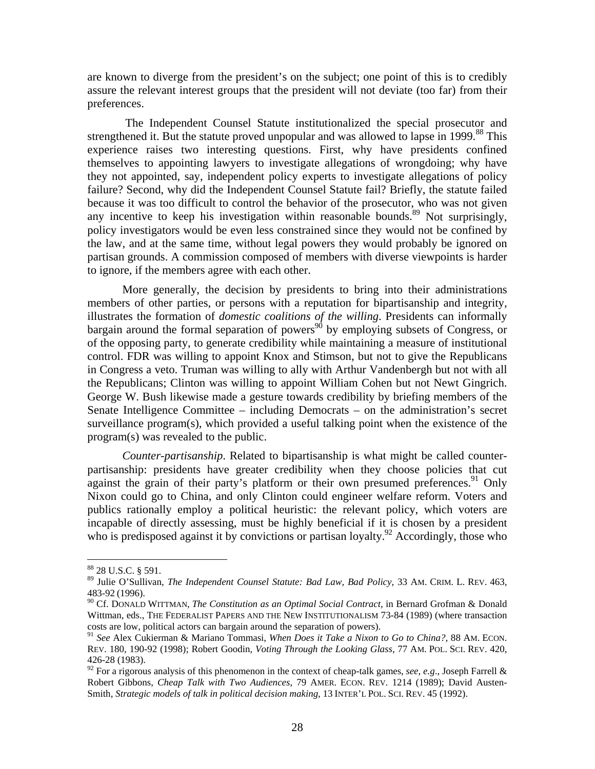are known to diverge from the president's on the subject; one point of this is to credibly assure the relevant interest groups that the president will not deviate (too far) from their preferences.

The Independent Counsel Statute institutionalized the special prosecutor and strengthened it. But the statute proved unpopular and was allowed to lapse in 1999.[88] This experience raises two interesting questions. First, why have presidents confined themselves to appointing lawyers to investigate allegations of wrongdoing; why have they not appointed, say, independent policy experts to investigate allegations of policy failure? Second, why did the Independent Counsel Statute fail? Briefly, the statute failed because it was too difficult to control the behavior of the prosecutor, who was not given any incentive to keep his investigation within reasonable bounds.[89] Not surprisingly, policy investigators would be even less constrained since they would not be confined by the law, and at the same time, without legal powers they would probably be ignored on partisan grounds. A commission composed of members with diverse viewpoints is harder to ignore, if the members agree with each other.

More generally, the decision by presidents to bring into their administrations members of other parties, or persons with a reputation for bipartisanship and integrity, illustrates the formation of *domestic coalitions of the willing*. Presidents can informally bargain around the formal separation of powers[90] by employing subsets of Congress, or of the opposing party, to generate credibility while maintaining a measure of institutional control. FDR was willing to appoint Knox and Stimson, but not to give the Republicans in Congress a veto. Truman was willing to ally with Arthur Vandenbergh but not with all the Republicans; Clinton was willing to appoint William Cohen but not Newt Gingrich. George W. Bush likewise made a gesture towards credibility by briefing members of the Senate Intelligence Committee – including Democrats – on the administration's secret surveillance program(s), which provided a useful talking point when the existence of the program(s) was revealed to the public.

*Counter-partisanship*. Related to bipartisanship is what might be called counter-partisanship: presidents have greater credibility when they choose policies that cut against the grain of their party's platform or their own presumed preferences.[91] Only Nixon could go to China, and only Clinton could engineer welfare reform. Voters and publics rationally employ a political heuristic: the relevant policy, which voters are incapable of directly assessing, must be highly beneficial if it is chosen by a president who is predisposed against it by convictions or partisan loyalty.[92] Accordingly, those who

---

[88] 28 U.S.C. § 591.

[89] Julie O'Sullivan, *The Independent Counsel Statute: Bad Law, Bad Policy*, 33 AM. CRIM. L. REV. 463, 483-92 (1996).

[90] Cf. DONALD WITTMAN, *The Constitution as an Optimal Social Contract*, in Bernard Grofman & Donald Wittman, eds., THE FEDERALIST PAPERS AND THE NEW INSTITUTIONALISM 73-84 (1989) (where transaction costs are low, political actors can bargain around the separation of powers).

[91] *See* Alex Cukierman & Mariano Tommasi, *When Does it Take a Nixon to Go to China?*, 88 AM. ECON. REV. 180, 190-92 (1998); Robert Goodin, *Voting Through the Looking Glass*, 77 AM. POL. SCI. REV. 420, 426-28 (1983).

[92] For a rigorous analysis of this phenomenon in the context of cheap-talk games, *see, e.g*., Joseph Farrell & Robert Gibbons, *Cheap Talk with Two Audiences*, 79 AMER. ECON. REV. 1214 (1989); David Austen-Smith, *Strategic models of talk in political decision making*, 13 INTER'L POL. SCI. REV. 45 (1992).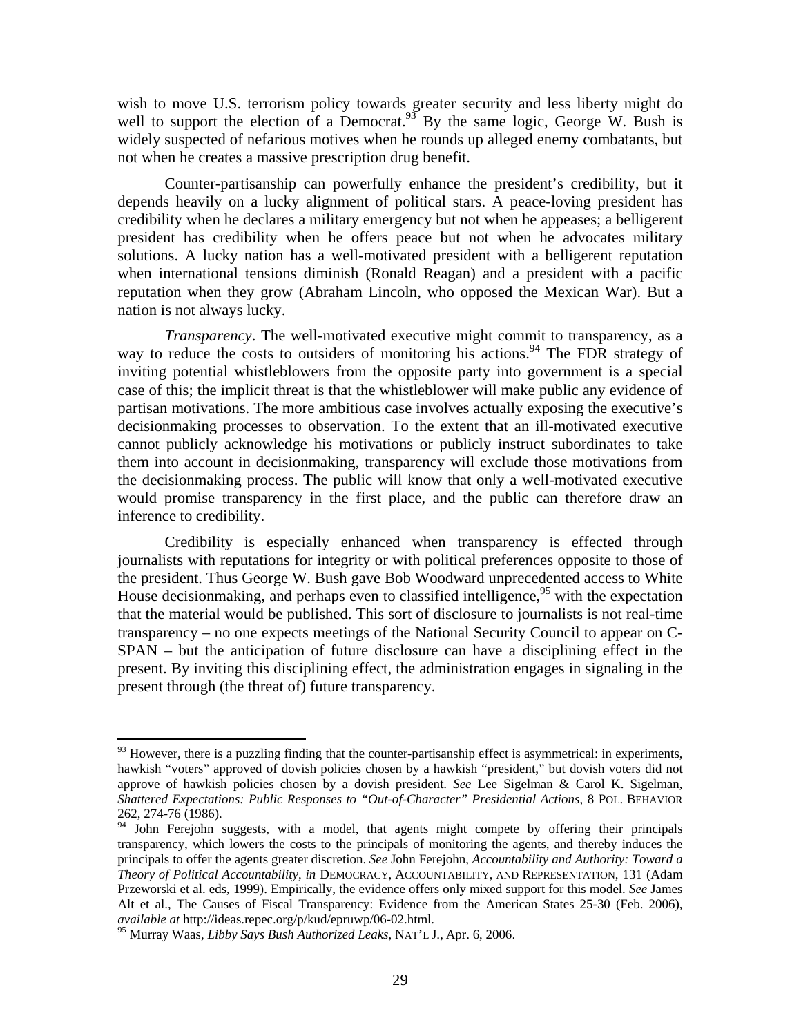wish to move U.S. terrorism policy towards greater security and less liberty might do well to support the election of a Democrat.[93] By the same logic, George W. Bush is widely suspected of nefarious motives when he rounds up alleged enemy combatants, but not when he creates a massive prescription drug benefit.

Counter-partisanship can powerfully enhance the president's credibility, but it depends heavily on a lucky alignment of political stars. A peace-loving president has credibility when he declares a military emergency but not when he appeases; a belligerent president has credibility when he offers peace but not when he advocates military solutions. A lucky nation has a well-motivated president with a belligerent reputation when international tensions diminish (Ronald Reagan) and a president with a pacific reputation when they grow (Abraham Lincoln, who opposed the Mexican War). But a nation is not always lucky.

*Transparency*. The well-motivated executive might commit to transparency, as a way to reduce the costs to outsiders of monitoring his actions.[94] The FDR strategy of inviting potential whistleblowers from the opposite party into government is a special case of this; the implicit threat is that the whistleblower will make public any evidence of partisan motivations. The more ambitious case involves actually exposing the executive's decisionmaking processes to observation. To the extent that an ill-motivated executive cannot publicly acknowledge his motivations or publicly instruct subordinates to take them into account in decisionmaking, transparency will exclude those motivations from the decisionmaking process. The public will know that only a well-motivated executive would promise transparency in the first place, and the public can therefore draw an inference to credibility.

Credibility is especially enhanced when transparency is effected through journalists with reputations for integrity or with political preferences opposite to those of the president. Thus George W. Bush gave Bob Woodward unprecedented access to White House decisionmaking, and perhaps even to classified intelligence,[95] with the expectation that the material would be published. This sort of disclosure to journalists is not real-time transparency – no one expects meetings of the National Security Council to appear on C-SPAN – but the anticipation of future disclosure can have a disciplining effect in the present. By inviting this disciplining effect, the administration engages in signaling in the present through (the threat of) future transparency.

---

[93] However, there is a puzzling finding that the counter-partisanship effect is asymmetrical: in experiments, hawkish "voters" approved of dovish policies chosen by a hawkish "president," but dovish voters did not approve of hawkish policies chosen by a dovish president. *See* Lee Sigelman & Carol K. Sigelman, *Shattered Expectations: Public Responses to "Out-of-Character" Presidential Actions*, 8 POL. BEHAVIOR 262, 274-76 (1986).

[94] John Ferejohn suggests, with a model, that agents might compete by offering their principals transparency, which lowers the costs to the principals of monitoring the agents, and thereby induces the principals to offer the agents greater discretion. *See* John Ferejohn, *Accountability and Authority: Toward a Theory of Political Accountability*, *in* DEMOCRACY, ACCOUNTABILITY, AND REPRESENTATION, 131 (Adam Przeworski et al. eds, 1999). Empirically, the evidence offers only mixed support for this model. *See* James Alt et al., The Causes of Fiscal Transparency: Evidence from the American States 25-30 (Feb. 2006), *available at* http://ideas.repec.org/p/kud/epruwp/06-02.html.

[95] Murray Waas, *Libby Says Bush Authorized Leaks*, NAT'L J., Apr. 6, 2006.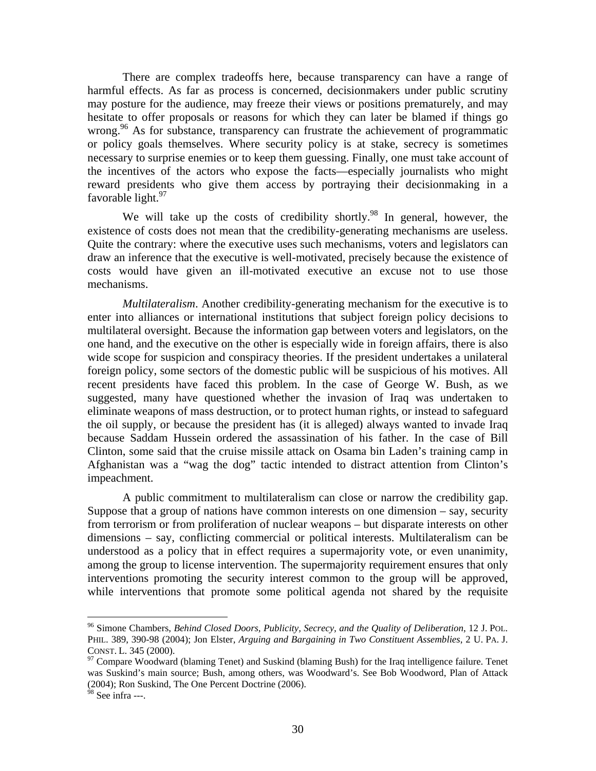There are complex tradeoffs here, because transparency can have a range of harmful effects. As far as process is concerned, decisionmakers under public scrutiny may posture for the audience, may freeze their views or positions prematurely, and may hesitate to offer proposals or reasons for which they can later be blamed if things go wrong.[96] As for substance, transparency can frustrate the achievement of programmatic or policy goals themselves. Where security policy is at stake, secrecy is sometimes necessary to surprise enemies or to keep them guessing. Finally, one must take account of the incentives of the actors who expose the facts—especially journalists who might reward presidents who give them access by portraying their decisionmaking in a favorable light.[97]

We will take up the costs of credibility shortly.[98] In general, however, the existence of costs does not mean that the credibility-generating mechanisms are useless. Quite the contrary: where the executive uses such mechanisms, voters and legislators can draw an inference that the executive is well-motivated, precisely because the existence of costs would have given an ill-motivated executive an excuse not to use those mechanisms.

*Multilateralism*. Another credibility-generating mechanism for the executive is to enter into alliances or international institutions that subject foreign policy decisions to multilateral oversight. Because the information gap between voters and legislators, on the one hand, and the executive on the other is especially wide in foreign affairs, there is also wide scope for suspicion and conspiracy theories. If the president undertakes a unilateral foreign policy, some sectors of the domestic public will be suspicious of his motives. All recent presidents have faced this problem. In the case of George W. Bush, as we suggested, many have questioned whether the invasion of Iraq was undertaken to eliminate weapons of mass destruction, or to protect human rights, or instead to safeguard the oil supply, or because the president has (it is alleged) always wanted to invade Iraq because Saddam Hussein ordered the assassination of his father. In the case of Bill Clinton, some said that the cruise missile attack on Osama bin Laden's training camp in Afghanistan was a "wag the dog" tactic intended to distract attention from Clinton's impeachment.

A public commitment to multilateralism can close or narrow the credibility gap. Suppose that a group of nations have common interests on one dimension – say, security from terrorism or from proliferation of nuclear weapons – but disparate interests on other dimensions – say, conflicting commercial or political interests. Multilateralism can be understood as a policy that in effect requires a supermajority vote, or even unanimity, among the group to license intervention. The supermajority requirement ensures that only interventions promoting the security interest common to the group will be approved, while interventions that promote some political agenda not shared by the requisite

---

[96] Simone Chambers, *Behind Closed Doors, Publicity, Secrecy, and the Quality of Deliberation*, 12 J. POL. PHIL. 389, 390-98 (2004); Jon Elster, *Arguing and Bargaining in Two Constituent Assemblies*, 2 U. PA. J. CONST. L. 345 (2000).

[97] Compare Woodward (blaming Tenet) and Suskind (blaming Bush) for the Iraq intelligence failure. Tenet was Suskind's main source; Bush, among others, was Woodward's. See Bob Woodword, Plan of Attack (2004); Ron Suskind, The One Percent Doctrine (2006).

[98] See infra ---.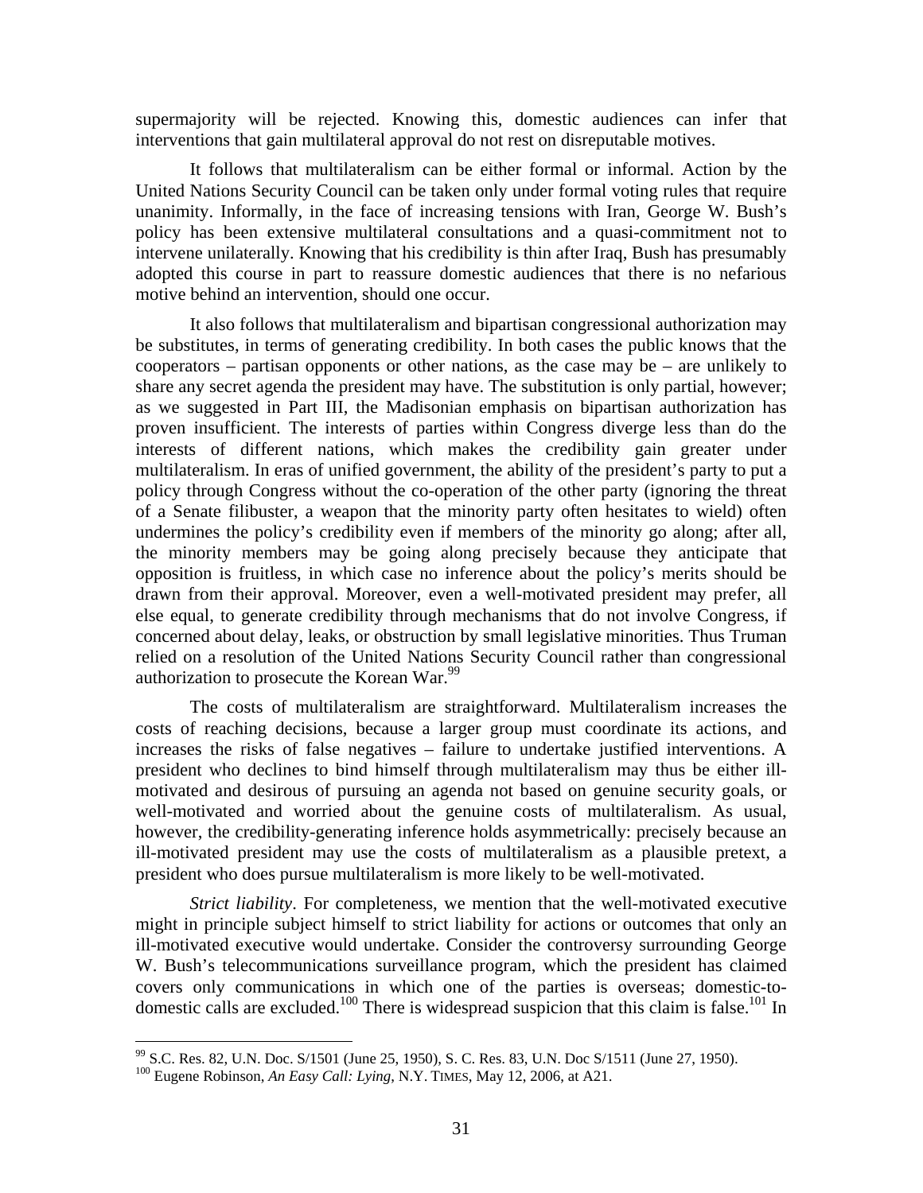supermajority will be rejected. Knowing this, domestic audiences can infer that interventions that gain multilateral approval do not rest on disreputable motives.

It follows that multilateralism can be either formal or informal. Action by the United Nations Security Council can be taken only under formal voting rules that require unanimity. Informally, in the face of increasing tensions with Iran, George W. Bush's policy has been extensive multilateral consultations and a quasi-commitment not to intervene unilaterally. Knowing that his credibility is thin after Iraq, Bush has presumably adopted this course in part to reassure domestic audiences that there is no nefarious motive behind an intervention, should one occur.

It also follows that multilateralism and bipartisan congressional authorization may be substitutes, in terms of generating credibility. In both cases the public knows that the cooperators – partisan opponents or other nations, as the case may be – are unlikely to share any secret agenda the president may have. The substitution is only partial, however; as we suggested in Part III, the Madisonian emphasis on bipartisan authorization has proven insufficient. The interests of parties within Congress diverge less than do the interests of different nations, which makes the credibility gain greater under multilateralism. In eras of unified government, the ability of the president's party to put a policy through Congress without the co-operation of the other party (ignoring the threat of a Senate filibuster, a weapon that the minority party often hesitates to wield) often undermines the policy's credibility even if members of the minority go along; after all, the minority members may be going along precisely because they anticipate that opposition is fruitless, in which case no inference about the policy's merits should be drawn from their approval. Moreover, even a well-motivated president may prefer, all else equal, to generate credibility through mechanisms that do not involve Congress, if concerned about delay, leaks, or obstruction by small legislative minorities. Thus Truman relied on a resolution of the United Nations Security Council rather than congressional authorization to prosecute the Korean War.[99]

The costs of multilateralism are straightforward. Multilateralism increases the costs of reaching decisions, because a larger group must coordinate its actions, and increases the risks of false negatives – failure to undertake justified interventions. A president who declines to bind himself through multilateralism may thus be either ill-motivated and desirous of pursuing an agenda not based on genuine security goals, or well-motivated and worried about the genuine costs of multilateralism. As usual, however, the credibility-generating inference holds asymmetrically: precisely because an ill-motivated president may use the costs of multilateralism as a plausible pretext, a president who does pursue multilateralism is more likely to be well-motivated.

*Strict liability*. For completeness, we mention that the well-motivated executive might in principle subject himself to strict liability for actions or outcomes that only an ill-motivated executive would undertake. Consider the controversy surrounding George W. Bush's telecommunications surveillance program, which the president has claimed covers only communications in which one of the parties is overseas; domestic-to-domestic calls are excluded.[100] There is widespread suspicion that this claim is false.[101] In

---

[99] S.C. Res. 82, U.N. Doc. S/1501 (June 25, 1950), S. C. Res. 83, U.N. Doc S/1511 (June 27, 1950).

[100] Eugene Robinson, *An Easy Call: Lying*, N.Y. TIMES, May 12, 2006, at A21.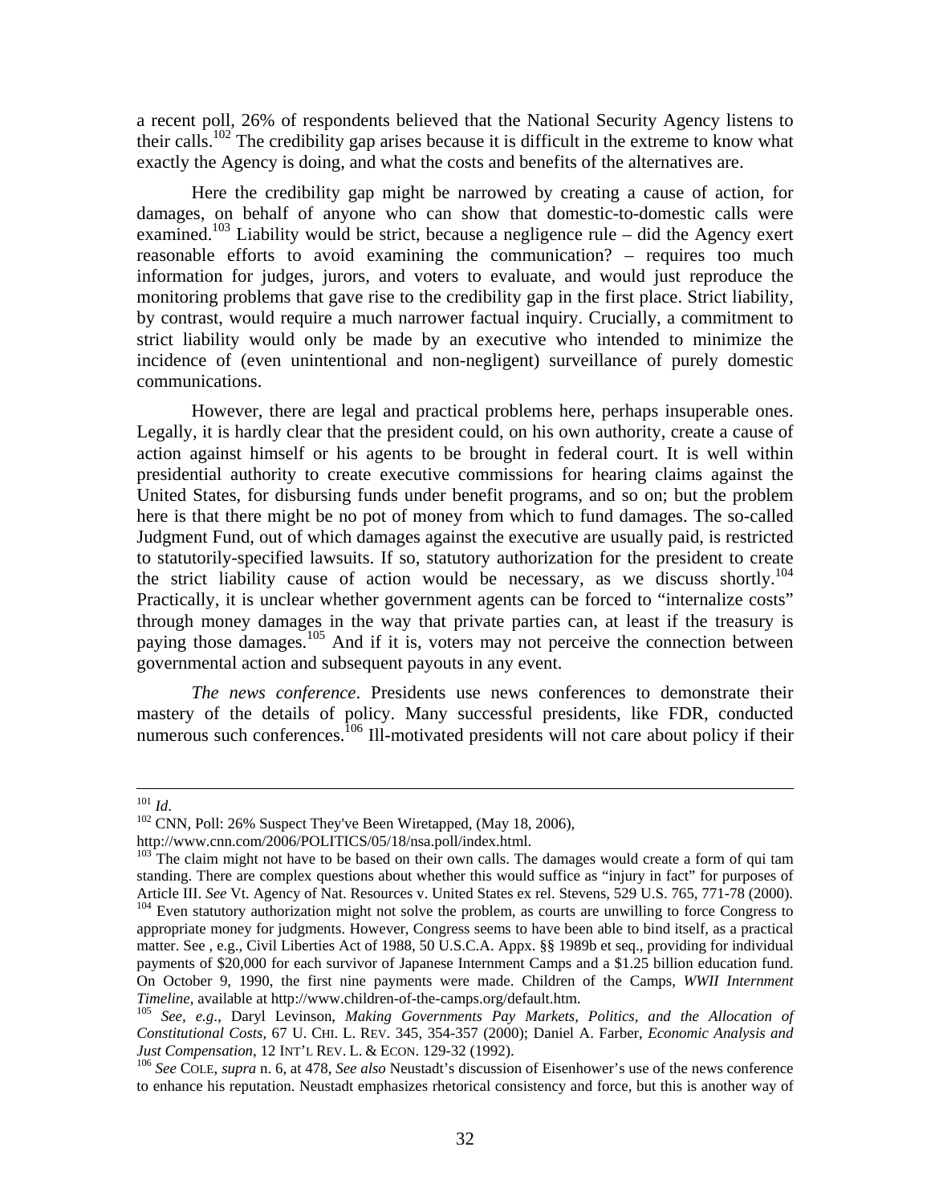a recent poll, 26% of respondents believed that the National Security Agency listens to their calls.[102] The credibility gap arises because it is difficult in the extreme to know what exactly the Agency is doing, and what the costs and benefits of the alternatives are.

Here the credibility gap might be narrowed by creating a cause of action, for damages, on behalf of anyone who can show that domestic-to-domestic calls were examined.[103] Liability would be strict, because a negligence rule – did the Agency exert reasonable efforts to avoid examining the communication? – requires too much information for judges, jurors, and voters to evaluate, and would just reproduce the monitoring problems that gave rise to the credibility gap in the first place. Strict liability, by contrast, would require a much narrower factual inquiry. Crucially, a commitment to strict liability would only be made by an executive who intended to minimize the incidence of (even unintentional and non-negligent) surveillance of purely domestic communications.

However, there are legal and practical problems here, perhaps insuperable ones. Legally, it is hardly clear that the president could, on his own authority, create a cause of action against himself or his agents to be brought in federal court. It is well within presidential authority to create executive commissions for hearing claims against the United States, for disbursing funds under benefit programs, and so on; but the problem here is that there might be no pot of money from which to fund damages. The so-called Judgment Fund, out of which damages against the executive are usually paid, is restricted to statutorily-specified lawsuits. If so, statutory authorization for the president to create the strict liability cause of action would be necessary, as we discuss shortly.[104] Practically, it is unclear whether government agents can be forced to "internalize costs" through money damages in the way that private parties can, at least if the treasury is paying those damages.[105] And if it is, voters may not perceive the connection between governmental action and subsequent payouts in any event.

*The news conference*. Presidents use news conferences to demonstrate their mastery of the details of policy. Many successful presidents, like FDR, conducted numerous such conferences.[106] Ill-motivated presidents will not care about policy if their

---

[101] *Id*.

[102] CNN, Poll: 26% Suspect They've Been Wiretapped, (May 18, 2006), http://www.cnn.com/2006/POLITICS/05/18/nsa.poll/index.html.

[103] The claim might not have to be based on their own calls. The damages would create a form of qui tam standing. There are complex questions about whether this would suffice as "injury in fact" for purposes of Article III. *See* Vt. Agency of Nat. Resources v. United States ex rel. Stevens, 529 U.S. 765, 771-78 (2000).

[104] Even statutory authorization might not solve the problem, as courts are unwilling to force Congress to appropriate money for judgments. However, Congress seems to have been able to bind itself, as a practical matter. See , e.g., Civil Liberties Act of 1988, 50 U.S.C.A. Appx. §§ 1989b et seq., providing for individual payments of $20,000 for each survivor of Japanese Internment Camps and a $1.25 billion education fund. On October 9, 1990, the first nine payments were made. Children of the Camps, *WWII Internment Timeline*, available at http://www.children-of-the-camps.org/default.htm.

[105] *See, e.g*., Daryl Levinson, *Making Governments Pay Markets, Politics, and the Allocation of Constitutional Costs*, 67 U. CHI. L. REV. 345, 354-357 (2000); Daniel A. Farber, *Economic Analysis and Just Compensation*, 12 INT'L REV. L. & ECON. 129-32 (1992).

[106] *See* COLE, *supra* n. 6, at 478, *See also* Neustadt's discussion of Eisenhower's use of the news conference to enhance his reputation. Neustadt emphasizes rhetorical consistency and force, but this is another way of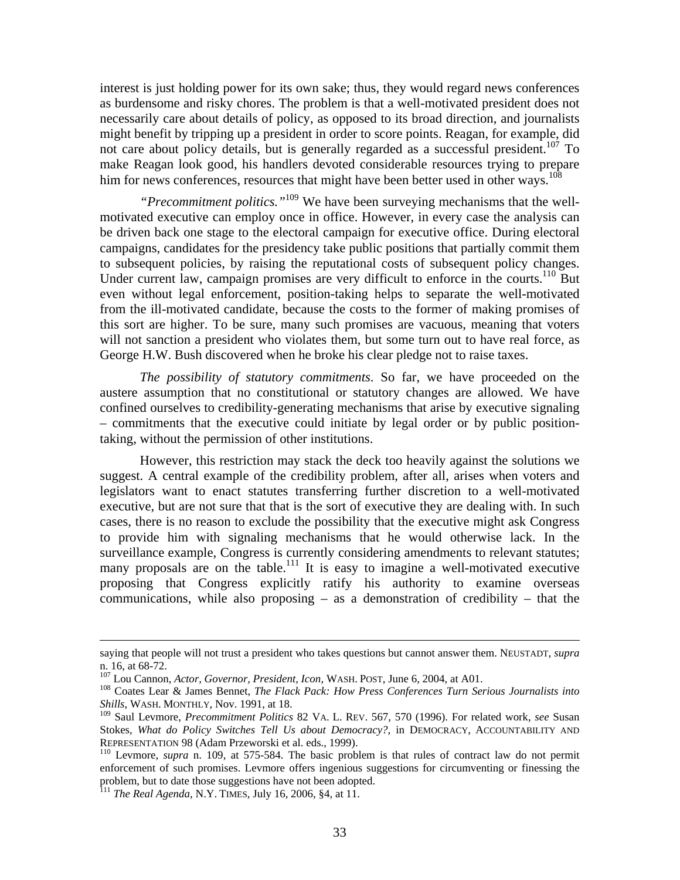interest is just holding power for its own sake; thus, they would regard news conferences as burdensome and risky chores. The problem is that a well-motivated president does not necessarily care about details of policy, as opposed to its broad direction, and journalists might benefit by tripping up a president in order to score points. Reagan, for example, did not care about policy details, but is generally regarded as a successful president.[107] To make Reagan look good, his handlers devoted considerable resources trying to prepare him for news conferences, resources that might have been better used in other ways.[108]

*"Precommitment politics."*[109] We have been surveying mechanisms that the well-motivated executive can employ once in office. However, in every case the analysis can be driven back one stage to the electoral campaign for executive office. During electoral campaigns, candidates for the presidency take public positions that partially commit them to subsequent policies, by raising the reputational costs of subsequent policy changes. Under current law, campaign promises are very difficult to enforce in the courts.[110] But even without legal enforcement, position-taking helps to separate the well-motivated from the ill-motivated candidate, because the costs to the former of making promises of this sort are higher. To be sure, many such promises are vacuous, meaning that voters will not sanction a president who violates them, but some turn out to have real force, as George H.W. Bush discovered when he broke his clear pledge not to raise taxes.

*The possibility of statutory commitments*. So far, we have proceeded on the austere assumption that no constitutional or statutory changes are allowed. We have confined ourselves to credibility-generating mechanisms that arise by executive signaling – commitments that the executive could initiate by legal order or by public position-taking, without the permission of other institutions.

However, this restriction may stack the deck too heavily against the solutions we suggest. A central example of the credibility problem, after all, arises when voters and legislators want to enact statutes transferring further discretion to a well-motivated executive, but are not sure that that is the sort of executive they are dealing with. In such cases, there is no reason to exclude the possibility that the executive might ask Congress to provide him with signaling mechanisms that he would otherwise lack. In the surveillance example, Congress is currently considering amendments to relevant statutes; many proposals are on the table.[111] It is easy to imagine a well-motivated executive proposing that Congress explicitly ratify his authority to examine overseas communications, while also proposing – as a demonstration of credibility – that the

---

saying that people will not trust a president who takes questions but cannot answer them. NEUSTADT, *supra* n. 16, at 68-72.

[107] Lou Cannon, *Actor, Governor, President, Icon*, WASH. POST, June 6, 2004, at A01.

[108] Coates Lear & James Bennet, *The Flack Pack: How Press Conferences Turn Serious Journalists into Shills*, WASH. MONTHLY, Nov. 1991, at 18.

[109] Saul Levmore, *Precommitment Politics* 82 VA. L. REV. 567, 570 (1996). For related work, *see* Susan Stokes, *What do Policy Switches Tell Us about Democracy?*, in DEMOCRACY, ACCOUNTABILITY AND REPRESENTATION 98 (Adam Przeworski et al. eds., 1999).

[110] Levmore, *supra* n. 109, at 575-584. The basic problem is that rules of contract law do not permit enforcement of such promises. Levmore offers ingenious suggestions for circumventing or finessing the problem, but to date those suggestions have not been adopted.

[111] *The Real Agenda*, N.Y. TIMES, July 16, 2006, §4, at 11.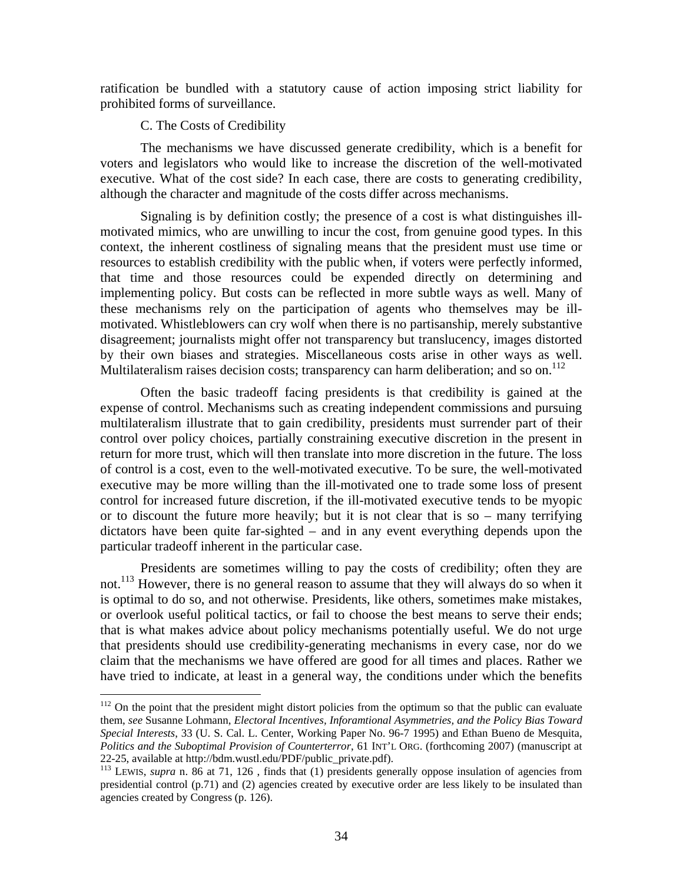ratification be bundled with a statutory cause of action imposing strict liability for prohibited forms of surveillance.

### C. The Costs of Credibility

The mechanisms we have discussed generate credibility, which is a benefit for voters and legislators who would like to increase the discretion of the well-motivated executive. What of the cost side? In each case, there are costs to generating credibility, although the character and magnitude of the costs differ across mechanisms.

Signaling is by definition costly; the presence of a cost is what distinguishes ill-motivated mimics, who are unwilling to incur the cost, from genuine good types. In this context, the inherent costliness of signaling means that the president must use time or resources to establish credibility with the public when, if voters were perfectly informed, that time and those resources could be expended directly on determining and implementing policy. But costs can be reflected in more subtle ways as well. Many of these mechanisms rely on the participation of agents who themselves may be ill-motivated. Whistleblowers can cry wolf when there is no partisanship, merely substantive disagreement; journalists might offer not transparency but translucency, images distorted by their own biases and strategies. Miscellaneous costs arise in other ways as well. Multilateralism raises decision costs; transparency can harm deliberation; and so on.[112]

Often the basic tradeoff facing presidents is that credibility is gained at the expense of control. Mechanisms such as creating independent commissions and pursuing multilateralism illustrate that to gain credibility, presidents must surrender part of their control over policy choices, partially constraining executive discretion in the present in return for more trust, which will then translate into more discretion in the future. The loss of control is a cost, even to the well-motivated executive. To be sure, the well-motivated executive may be more willing than the ill-motivated one to trade some loss of present control for increased future discretion, if the ill-motivated executive tends to be myopic or to discount the future more heavily; but it is not clear that is so – many terrifying dictators have been quite far-sighted – and in any event everything depends upon the particular tradeoff inherent in the particular case.

Presidents are sometimes willing to pay the costs of credibility; often they are not.[113] However, there is no general reason to assume that they will always do so when it is optimal to do so, and not otherwise. Presidents, like others, sometimes make mistakes, or overlook useful political tactics, or fail to choose the best means to serve their ends; that is what makes advice about policy mechanisms potentially useful. We do not urge that presidents should use credibility-generating mechanisms in every case, nor do we claim that the mechanisms we have offered are good for all times and places. Rather we have tried to indicate, at least in a general way, the conditions under which the benefits

---

[112] On the point that the president might distort policies from the optimum so that the public can evaluate them, *see* Susanne Lohmann, *Electoral Incentives, Inforamtional Asymmetries, and the Policy Bias Toward Special Interests*, 33 (U. S. Cal. L. Center, Working Paper No. 96-7 1995) and Ethan Bueno de Mesquita, *Politics and the Suboptimal Provision of Counterterror*, 61 INT'L ORG. (forthcoming 2007) (manuscript at 22-25, available at http://bdm.wustl.edu/PDF/public_private.pdf).

[113] LEWIS, *supra* n. 86 at 71, 126 , finds that (1) presidents generally oppose insulation of agencies from presidential control (p.71) and (2) agencies created by executive order are less likely to be insulated than agencies created by Congress (p. 126).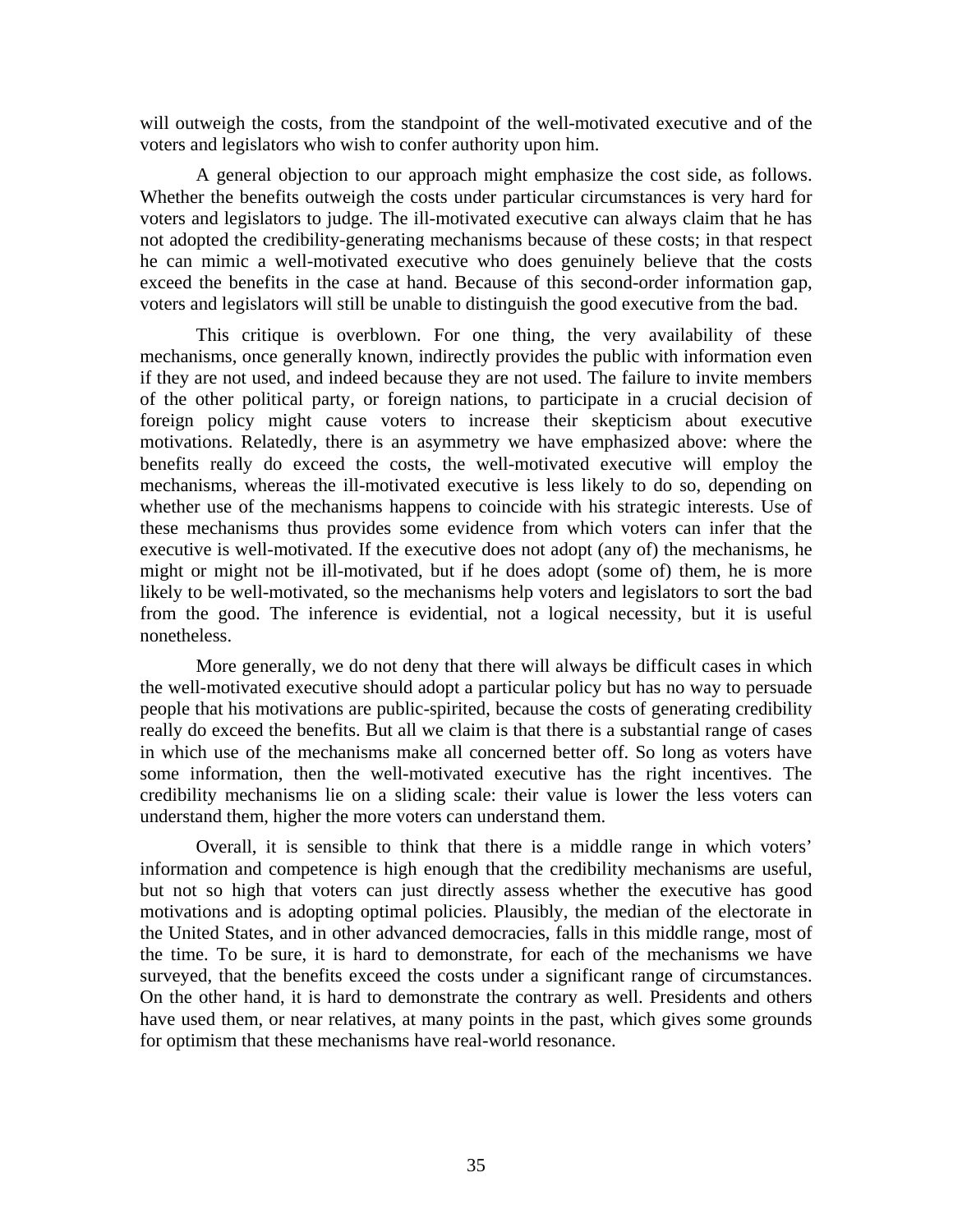will outweigh the costs, from the standpoint of the well-motivated executive and of the voters and legislators who wish to confer authority upon him.

A general objection to our approach might emphasize the cost side, as follows. Whether the benefits outweigh the costs under particular circumstances is very hard for voters and legislators to judge. The ill-motivated executive can always claim that he has not adopted the credibility-generating mechanisms because of these costs; in that respect he can mimic a well-motivated executive who does genuinely believe that the costs exceed the benefits in the case at hand. Because of this second-order information gap, voters and legislators will still be unable to distinguish the good executive from the bad.

This critique is overblown. For one thing, the very availability of these mechanisms, once generally known, indirectly provides the public with information even if they are not used, and indeed because they are not used. The failure to invite members of the other political party, or foreign nations, to participate in a crucial decision of foreign policy might cause voters to increase their skepticism about executive motivations. Relatedly, there is an asymmetry we have emphasized above: where the benefits really do exceed the costs, the well-motivated executive will employ the mechanisms, whereas the ill-motivated executive is less likely to do so, depending on whether use of the mechanisms happens to coincide with his strategic interests. Use of these mechanisms thus provides some evidence from which voters can infer that the executive is well-motivated. If the executive does not adopt (any of) the mechanisms, he might or might not be ill-motivated, but if he does adopt (some of) them, he is more likely to be well-motivated, so the mechanisms help voters and legislators to sort the bad from the good. The inference is evidential, not a logical necessity, but it is useful nonetheless.

More generally, we do not deny that there will always be difficult cases in which the well-motivated executive should adopt a particular policy but has no way to persuade people that his motivations are public-spirited, because the costs of generating credibility really do exceed the benefits. But all we claim is that there is a substantial range of cases in which use of the mechanisms make all concerned better off. So long as voters have some information, then the well-motivated executive has the right incentives. The credibility mechanisms lie on a sliding scale: their value is lower the less voters can understand them, higher the more voters can understand them.

Overall, it is sensible to think that there is a middle range in which voters' information and competence is high enough that the credibility mechanisms are useful, but not so high that voters can just directly assess whether the executive has good motivations and is adopting optimal policies. Plausibly, the median of the electorate in the United States, and in other advanced democracies, falls in this middle range, most of the time. To be sure, it is hard to demonstrate, for each of the mechanisms we have surveyed, that the benefits exceed the costs under a significant range of circumstances. On the other hand, it is hard to demonstrate the contrary as well. Presidents and others have used them, or near relatives, at many points in the past, which gives some grounds for optimism that these mechanisms have real-world resonance.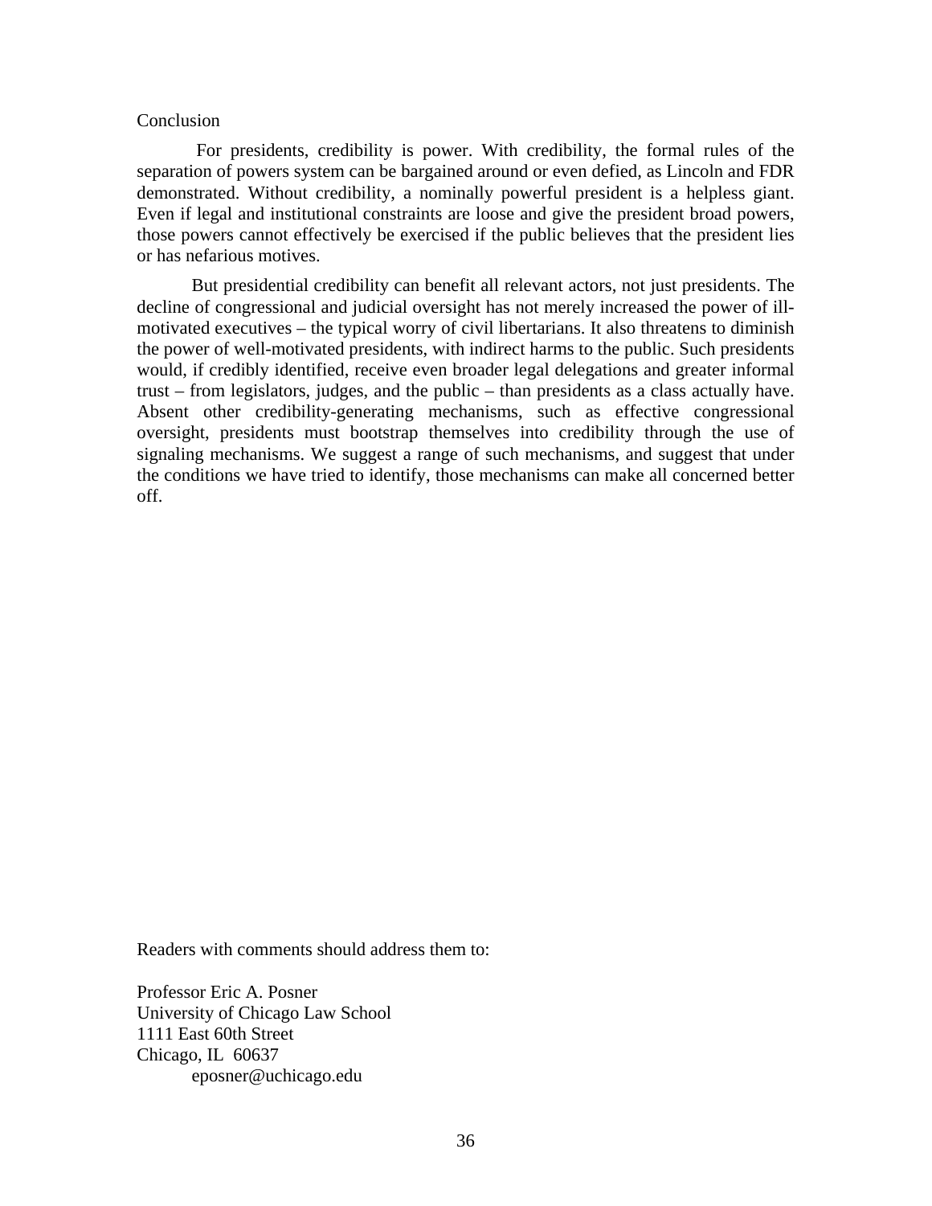## Conclusion

For presidents, credibility is power. With credibility, the formal rules of the separation of powers system can be bargained around or even defied, as Lincoln and FDR demonstrated. Without credibility, a nominally powerful president is a helpless giant. Even if legal and institutional constraints are loose and give the president broad powers, those powers cannot effectively be exercised if the public believes that the president lies or has nefarious motives.

But presidential credibility can benefit all relevant actors, not just presidents. The decline of congressional and judicial oversight has not merely increased the power of ill-motivated executives – the typical worry of civil libertarians. It also threatens to diminish the power of well-motivated presidents, with indirect harms to the public. Such presidents would, if credibly identified, receive even broader legal delegations and greater informal trust – from legislators, judges, and the public – than presidents as a class actually have. Absent other credibility-generating mechanisms, such as effective congressional oversight, presidents must bootstrap themselves into credibility through the use of signaling mechanisms. We suggest a range of such mechanisms, and suggest that under the conditions we have tried to identify, those mechanisms can make all concerned better off.

Readers with comments should address them to:

Professor Eric A. Posner
University of Chicago Law School
1111 East 60th Street
Chicago, IL 60637
eposner@uchicago.edu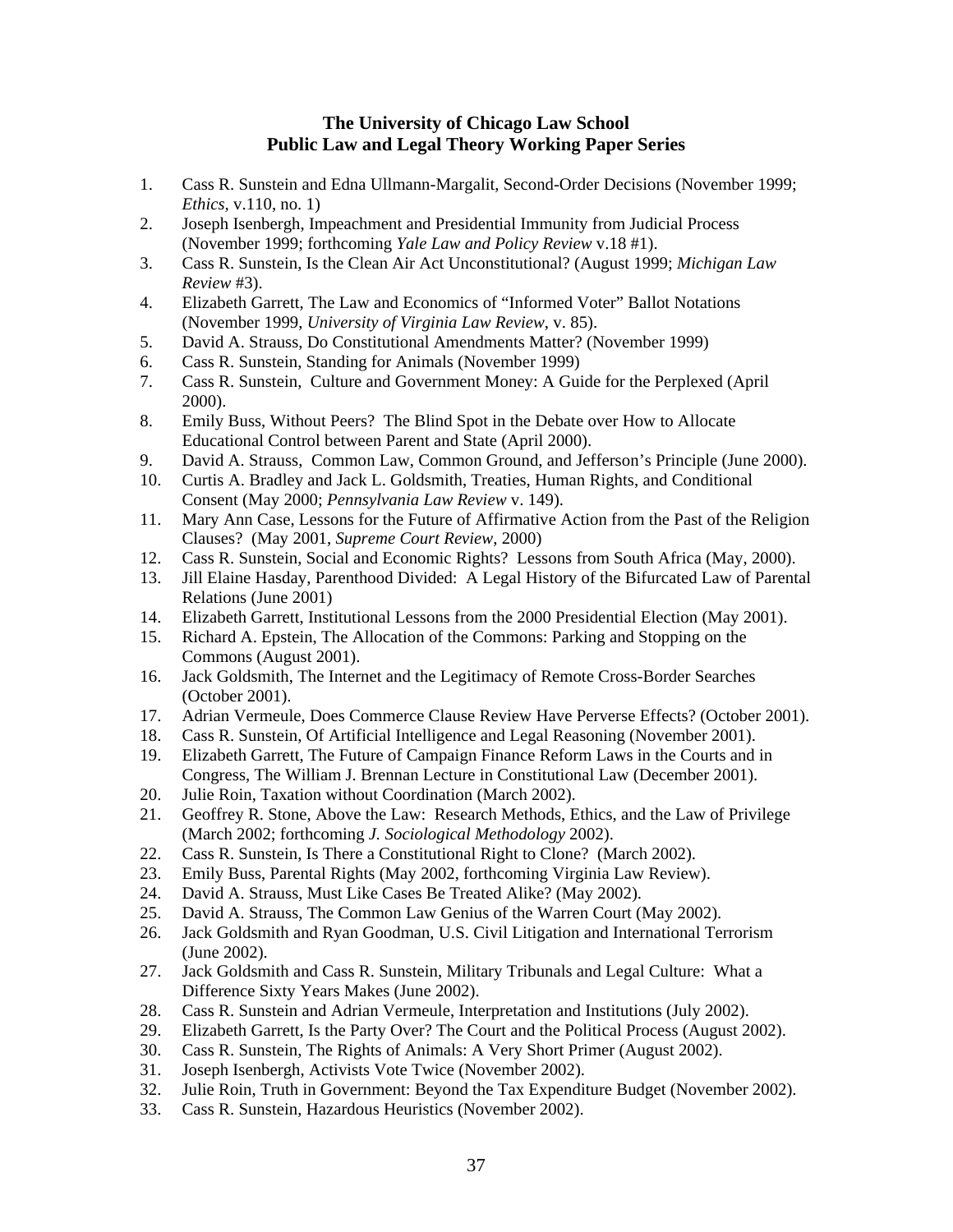## The University of Chicago Law School
## Public Law and Legal Theory Working Paper Series

1. Cass R. Sunstein and Edna Ullmann-Margalit, Second-Order Decisions (November 1999; *Ethics*, v.110, no. 1)
2. Joseph Isenbergh, Impeachment and Presidential Immunity from Judicial Process (November 1999; forthcoming *Yale Law and Policy Review* v.18 #1).
3. Cass R. Sunstein, Is the Clean Air Act Unconstitutional? (August 1999; *Michigan Law Review* #3).
4. Elizabeth Garrett, The Law and Economics of "Informed Voter" Ballot Notations (November 1999, *University of Virginia Law Review*, v. 85).
5. David A. Strauss, Do Constitutional Amendments Matter? (November 1999)
6. Cass R. Sunstein, Standing for Animals (November 1999)
7. Cass R. Sunstein, Culture and Government Money: A Guide for the Perplexed (April 2000).
8. Emily Buss, Without Peers? The Blind Spot in the Debate over How to Allocate Educational Control between Parent and State (April 2000).
9. David A. Strauss, Common Law, Common Ground, and Jefferson's Principle (June 2000).
10. Curtis A. Bradley and Jack L. Goldsmith, Treaties, Human Rights, and Conditional Consent (May 2000; *Pennsylvania Law Review* v. 149).
11. Mary Ann Case, Lessons for the Future of Affirmative Action from the Past of the Religion Clauses? (May 2001, *Supreme Court Review*, 2000)
12. Cass R. Sunstein, Social and Economic Rights? Lessons from South Africa (May, 2000).
13. Jill Elaine Hasday, Parenthood Divided: A Legal History of the Bifurcated Law of Parental Relations (June 2001)
14. Elizabeth Garrett, Institutional Lessons from the 2000 Presidential Election (May 2001).
15. Richard A. Epstein, The Allocation of the Commons: Parking and Stopping on the Commons (August 2001).
16. Jack Goldsmith, The Internet and the Legitimacy of Remote Cross-Border Searches (October 2001).
17. Adrian Vermeule, Does Commerce Clause Review Have Perverse Effects? (October 2001).
18. Cass R. Sunstein, Of Artificial Intelligence and Legal Reasoning (November 2001).
19. Elizabeth Garrett, The Future of Campaign Finance Reform Laws in the Courts and in Congress, The William J. Brennan Lecture in Constitutional Law (December 2001).
20. Julie Roin, Taxation without Coordination (March 2002).
21. Geoffrey R. Stone, Above the Law: Research Methods, Ethics, and the Law of Privilege (March 2002; forthcoming *J. Sociological Methodology* 2002).
22. Cass R. Sunstein, Is There a Constitutional Right to Clone? (March 2002).
23. Emily Buss, Parental Rights (May 2002, forthcoming Virginia Law Review).
24. David A. Strauss, Must Like Cases Be Treated Alike? (May 2002).
25. David A. Strauss, The Common Law Genius of the Warren Court (May 2002).
26. Jack Goldsmith and Ryan Goodman, U.S. Civil Litigation and International Terrorism (June 2002).
27. Jack Goldsmith and Cass R. Sunstein, Military Tribunals and Legal Culture: What a Difference Sixty Years Makes (June 2002).
28. Cass R. Sunstein and Adrian Vermeule, Interpretation and Institutions (July 2002).
29. Elizabeth Garrett, Is the Party Over? The Court and the Political Process (August 2002).
30. Cass R. Sunstein, The Rights of Animals: A Very Short Primer (August 2002).
31. Joseph Isenbergh, Activists Vote Twice (November 2002).
32. Julie Roin, Truth in Government: Beyond the Tax Expenditure Budget (November 2002).
33. Cass R. Sunstein, Hazardous Heuristics (November 2002).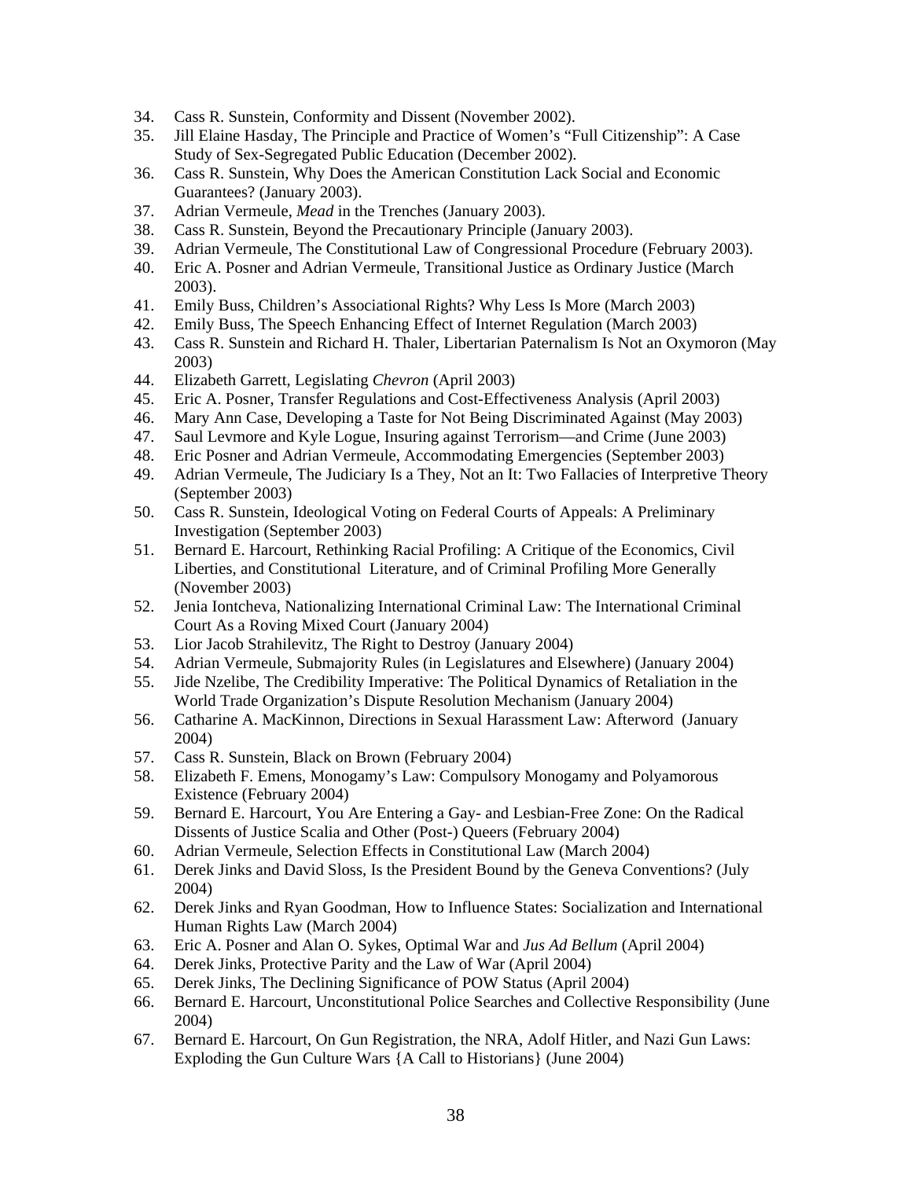34. Cass R. Sunstein, Conformity and Dissent (November 2002).
35. Jill Elaine Hasday, The Principle and Practice of Women's "Full Citizenship": A Case Study of Sex-Segregated Public Education (December 2002).
36. Cass R. Sunstein, Why Does the American Constitution Lack Social and Economic Guarantees? (January 2003).
37. Adrian Vermeule, *Mead* in the Trenches (January 2003).
38. Cass R. Sunstein, Beyond the Precautionary Principle (January 2003).
39. Adrian Vermeule, The Constitutional Law of Congressional Procedure (February 2003).
40. Eric A. Posner and Adrian Vermeule, Transitional Justice as Ordinary Justice (March 2003).
41. Emily Buss, Children's Associational Rights? Why Less Is More (March 2003)
42. Emily Buss, The Speech Enhancing Effect of Internet Regulation (March 2003)
43. Cass R. Sunstein and Richard H. Thaler, Libertarian Paternalism Is Not an Oxymoron (May 2003)
44. Elizabeth Garrett, Legislating *Chevron* (April 2003)
45. Eric A. Posner, Transfer Regulations and Cost-Effectiveness Analysis (April 2003)
46. Mary Ann Case, Developing a Taste for Not Being Discriminated Against (May 2003)
47. Saul Levmore and Kyle Logue, Insuring against Terrorism—and Crime (June 2003)
48. Eric Posner and Adrian Vermeule, Accommodating Emergencies (September 2003)
49. Adrian Vermeule, The Judiciary Is a They, Not an It: Two Fallacies of Interpretive Theory (September 2003)
50. Cass R. Sunstein, Ideological Voting on Federal Courts of Appeals: A Preliminary Investigation (September 2003)
51. Bernard E. Harcourt, Rethinking Racial Profiling: A Critique of the Economics, Civil Liberties, and Constitutional Literature, and of Criminal Profiling More Generally (November 2003)
52. Jenia Iontcheva, Nationalizing International Criminal Law: The International Criminal Court As a Roving Mixed Court (January 2004)
53. Lior Jacob Strahilevitz, The Right to Destroy (January 2004)
54. Adrian Vermeule, Submajority Rules (in Legislatures and Elsewhere) (January 2004)
55. Jide Nzelibe, The Credibility Imperative: The Political Dynamics of Retaliation in the World Trade Organization's Dispute Resolution Mechanism (January 2004)
56. Catharine A. MacKinnon, Directions in Sexual Harassment Law: Afterword (January 2004)
57. Cass R. Sunstein, Black on Brown (February 2004)
58. Elizabeth F. Emens, Monogamy's Law: Compulsory Monogamy and Polyamorous Existence (February 2004)
59. Bernard E. Harcourt, You Are Entering a Gay- and Lesbian-Free Zone: On the Radical Dissents of Justice Scalia and Other (Post-) Queers (February 2004)
60. Adrian Vermeule, Selection Effects in Constitutional Law (March 2004)
61. Derek Jinks and David Sloss, Is the President Bound by the Geneva Conventions? (July 2004)
62. Derek Jinks and Ryan Goodman, How to Influence States: Socialization and International Human Rights Law (March 2004)
63. Eric A. Posner and Alan O. Sykes, Optimal War and *Jus Ad Bellum* (April 2004)
64. Derek Jinks, Protective Parity and the Law of War (April 2004)
65. Derek Jinks, The Declining Significance of POW Status (April 2004)
66. Bernard E. Harcourt, Unconstitutional Police Searches and Collective Responsibility (June 2004)
67. Bernard E. Harcourt, On Gun Registration, the NRA, Adolf Hitler, and Nazi Gun Laws: Exploding the Gun Culture Wars {A Call to Historians} (June 2004)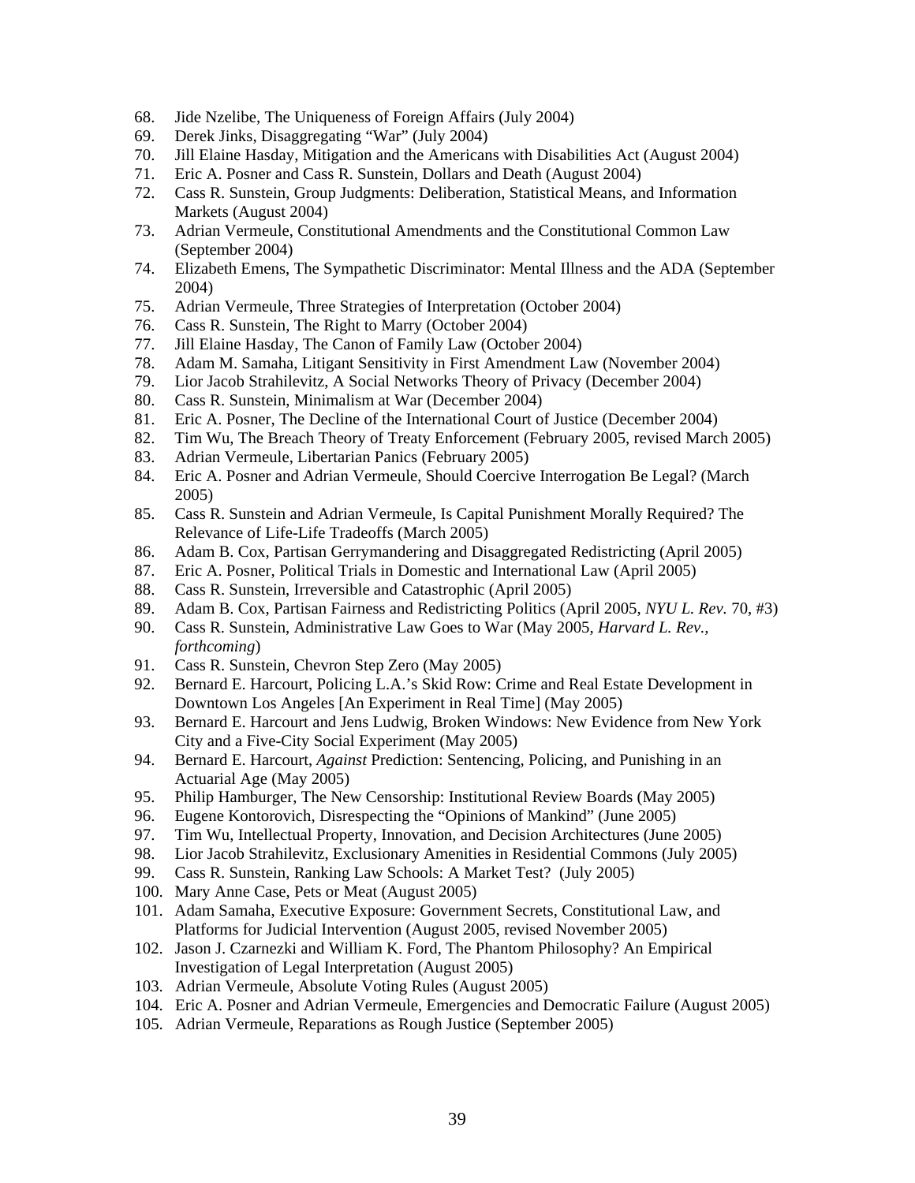68. Jide Nzelibe, The Uniqueness of Foreign Affairs (July 2004)
69. Derek Jinks, Disaggregating "War" (July 2004)
70. Jill Elaine Hasday, Mitigation and the Americans with Disabilities Act (August 2004)
71. Eric A. Posner and Cass R. Sunstein, Dollars and Death (August 2004)
72. Cass R. Sunstein, Group Judgments: Deliberation, Statistical Means, and Information Markets (August 2004)
73. Adrian Vermeule, Constitutional Amendments and the Constitutional Common Law (September 2004)
74. Elizabeth Emens, The Sympathetic Discriminator: Mental Illness and the ADA (September 2004)
75. Adrian Vermeule, Three Strategies of Interpretation (October 2004)
76. Cass R. Sunstein, The Right to Marry (October 2004)
77. Jill Elaine Hasday, The Canon of Family Law (October 2004)
78. Adam M. Samaha, Litigant Sensitivity in First Amendment Law (November 2004)
79. Lior Jacob Strahilevitz, A Social Networks Theory of Privacy (December 2004)
80. Cass R. Sunstein, Minimalism at War (December 2004)
81. Eric A. Posner, The Decline of the International Court of Justice (December 2004)
82. Tim Wu, The Breach Theory of Treaty Enforcement (February 2005, revised March 2005)
83. Adrian Vermeule, Libertarian Panics (February 2005)
84. Eric A. Posner and Adrian Vermeule, Should Coercive Interrogation Be Legal? (March 2005)
85. Cass R. Sunstein and Adrian Vermeule, Is Capital Punishment Morally Required? The Relevance of Life-Life Tradeoffs (March 2005)
86. Adam B. Cox, Partisan Gerrymandering and Disaggregated Redistricting (April 2005)
87. Eric A. Posner, Political Trials in Domestic and International Law (April 2005)
88. Cass R. Sunstein, Irreversible and Catastrophic (April 2005)
89. Adam B. Cox, Partisan Fairness and Redistricting Politics (April 2005, *NYU L. Rev.* 70, #3)
90. Cass R. Sunstein, Administrative Law Goes to War (May 2005, *Harvard L. Rev., forthcoming*)
91. Cass R. Sunstein, Chevron Step Zero (May 2005)
92. Bernard E. Harcourt, Policing L.A.'s Skid Row: Crime and Real Estate Development in Downtown Los Angeles [An Experiment in Real Time] (May 2005)
93. Bernard E. Harcourt and Jens Ludwig, Broken Windows: New Evidence from New York City and a Five-City Social Experiment (May 2005)
94. Bernard E. Harcourt, *Against* Prediction: Sentencing, Policing, and Punishing in an Actuarial Age (May 2005)
95. Philip Hamburger, The New Censorship: Institutional Review Boards (May 2005)
96. Eugene Kontorovich, Disrespecting the "Opinions of Mankind" (June 2005)
97. Tim Wu, Intellectual Property, Innovation, and Decision Architectures (June 2005)
98. Lior Jacob Strahilevitz, Exclusionary Amenities in Residential Commons (July 2005)
99. Cass R. Sunstein, Ranking Law Schools: A Market Test? (July 2005)
100. Mary Anne Case, Pets or Meat (August 2005)
101. Adam Samaha, Executive Exposure: Government Secrets, Constitutional Law, and Platforms for Judicial Intervention (August 2005, revised November 2005)
102. Jason J. Czarnezki and William K. Ford, The Phantom Philosophy? An Empirical Investigation of Legal Interpretation (August 2005)
103. Adrian Vermeule, Absolute Voting Rules (August 2005)
104. Eric A. Posner and Adrian Vermeule, Emergencies and Democratic Failure (August 2005)
105. Adrian Vermeule, Reparations as Rough Justice (September 2005)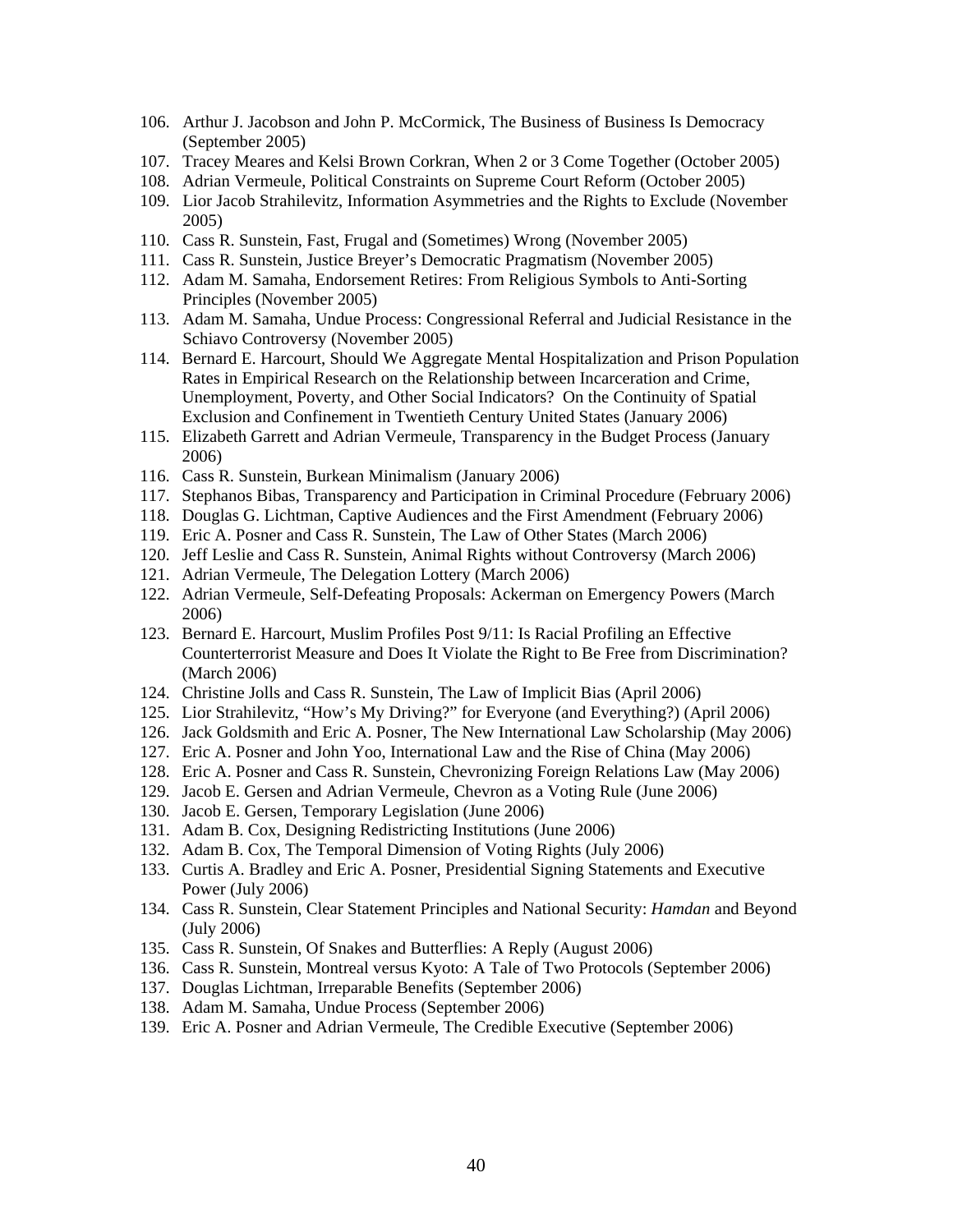106. Arthur J. Jacobson and John P. McCormick, The Business of Business Is Democracy (September 2005)
107. Tracey Meares and Kelsi Brown Corkran, When 2 or 3 Come Together (October 2005)
108. Adrian Vermeule, Political Constraints on Supreme Court Reform (October 2005)
109. Lior Jacob Strahilevitz, Information Asymmetries and the Rights to Exclude (November 2005)
110. Cass R. Sunstein, Fast, Frugal and (Sometimes) Wrong (November 2005)
111. Cass R. Sunstein, Justice Breyer's Democratic Pragmatism (November 2005)
112. Adam M. Samaha, Endorsement Retires: From Religious Symbols to Anti-Sorting Principles (November 2005)
113. Adam M. Samaha, Undue Process: Congressional Referral and Judicial Resistance in the Schiavo Controversy (November 2005)
114. Bernard E. Harcourt, Should We Aggregate Mental Hospitalization and Prison Population Rates in Empirical Research on the Relationship between Incarceration and Crime, Unemployment, Poverty, and Other Social Indicators? On the Continuity of Spatial Exclusion and Confinement in Twentieth Century United States (January 2006)
115. Elizabeth Garrett and Adrian Vermeule, Transparency in the Budget Process (January 2006)
116. Cass R. Sunstein, Burkean Minimalism (January 2006)
117. Stephanos Bibas, Transparency and Participation in Criminal Procedure (February 2006)
118. Douglas G. Lichtman, Captive Audiences and the First Amendment (February 2006)
119. Eric A. Posner and Cass R. Sunstein, The Law of Other States (March 2006)
120. Jeff Leslie and Cass R. Sunstein, Animal Rights without Controversy (March 2006)
121. Adrian Vermeule, The Delegation Lottery (March 2006)
122. Adrian Vermeule, Self-Defeating Proposals: Ackerman on Emergency Powers (March 2006)
123. Bernard E. Harcourt, Muslim Profiles Post 9/11: Is Racial Profiling an Effective Counterterrorist Measure and Does It Violate the Right to Be Free from Discrimination? (March 2006)
124. Christine Jolls and Cass R. Sunstein, The Law of Implicit Bias (April 2006)
125. Lior Strahilevitz, "How's My Driving?" for Everyone (and Everything?) (April 2006)
126. Jack Goldsmith and Eric A. Posner, The New International Law Scholarship (May 2006)
127. Eric A. Posner and John Yoo, International Law and the Rise of China (May 2006)
128. Eric A. Posner and Cass R. Sunstein, Chevronizing Foreign Relations Law (May 2006)
129. Jacob E. Gersen and Adrian Vermeule, Chevron as a Voting Rule (June 2006)
130. Jacob E. Gersen, Temporary Legislation (June 2006)
131. Adam B. Cox, Designing Redistricting Institutions (June 2006)
132. Adam B. Cox, The Temporal Dimension of Voting Rights (July 2006)
133. Curtis A. Bradley and Eric A. Posner, Presidential Signing Statements and Executive Power (July 2006)
134. Cass R. Sunstein, Clear Statement Principles and National Security: *Hamdan* and Beyond (July 2006)
135. Cass R. Sunstein, Of Snakes and Butterflies: A Reply (August 2006)
136. Cass R. Sunstein, Montreal versus Kyoto: A Tale of Two Protocols (September 2006)
137. Douglas Lichtman, Irreparable Benefits (September 2006)
138. Adam M. Samaha, Undue Process (September 2006)
139. Eric A. Posner and Adrian Vermeule, The Credible Executive (September 2006)